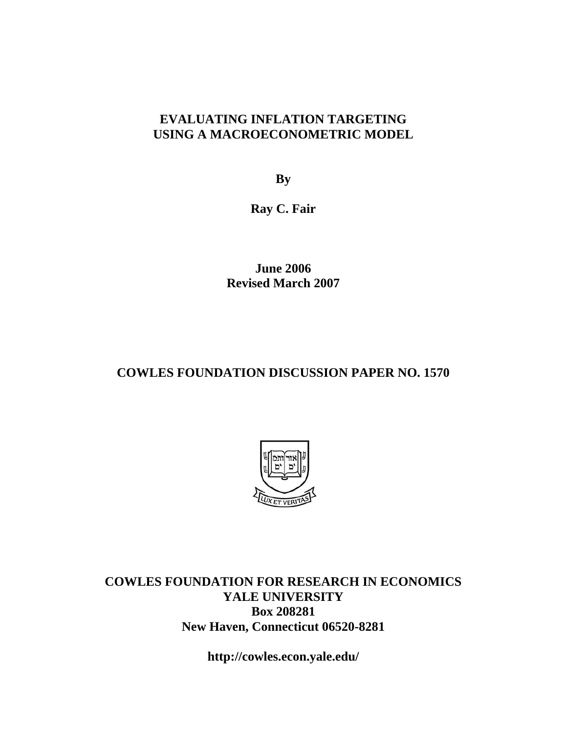# EVALUATING INFLATION TARGETING USING A MACROECONOMETRIC MODEL

**By**

**Ray C. Fair**

**June 2006**
**Revised March 2007**

## COWLES FOUNDATION DISCUSSION PAPER NO. 1570

**COWLES FOUNDATION FOR RESEARCH IN ECONOMICS**
**YALE UNIVERSITY**
**Box 208281**
**New Haven, Connecticut 06520-8281**

**http://cowles.econ.yale.edu/**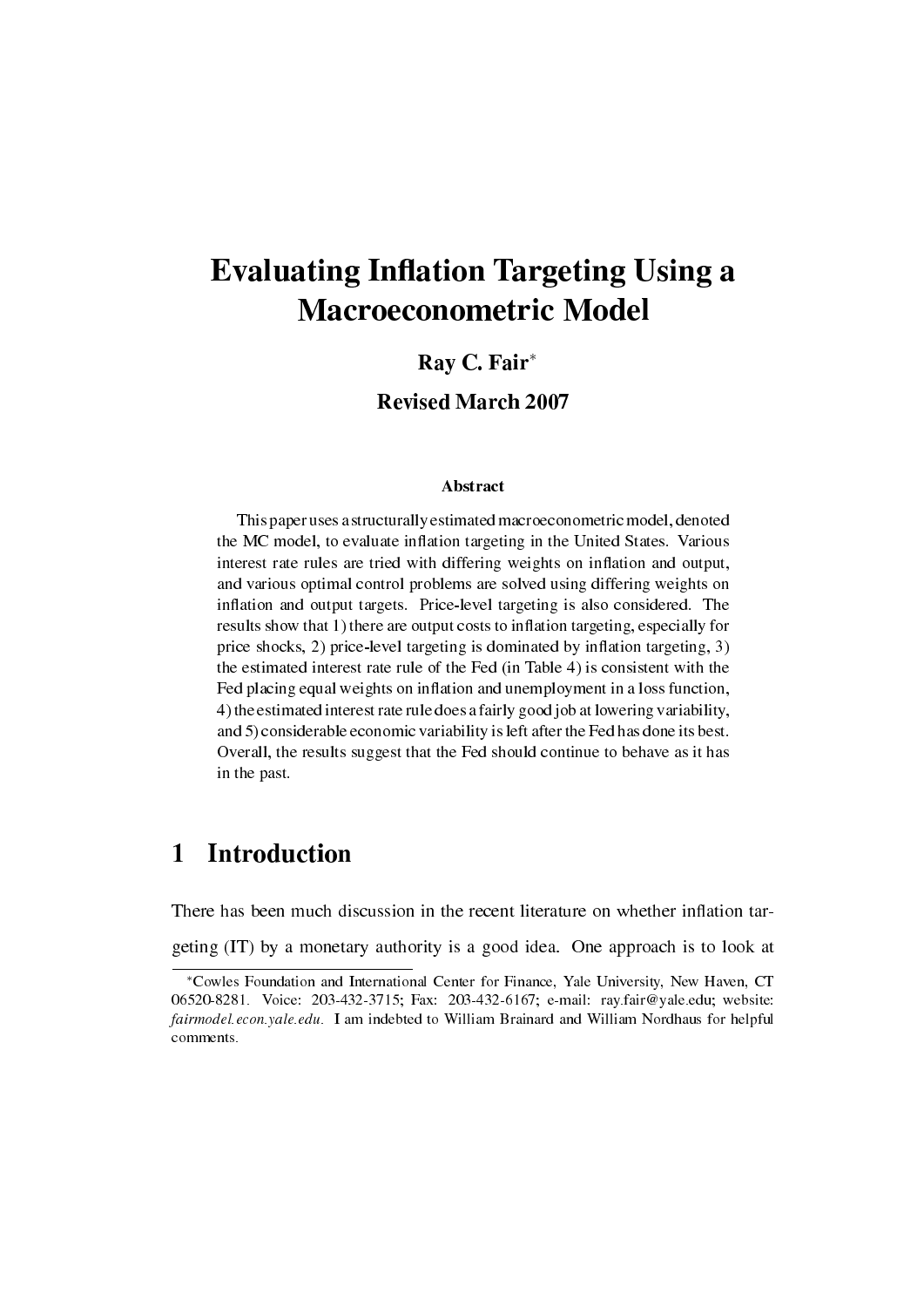# Evaluating Inflation Targeting Using a Macroeconometric Model

**Ray C. Fair**[*]

**Revised March 2007**

### Abstract

This paper uses a structurally estimated macroeconometric model, denoted the MC model, to evaluate inflation targeting in the United States. Various interest rate rules are tried with differing weights on inflation and output, and various optimal control problems are solved using differing weights on inflation and output targets. Price-level targeting is also considered. The results show that 1) there are output costs to inflation targeting, especially for price shocks, 2) price-level targeting is dominated by inflation targeting, 3) the estimated interest rate rule of the Fed (in Table 4) is consistent with the Fed placing equal weights on inflation and unemployment in a loss function, 4) the estimated interest rate rule does a fairly good job at lowering variability, and 5) considerable economic variability is left after the Fed has done its best. Overall, the results suggest that the Fed should continue to behave as it has in the past.

## 1 Introduction

There has been much discussion in the recent literature on whether inflation targeting (IT) by a monetary authority is a good idea. One approach is to look at

[*]Cowles Foundation and International Center for Finance, Yale University, New Haven, CT 06520-8281. Voice: 203-432-3715; Fax: 203-432-6167; e-mail: ray.fair@yale.edu; website: *fairmodel.econ.yale.edu*. I am indebted to William Brainard and William Nordhaus for helpful comments.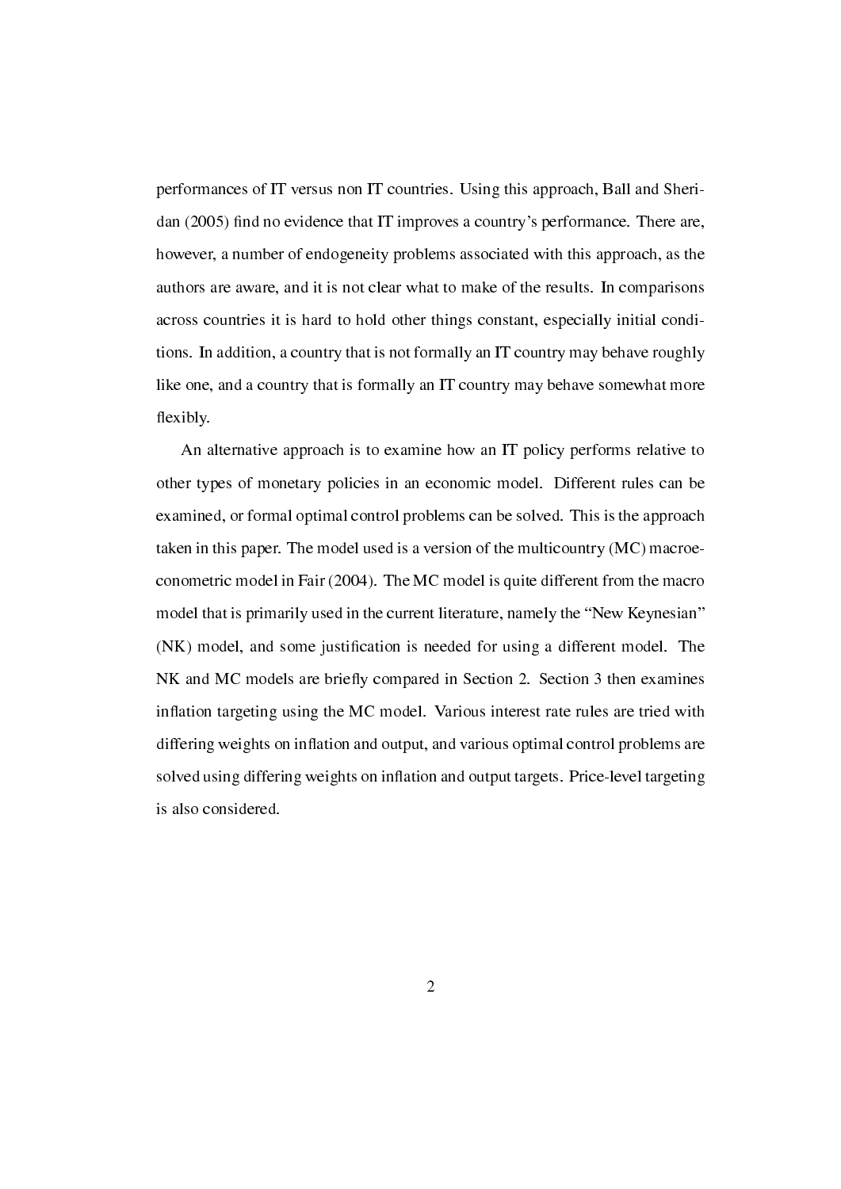performances of IT versus non IT countries. Using this approach, Ball and Sheridan (2005) find no evidence that IT improves a country's performance. There are, however, a number of endogeneity problems associated with this approach, as the authors are aware, and it is not clear what to make of the results. In comparisons across countries it is hard to hold other things constant, especially initial conditions. In addition, a country that is not formally an IT country may behave roughly like one, and a country that is formally an IT country may behave somewhat more flexibly.

An alternative approach is to examine how an IT policy performs relative to other types of monetary policies in an economic model. Different rules can be examined, or formal optimal control problems can be solved. This is the approach taken in this paper. The model used is a version of the multicountry (MC) macroeconometric model in Fair (2004). The MC model is quite different from the macro model that is primarily used in the current literature, namely the "New Keynesian" (NK) model, and some justification is needed for using a different model. The NK and MC models are briefly compared in Section 2. Section 3 then examines inflation targeting using the MC model. Various interest rate rules are tried with differing weights on inflation and output, and various optimal control problems are solved using differing weights on inflation and output targets. Price-level targeting is also considered.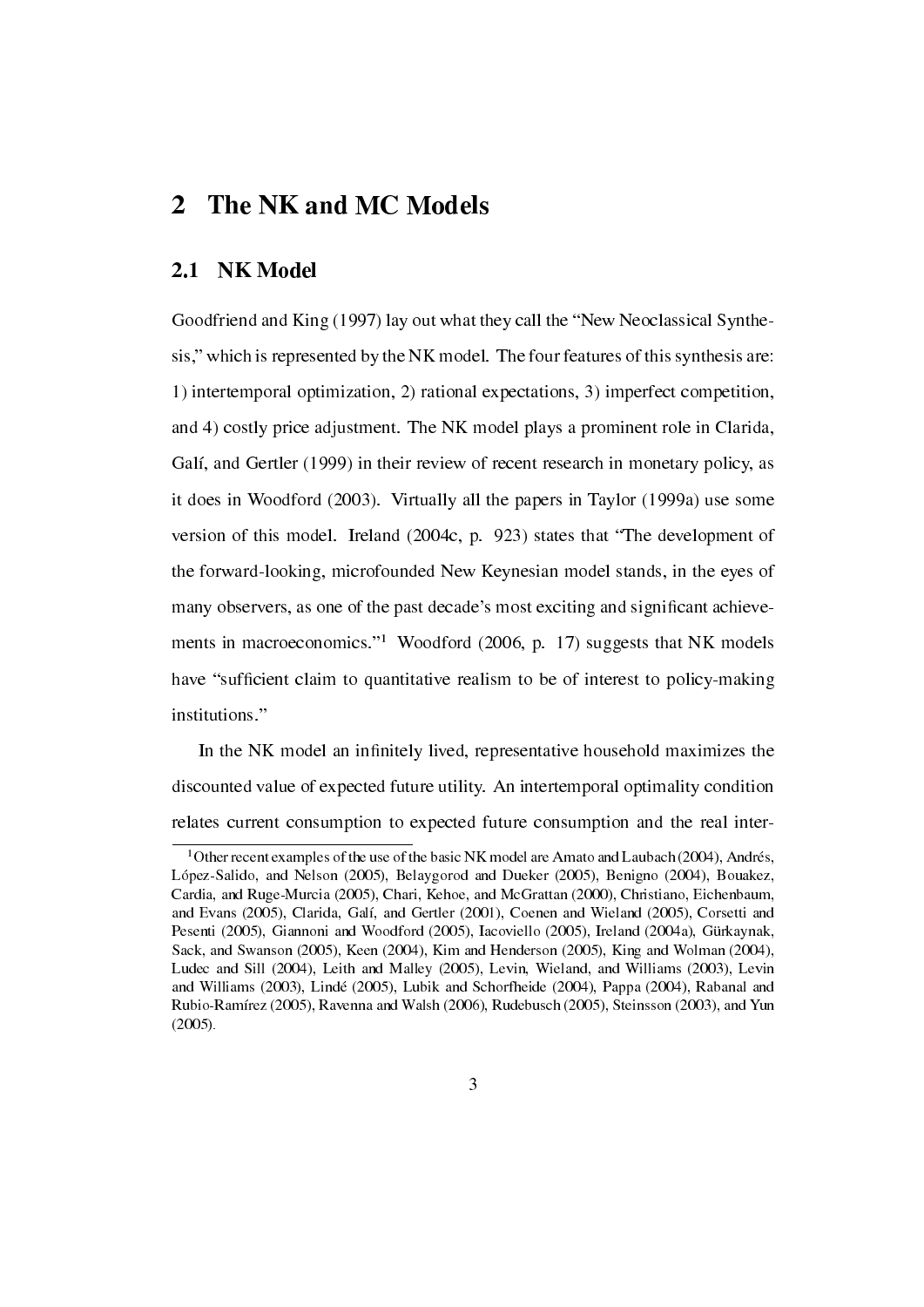# 2 The NK and MC Models

## 2.1 NK Model

Goodfriend and King (1997) lay out what they call the "New Neoclassical Synthesis," which is represented by the NK model. The four features of this synthesis are: 1) intertemporal optimization, 2) rational expectations, 3) imperfect competition, and 4) costly price adjustment. The NK model plays a prominent role in Clarida, Galí, and Gertler (1999) in their review of recent research in monetary policy, as it does in Woodford (2003). Virtually all the papers in Taylor (1999a) use some version of this model. Ireland (2004c, p. 923) states that "The development of the forward-looking, microfounded New Keynesian model stands, in the eyes of many observers, as one of the past decade's most exciting and significant achievements in macroeconomics."[1] Woodford (2006, p. 17) suggests that NK models have "sufficient claim to quantitative realism to be of interest to policy-making institutions."

In the NK model an infinitely lived, representative household maximizes the discounted value of expected future utility. An intertemporal optimality condition relates current consumption to expected future consumption and the real inter-

[1] Other recent examples of the use of the basic NK model are Amato and Laubach (2004), Andrés, López-Salido, and Nelson (2005), Belaygorod and Dueker (2005), Benigno (2004), Bouakez, Cardia, and Ruge-Murcia (2005), Chari, Kehoe, and McGrattan (2000), Christiano, Eichenbaum, and Evans (2005), Clarida, Galí, and Gertler (2001), Coenen and Wieland (2005), Corsetti and Pesenti (2005), Giannoni and Woodford (2005), Iacoviello (2005), Ireland (2004a), Gürkaynak, Sack, and Swanson (2005), Keen (2004), Kim and Henderson (2005), King and Wolman (2004), Ludec and Sill (2004), Leith and Malley (2005), Levin, Wieland, and Williams (2003), Levin and Williams (2003), Lindé (2005), Lubik and Schorfheide (2004), Pappa (2004), Rabanal and Rubio-Ramírez (2005), Ravenna and Walsh (2006), Rudebusch (2005), Steinsson (2003), and Yun (2005).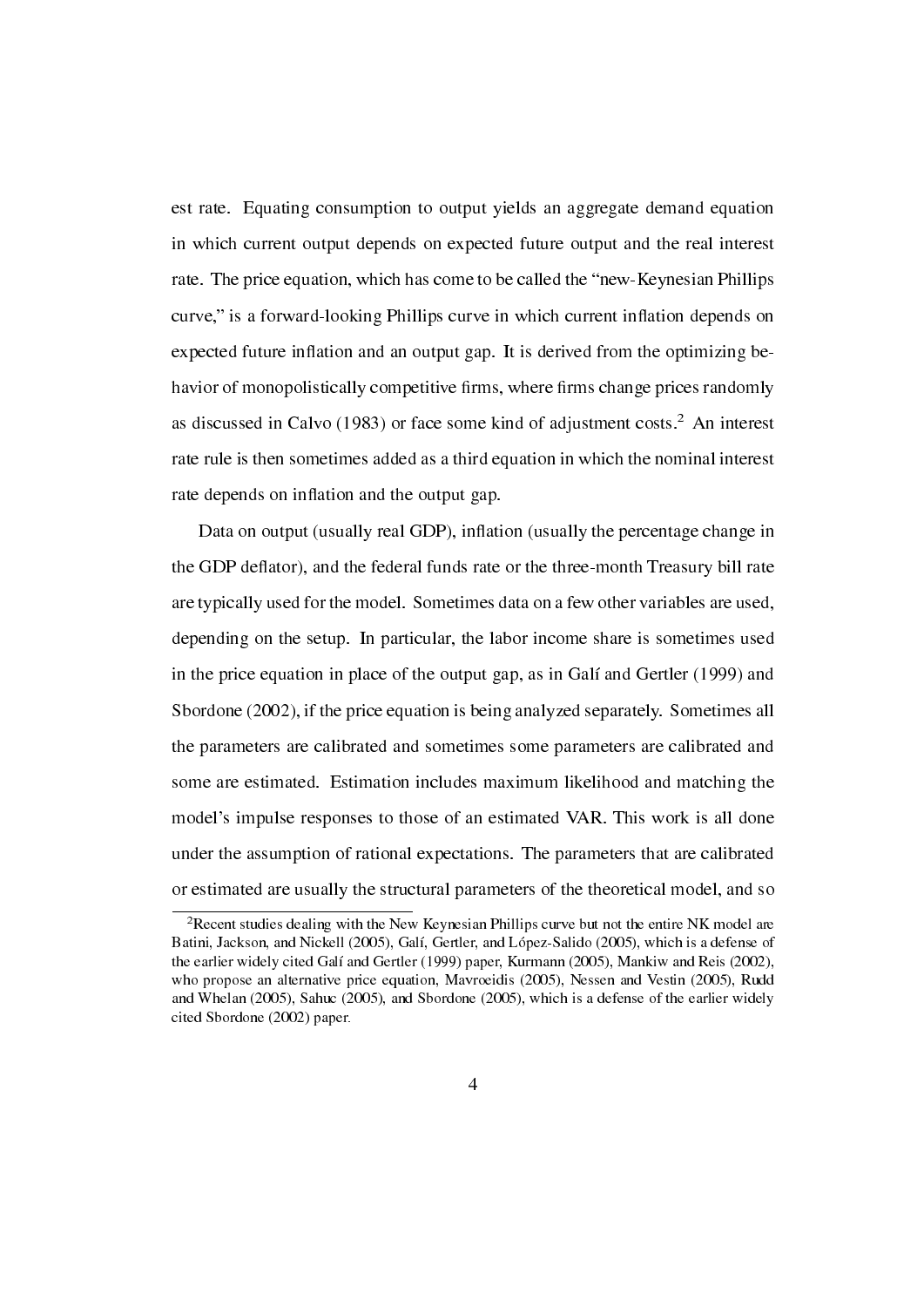est rate. Equating consumption to output yields an aggregate demand equation in which current output depends on expected future output and the real interest rate. The price equation, which has come to be called the "new-Keynesian Phillips curve," is a forward-looking Phillips curve in which current inflation depends on expected future inflation and an output gap. It is derived from the optimizing behavior of monopolistically competitive firms, where firms change prices randomly as discussed in Calvo (1983) or face some kind of adjustment costs.[2] An interest rate rule is then sometimes added as a third equation in which the nominal interest rate depends on inflation and the output gap.

Data on output (usually real GDP), inflation (usually the percentage change in the GDP deflator), and the federal funds rate or the three-month Treasury bill rate are typically used for the model. Sometimes data on a few other variables are used, depending on the setup. In particular, the labor income share is sometimes used in the price equation in place of the output gap, as in Galí and Gertler (1999) and Sbordone (2002), if the price equation is being analyzed separately. Sometimes all the parameters are calibrated and sometimes some parameters are calibrated and some are estimated. Estimation includes maximum likelihood and matching the model's impulse responses to those of an estimated VAR. This work is all done under the assumption of rational expectations. The parameters that are calibrated or estimated are usually the structural parameters of the theoretical model, and so

[2] Recent studies dealing with the New Keynesian Phillips curve but not the entire NK model are Batini, Jackson, and Nickell (2005), Galí, Gertler, and López-Salido (2005), which is a defense of the earlier widely cited Galí and Gertler (1999) paper, Kurmann (2005), Mankiw and Reis (2002), who propose an alternative price equation, Mavroeidis (2005), Nessen and Vestin (2005), Rudd and Whelan (2005), Sahuc (2005), and Sbordone (2005), which is a defense of the earlier widely cited Sbordone (2002) paper.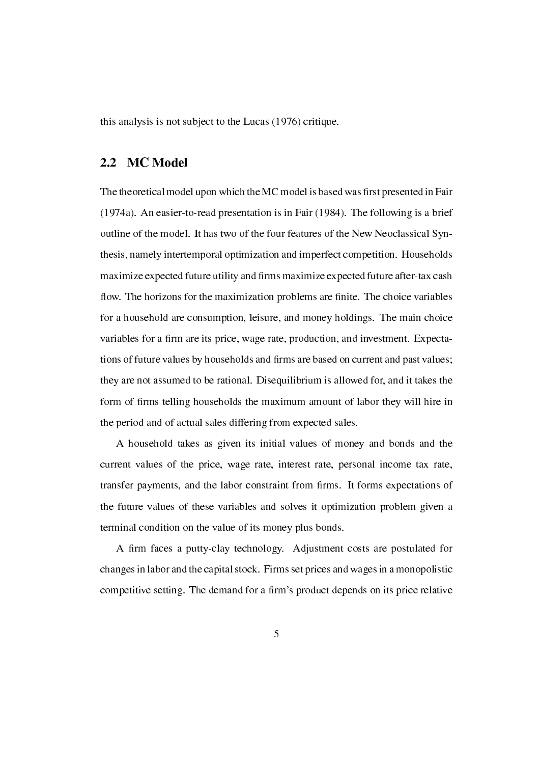this analysis is not subject to the Lucas (1976) critique.

## 2.2 MC Model

The theoretical model upon which the MC model is based was first presented in Fair (1974a). An easier-to-read presentation is in Fair (1984). The following is a brief outline of the model. It has two of the four features of the New Neoclassical Synthesis, namely intertemporal optimization and imperfect competition. Households maximize expected future utility and firms maximize expected future after-tax cash flow. The horizons for the maximization problems are finite. The choice variables for a household are consumption, leisure, and money holdings. The main choice variables for a firm are its price, wage rate, production, and investment. Expectations of future values by households and firms are based on current and past values; they are not assumed to be rational. Disequilibrium is allowed for, and it takes the form of firms telling households the maximum amount of labor they will hire in the period and of actual sales differing from expected sales.

A household takes as given its initial values of money and bonds and the current values of the price, wage rate, interest rate, personal income tax rate, transfer payments, and the labor constraint from firms. It forms expectations of the future values of these variables and solves it optimization problem given a terminal condition on the value of its money plus bonds.

A firm faces a putty-clay technology. Adjustment costs are postulated for changes in labor and the capital stock. Firms set prices and wages in a monopolistic competitive setting. The demand for a firm's product depends on its price relative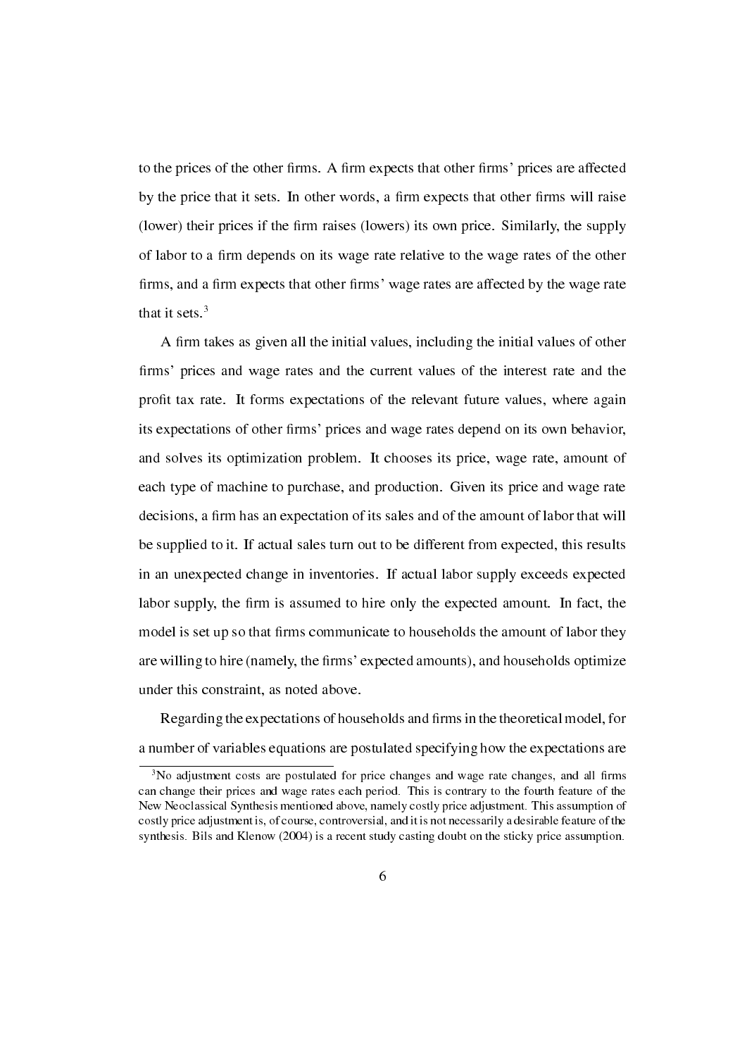to the prices of the other firms. A firm expects that other firms' prices are affected by the price that it sets. In other words, a firm expects that other firms will raise (lower) their prices if the firm raises (lowers) its own price. Similarly, the supply of labor to a firm depends on its wage rate relative to the wage rates of the other firms, and a firm expects that other firms' wage rates are affected by the wage rate that it sets.[3]

A firm takes as given all the initial values, including the initial values of other firms' prices and wage rates and the current values of the interest rate and the profit tax rate. It forms expectations of the relevant future values, where again its expectations of other firms' prices and wage rates depend on its own behavior, and solves its optimization problem. It chooses its price, wage rate, amount of each type of machine to purchase, and production. Given its price and wage rate decisions, a firm has an expectation of its sales and of the amount of labor that will be supplied to it. If actual sales turn out to be different from expected, this results in an unexpected change in inventories. If actual labor supply exceeds expected labor supply, the firm is assumed to hire only the expected amount. In fact, the model is set up so that firms communicate to households the amount of labor they are willing to hire (namely, the firms' expected amounts), and households optimize under this constraint, as noted above.

Regarding the expectations of households and firms in the theoretical model, for a number of variables equations are postulated specifying how the expectations are

[3]No adjustment costs are postulated for price changes and wage rate changes, and all firms can change their prices and wage rates each period. This is contrary to the fourth feature of the New Neoclassical Synthesis mentioned above, namely costly price adjustment. This assumption of costly price adjustment is, of course, controversial, and it is not necessarily a desirable feature of the synthesis. Bils and Klenow (2004) is a recent study casting doubt on the sticky price assumption.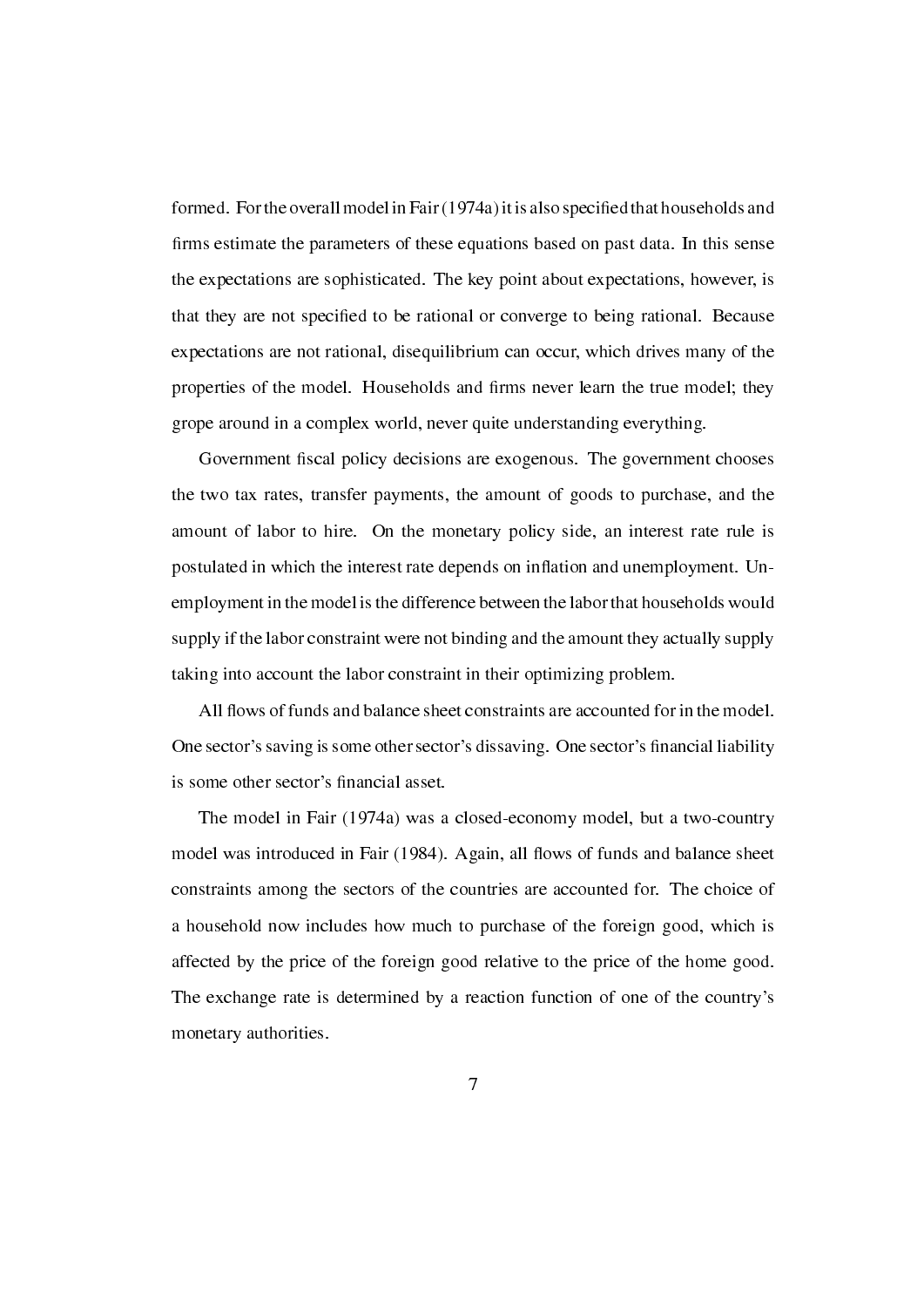formed. For the overall model in Fair (1974a) it is also specified that households and firms estimate the parameters of these equations based on past data. In this sense the expectations are sophisticated. The key point about expectations, however, is that they are not specified to be rational or converge to being rational. Because expectations are not rational, disequilibrium can occur, which drives many of the properties of the model. Households and firms never learn the true model; they grope around in a complex world, never quite understanding everything.

Government fiscal policy decisions are exogenous. The government chooses the two tax rates, transfer payments, the amount of goods to purchase, and the amount of labor to hire. On the monetary policy side, an interest rate rule is postulated in which the interest rate depends on inflation and unemployment. Unemployment in the model is the difference between the labor that households would supply if the labor constraint were not binding and the amount they actually supply taking into account the labor constraint in their optimizing problem.

All flows of funds and balance sheet constraints are accounted for in the model. One sector's saving is some other sector's dissaving. One sector's financial liability is some other sector's financial asset.

The model in Fair (1974a) was a closed-economy model, but a two-country model was introduced in Fair (1984). Again, all flows of funds and balance sheet constraints among the sectors of the countries are accounted for. The choice of a household now includes how much to purchase of the foreign good, which is affected by the price of the foreign good relative to the price of the home good. The exchange rate is determined by a reaction function of one of the country's monetary authorities.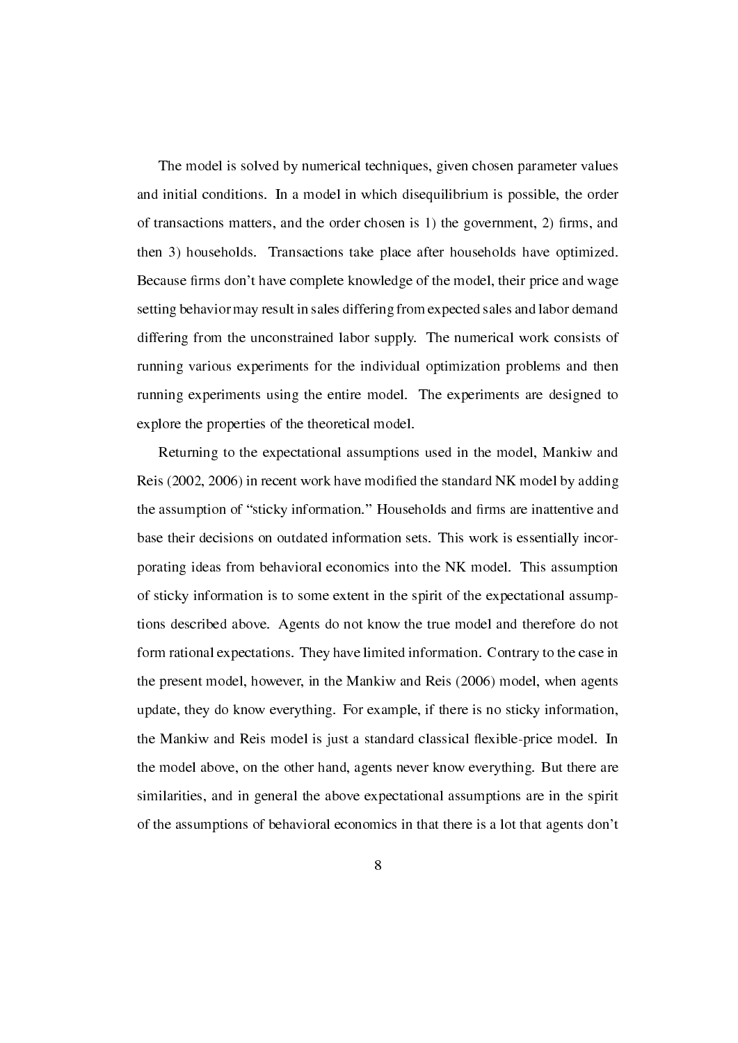The model is solved by numerical techniques, given chosen parameter values and initial conditions. In a model in which disequilibrium is possible, the order of transactions matters, and the order chosen is 1) the government, 2) firms, and then 3) households. Transactions take place after households have optimized. Because firms don't have complete knowledge of the model, their price and wage setting behavior may result in sales differing from expected sales and labor demand differing from the unconstrained labor supply. The numerical work consists of running various experiments for the individual optimization problems and then running experiments using the entire model. The experiments are designed to explore the properties of the theoretical model.

Returning to the expectational assumptions used in the model, Mankiw and Reis (2002, 2006) in recent work have modified the standard NK model by adding the assumption of "sticky information." Households and firms are inattentive and base their decisions on outdated information sets. This work is essentially incorporating ideas from behavioral economics into the NK model. This assumption of sticky information is to some extent in the spirit of the expectational assumptions described above. Agents do not know the true model and therefore do not form rational expectations. They have limited information. Contrary to the case in the present model, however, in the Mankiw and Reis (2006) model, when agents update, they do know everything. For example, if there is no sticky information, the Mankiw and Reis model is just a standard classical flexible-price model. In the model above, on the other hand, agents never know everything. But there are similarities, and in general the above expectational assumptions are in the spirit of the assumptions of behavioral economics in that there is a lot that agents don't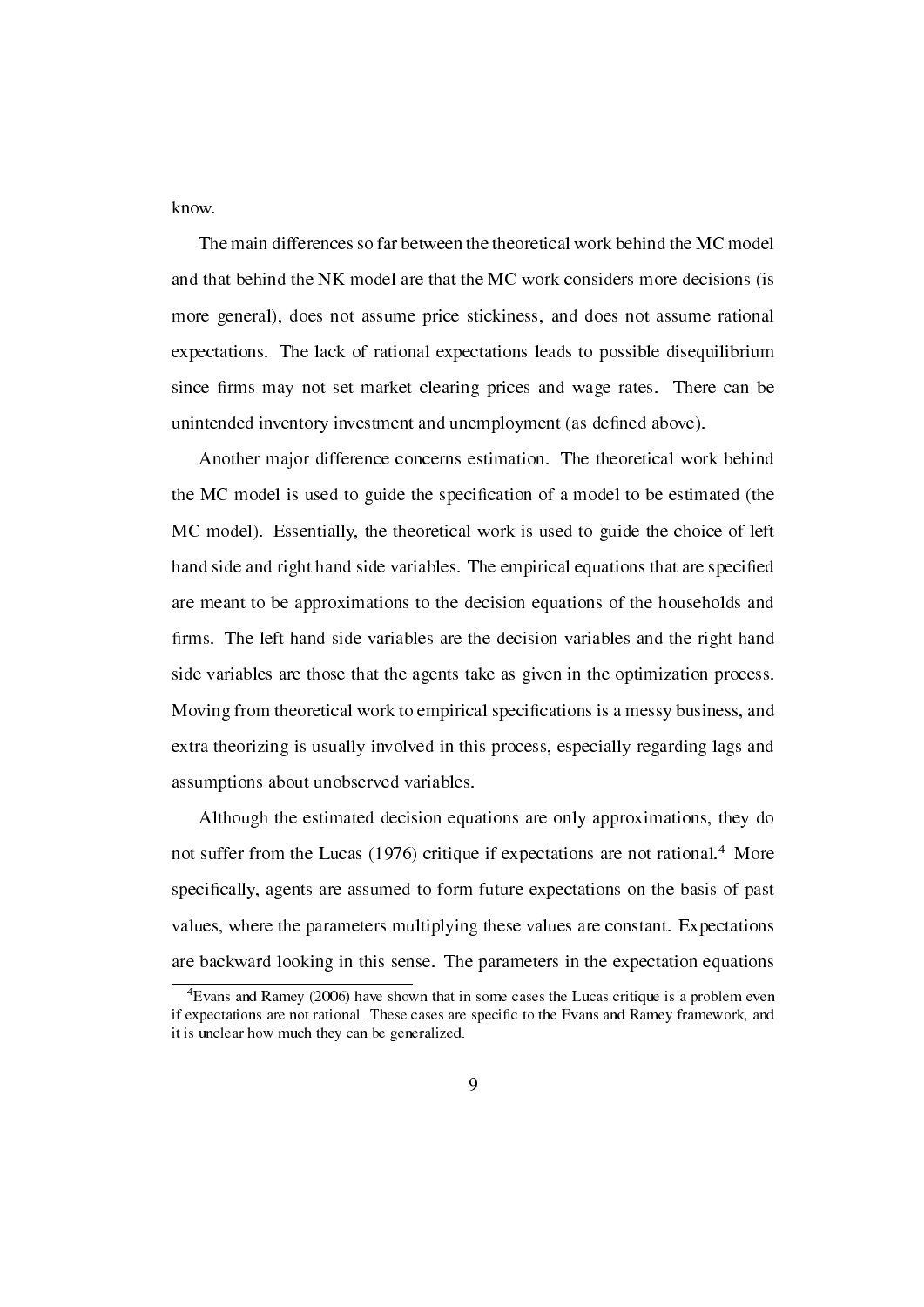know.

The main differences so far between the theoretical work behind the MC model and that behind the NK model are that the MC work considers more decisions (is more general), does not assume price stickiness, and does not assume rational expectations. The lack of rational expectations leads to possible disequilibrium since firms may not set market clearing prices and wage rates. There can be unintended inventory investment and unemployment (as defined above).

Another major difference concerns estimation. The theoretical work behind the MC model is used to guide the specification of a model to be estimated (the MC model). Essentially, the theoretical work is used to guide the choice of left hand side and right hand side variables. The empirical equations that are specified are meant to be approximations to the decision equations of the households and firms. The left hand side variables are the decision variables and the right hand side variables are those that the agents take as given in the optimization process. Moving from theoretical work to empirical specifications is a messy business, and extra theorizing is usually involved in this process, especially regarding lags and assumptions about unobserved variables.

Although the estimated decision equations are only approximations, they do not suffer from the Lucas (1976) critique if expectations are not rational.[4] More specifically, agents are assumed to form future expectations on the basis of past values, where the parameters multiplying these values are constant. Expectations are backward looking in this sense. The parameters in the expectation equations

[4] Evans and Ramey (2006) have shown that in some cases the Lucas critique is a problem even if expectations are not rational. These cases are specific to the Evans and Ramey framework, and it is unclear how much they can be generalized.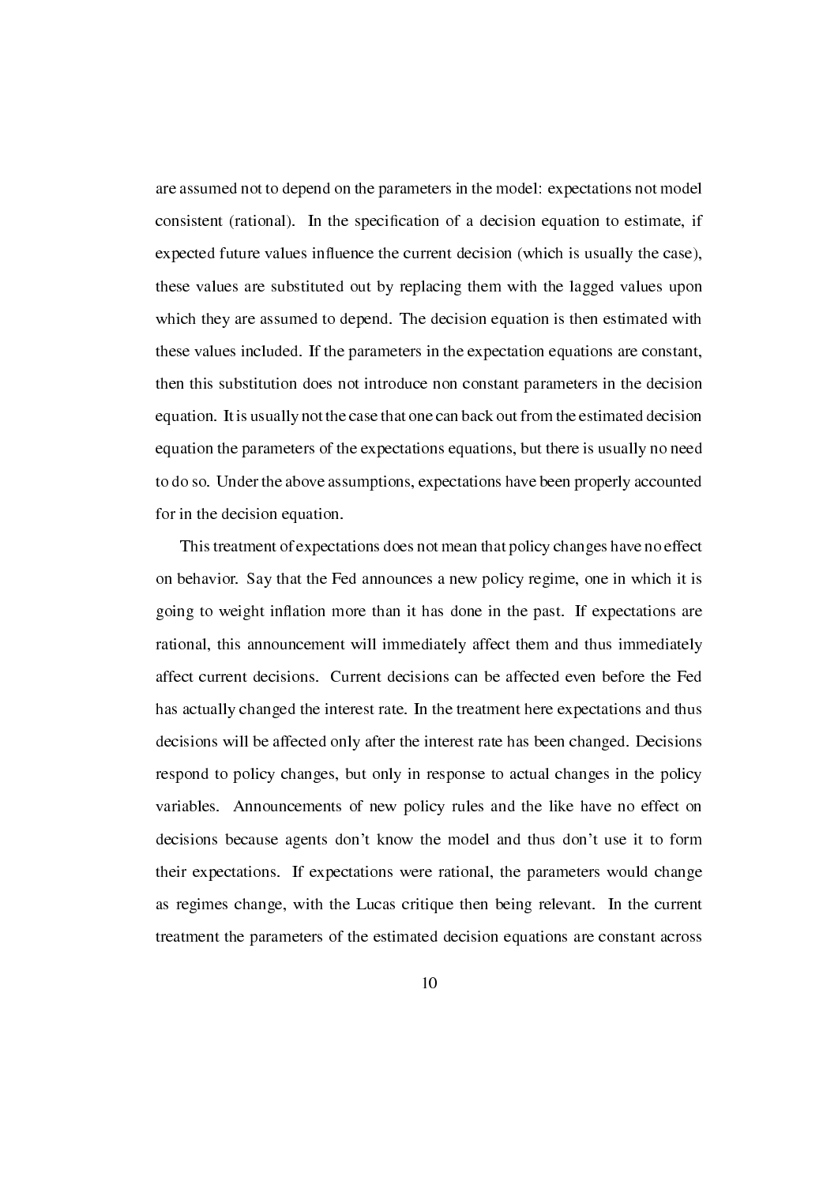are assumed not to depend on the parameters in the model: expectations not model consistent (rational). In the specification of a decision equation to estimate, if expected future values influence the current decision (which is usually the case), these values are substituted out by replacing them with the lagged values upon which they are assumed to depend. The decision equation is then estimated with these values included. If the parameters in the expectation equations are constant, then this substitution does not introduce non constant parameters in the decision equation. It is usually not the case that one can back out from the estimated decision equation the parameters of the expectations equations, but there is usually no need to do so. Under the above assumptions, expectations have been properly accounted for in the decision equation.

This treatment of expectations does not mean that policy changes have no effect on behavior. Say that the Fed announces a new policy regime, one in which it is going to weight inflation more than it has done in the past. If expectations are rational, this announcement will immediately affect them and thus immediately affect current decisions. Current decisions can be affected even before the Fed has actually changed the interest rate. In the treatment here expectations and thus decisions will be affected only after the interest rate has been changed. Decisions respond to policy changes, but only in response to actual changes in the policy variables. Announcements of new policy rules and the like have no effect on decisions because agents don't know the model and thus don't use it to form their expectations. If expectations were rational, the parameters would change as regimes change, with the Lucas critique then being relevant. In the current treatment the parameters of the estimated decision equations are constant across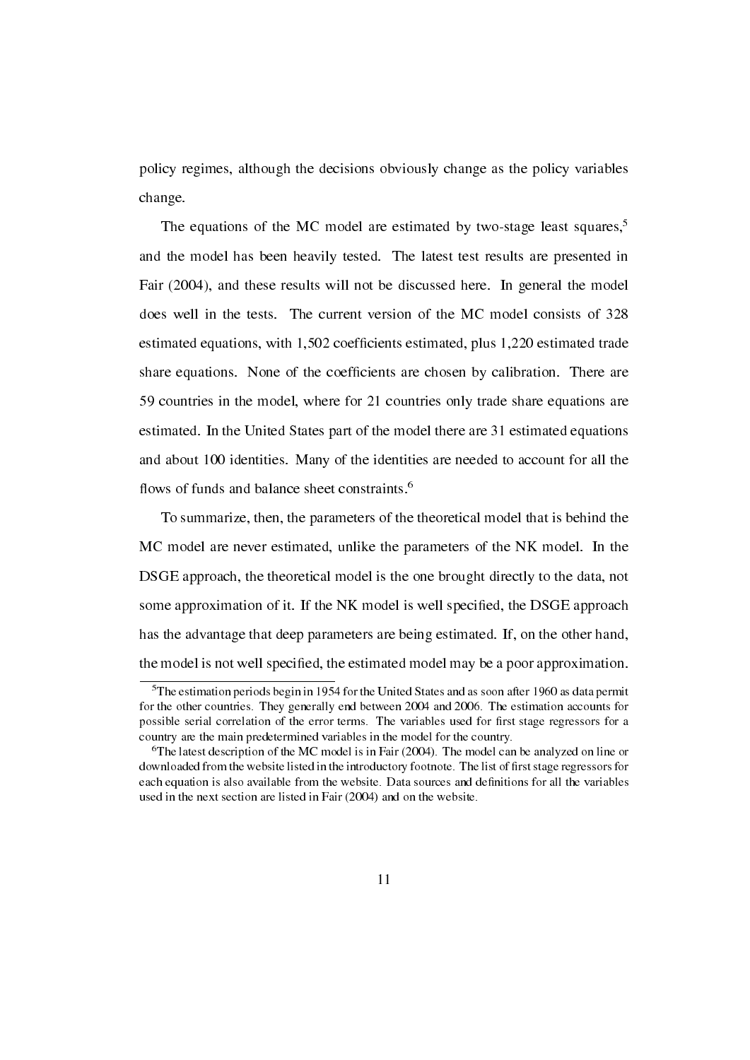policy regimes, although the decisions obviously change as the policy variables change.

The equations of the MC model are estimated by two-stage least squares,[5] and the model has been heavily tested. The latest test results are presented in Fair (2004), and these results will not be discussed here. In general the model does well in the tests. The current version of the MC model consists of 328 estimated equations, with 1,502 coefficients estimated, plus 1,220 estimated trade share equations. None of the coefficients are chosen by calibration. There are 59 countries in the model, where for 21 countries only trade share equations are estimated. In the United States part of the model there are 31 estimated equations and about 100 identities. Many of the identities are needed to account for all the flows of funds and balance sheet constraints.[6]

To summarize, then, the parameters of the theoretical model that is behind the MC model are never estimated, unlike the parameters of the NK model. In the DSGE approach, the theoretical model is the one brought directly to the data, not some approximation of it. If the NK model is well specified, the DSGE approach has the advantage that deep parameters are being estimated. If, on the other hand, the model is not well specified, the estimated model may be a poor approximation.

---

[5]The estimation periods begin in 1954 for the United States and as soon after 1960 as data permit for the other countries. They generally end between 2004 and 2006. The estimation accounts for possible serial correlation of the error terms. The variables used for first stage regressors for a country are the main predetermined variables in the model for the country.

[6]The latest description of the MC model is in Fair (2004). The model can be analyzed on line or downloaded from the website listed in the introductory footnote. The list of first stage regressors for each equation is also available from the website. Data sources and definitions for all the variables used in the next section are listed in Fair (2004) and on the website.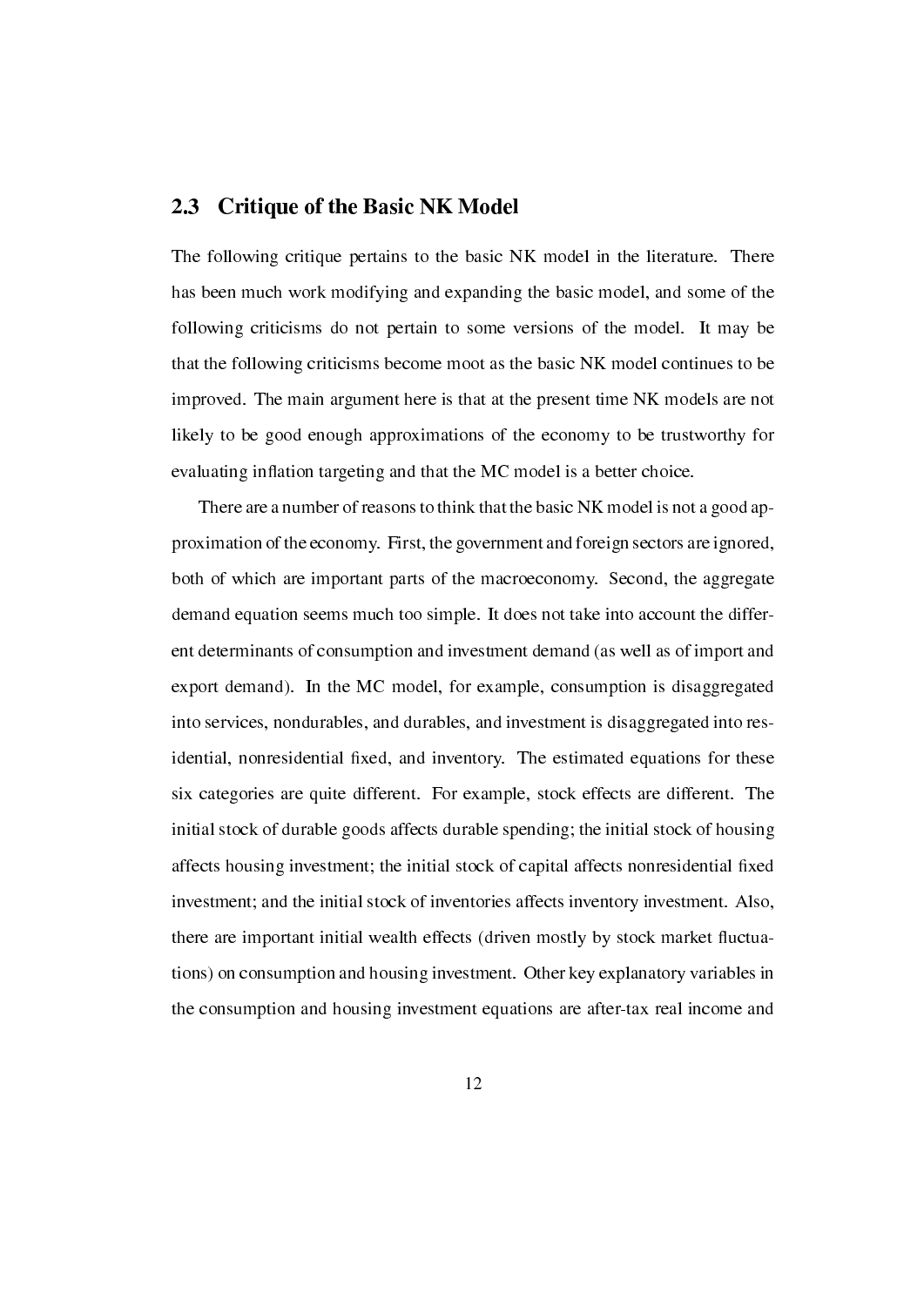## 2.3 Critique of the Basic NK Model

The following critique pertains to the basic NK model in the literature. There has been much work modifying and expanding the basic model, and some of the following criticisms do not pertain to some versions of the model. It may be that the following criticisms become moot as the basic NK model continues to be improved. The main argument here is that at the present time NK models are not likely to be good enough approximations of the economy to be trustworthy for evaluating inflation targeting and that the MC model is a better choice.

There are a number of reasons to think that the basic NK model is not a good approximation of the economy. First, the government and foreign sectors are ignored, both of which are important parts of the macroeconomy. Second, the aggregate demand equation seems much too simple. It does not take into account the different determinants of consumption and investment demand (as well as of import and export demand). In the MC model, for example, consumption is disaggregated into services, nondurables, and durables, and investment is disaggregated into residential, nonresidential fixed, and inventory. The estimated equations for these six categories are quite different. For example, stock effects are different. The initial stock of durable goods affects durable spending; the initial stock of housing affects housing investment; the initial stock of capital affects nonresidential fixed investment; and the initial stock of inventories affects inventory investment. Also, there are important initial wealth effects (driven mostly by stock market fluctuations) on consumption and housing investment. Other key explanatory variables in the consumption and housing investment equations are after-tax real income and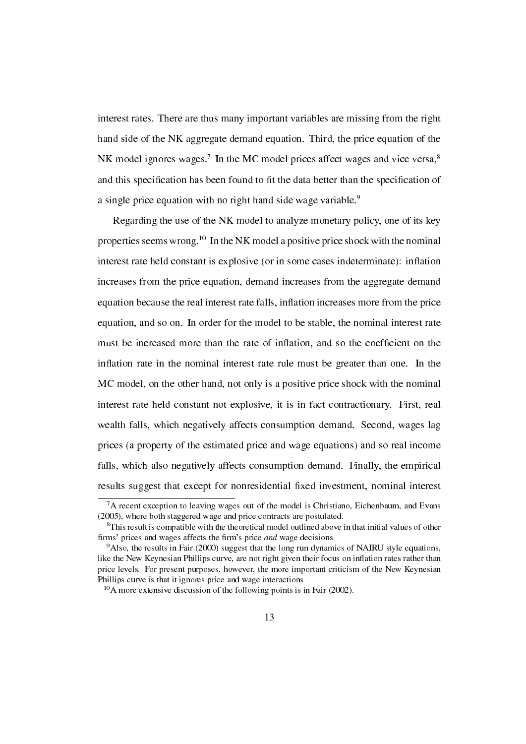interest rates. There are thus many important variables are missing from the right hand side of the NK aggregate demand equation. Third, the price equation of the NK model ignores wages.[7] In the MC model prices affect wages and vice versa,[8] and this specification has been found to fit the data better than the specification of a single price equation with no right hand side wage variable.[9]

Regarding the use of the NK model to analyze monetary policy, one of its key properties seems wrong.[10] In the NK model a positive price shock with the nominal interest rate held constant is explosive (or in some cases indeterminate): inflation increases from the price equation, demand increases from the aggregate demand equation because the real interest rate falls, inflation increases more from the price equation, and so on. In order for the model to be stable, the nominal interest rate must be increased more than the rate of inflation, and so the coefficient on the inflation rate in the nominal interest rate rule must be greater than one. In the MC model, on the other hand, not only is a positive price shock with the nominal interest rate held constant not explosive, it is in fact contractionary. First, real wealth falls, which negatively affects consumption demand. Second, wages lag prices (a property of the estimated price and wage equations) and so real income falls, which also negatively affects consumption demand. Finally, the empirical results suggest that except for nonresidential fixed investment, nominal interest

[7] A recent exception to leaving wages out of the model is Christiano, Eichenbaum, and Evans (2005), where both staggered wage and price contracts are postulated.

[8] This result is compatible with the theoretical model outlined above in that initial values of other firms' prices and wages affects the firm's price *and* wage decisions.

[9] Also, the results in Fair (2000) suggest that the long run dynamics of NAIRU style equations, like the New Keynesian Phillips curve, are not right given their focus on inflation rates rather than price levels. For present purposes, however, the more important criticism of the New Keynesian Phillips curve is that it ignores price and wage interactions.

[10] A more extensive discussion of the following points is in Fair (2002).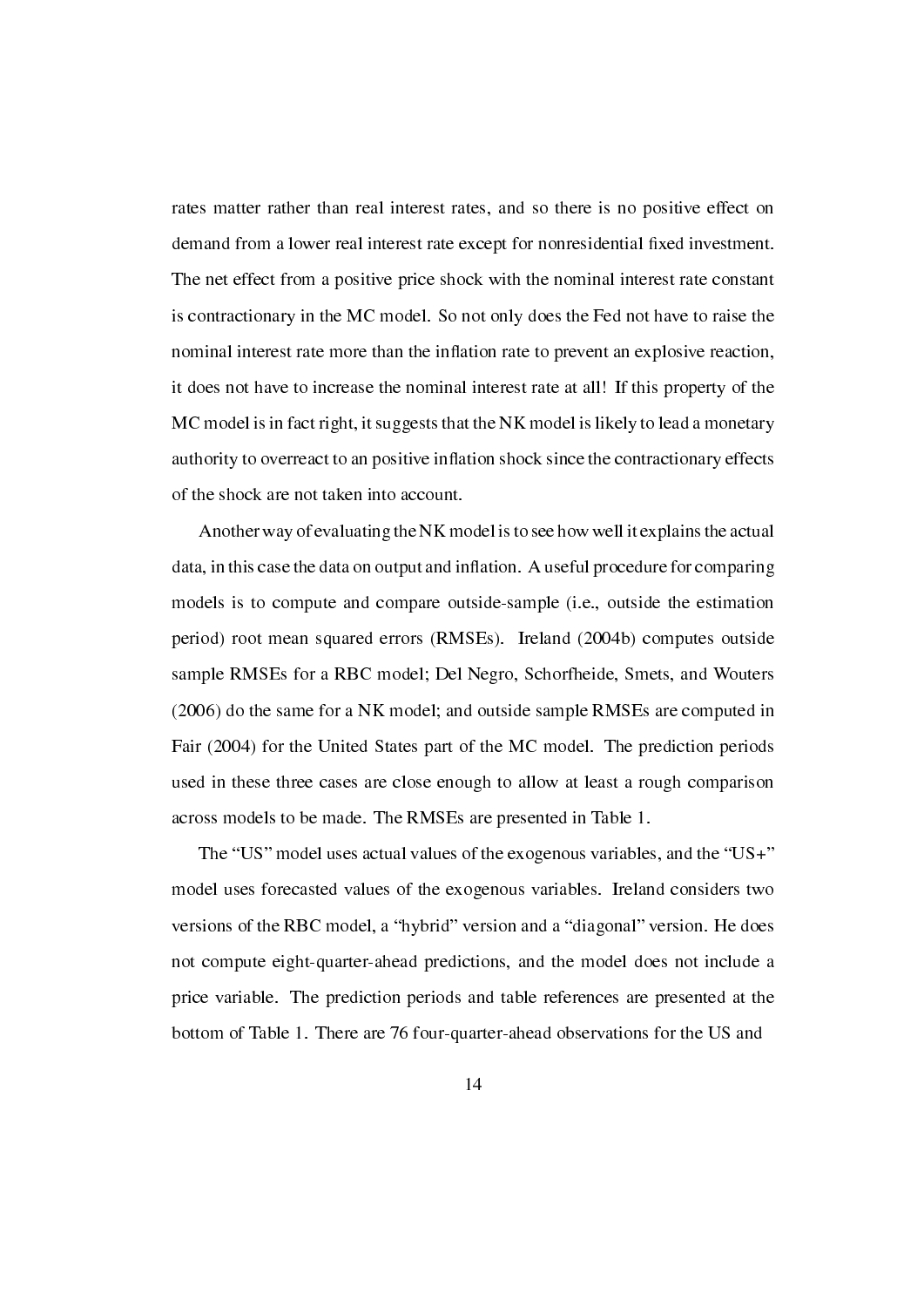rates matter rather than real interest rates, and so there is no positive effect on demand from a lower real interest rate except for nonresidential fixed investment. The net effect from a positive price shock with the nominal interest rate constant is contractionary in the MC model. So not only does the Fed not have to raise the nominal interest rate more than the inflation rate to prevent an explosive reaction, it does not have to increase the nominal interest rate at all! If this property of the MC model is in fact right, it suggests that the NK model is likely to lead a monetary authority to overreact to an positive inflation shock since the contractionary effects of the shock are not taken into account.

Another way of evaluating the NK model is to see how well it explains the actual data, in this case the data on output and inflation. A useful procedure for comparing models is to compute and compare outside-sample (i.e., outside the estimation period) root mean squared errors (RMSEs). Ireland (2004b) computes outside sample RMSEs for a RBC model; Del Negro, Schorfheide, Smets, and Wouters (2006) do the same for a NK model; and outside sample RMSEs are computed in Fair (2004) for the United States part of the MC model. The prediction periods used in these three cases are close enough to allow at least a rough comparison across models to be made. The RMSEs are presented in Table 1.

The "US" model uses actual values of the exogenous variables, and the "US+" model uses forecasted values of the exogenous variables. Ireland considers two versions of the RBC model, a "hybrid" version and a "diagonal" version. He does not compute eight-quarter-ahead predictions, and the model does not include a price variable. The prediction periods and table references are presented at the bottom of Table 1. There are 76 four-quarter-ahead observations for the US and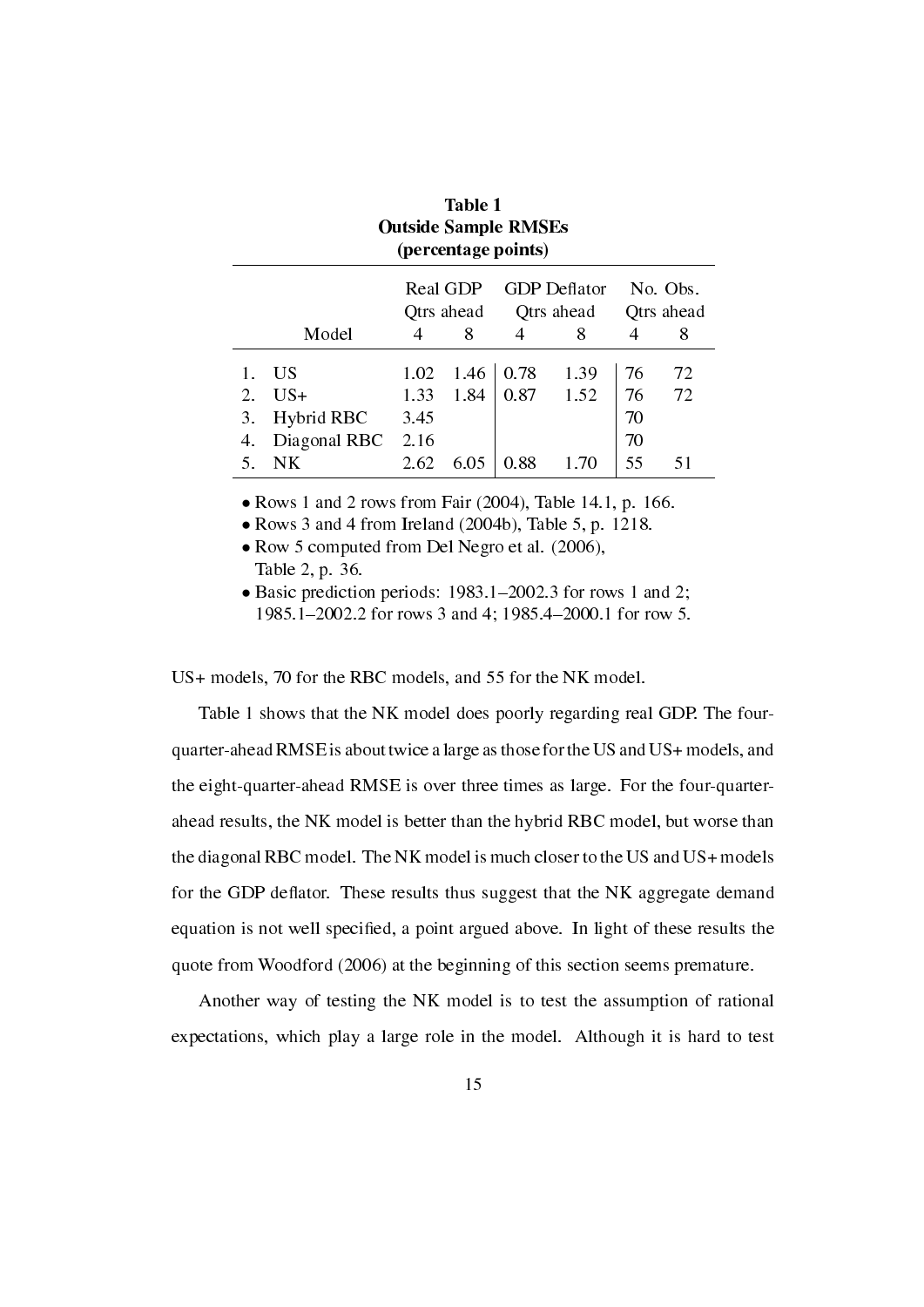**Table 1**
**Outside Sample RMSEs**
**(percentage points)**

| | Model | Real GDP Qtrs ahead 4 | Real GDP Qtrs ahead 8 | GDP Deflator Qtrs ahead 4 | GDP Deflator Qtrs ahead 8 | No. Obs. Qtrs ahead 4 | No. Obs. Qtrs ahead 8 |
|---|---|---|---|---|---|---|---|
| 1. | US | 1.02 | 1.46 | 0.78 | 1.39 | 76 | 72 |
| 2. | US+ | 1.33 | 1.84 | 0.87 | 1.52 | 76 | 72 |
| 3. | Hybrid RBC | 3.45 | | | | 70 | |
| 4. | Diagonal RBC | 2.16 | | | | 70 | |
| 5. | NK | 2.62 | 6.05 | 0.88 | 1.70 | 55 | 51 |

- Rows 1 and 2 rows from Fair (2004), Table 14.1, p. 166.
- Rows 3 and 4 from Ireland (2004b), Table 5, p. 1218.
- Row 5 computed from Del Negro et al. (2006), Table 2, p. 36.
- Basic prediction periods: 1983.1–2002.3 for rows 1 and 2; 1985.1–2002.2 for rows 3 and 4; 1985.4–2000.1 for row 5.

US+ models, 70 for the RBC models, and 55 for the NK model.

Table 1 shows that the NK model does poorly regarding real GDP. The four-quarter-ahead RMSE is about twice a large as those for the US and US+ models, and the eight-quarter-ahead RMSE is over three times as large. For the four-quarter-ahead results, the NK model is better than the hybrid RBC model, but worse than the diagonal RBC model. The NK model is much closer to the US and US+ models for the GDP deflator. These results thus suggest that the NK aggregate demand equation is not well specified, a point argued above. In light of these results the quote from Woodford (2006) at the beginning of this section seems premature.

Another way of testing the NK model is to test the assumption of rational expectations, which play a large role in the model. Although it is hard to test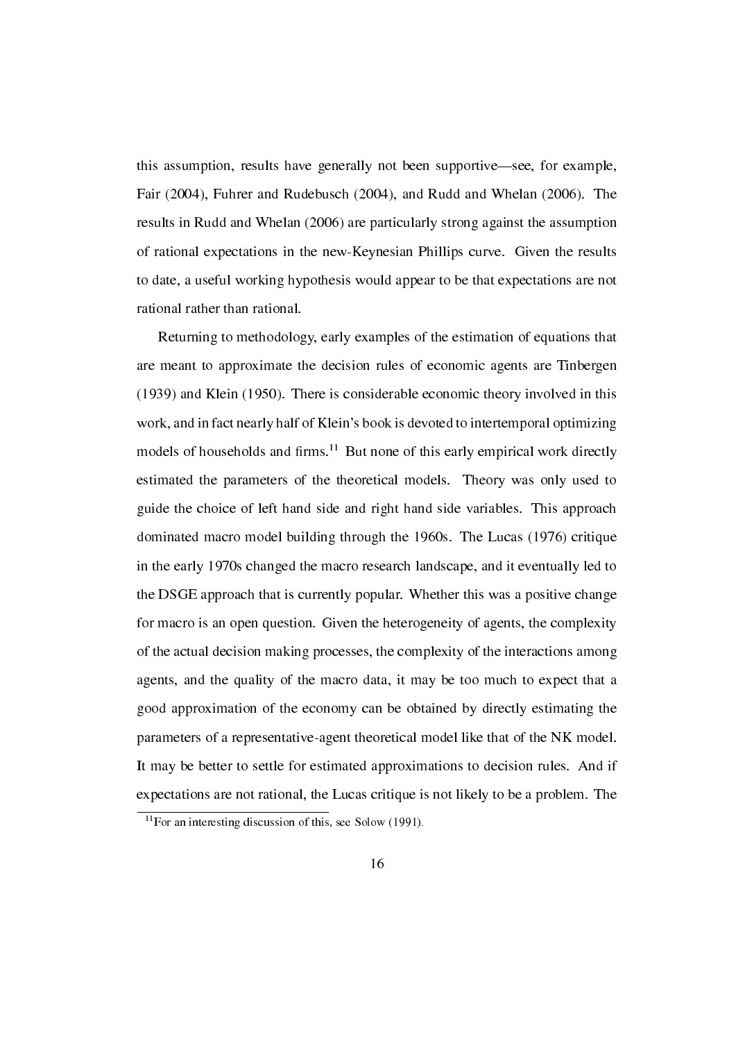this assumption, results have generally not been supportive—see, for example, Fair (2004), Fuhrer and Rudebusch (2004), and Rudd and Whelan (2006). The results in Rudd and Whelan (2006) are particularly strong against the assumption of rational expectations in the new-Keynesian Phillips curve. Given the results to date, a useful working hypothesis would appear to be that expectations are not rational rather than rational.

Returning to methodology, early examples of the estimation of equations that are meant to approximate the decision rules of economic agents are Tinbergen (1939) and Klein (1950). There is considerable economic theory involved in this work, and in fact nearly half of Klein's book is devoted to intertemporal optimizing models of households and firms.[11] But none of this early empirical work directly estimated the parameters of the theoretical models. Theory was only used to guide the choice of left hand side and right hand side variables. This approach dominated macro model building through the 1960s. The Lucas (1976) critique in the early 1970s changed the macro research landscape, and it eventually led to the DSGE approach that is currently popular. Whether this was a positive change for macro is an open question. Given the heterogeneity of agents, the complexity of the actual decision making processes, the complexity of the interactions among agents, and the quality of the macro data, it may be too much to expect that a good approximation of the economy can be obtained by directly estimating the parameters of a representative-agent theoretical model like that of the NK model. It may be better to settle for estimated approximations to decision rules. And if expectations are not rational, the Lucas critique is not likely to be a problem. The

[11] For an interesting discussion of this, see Solow (1991).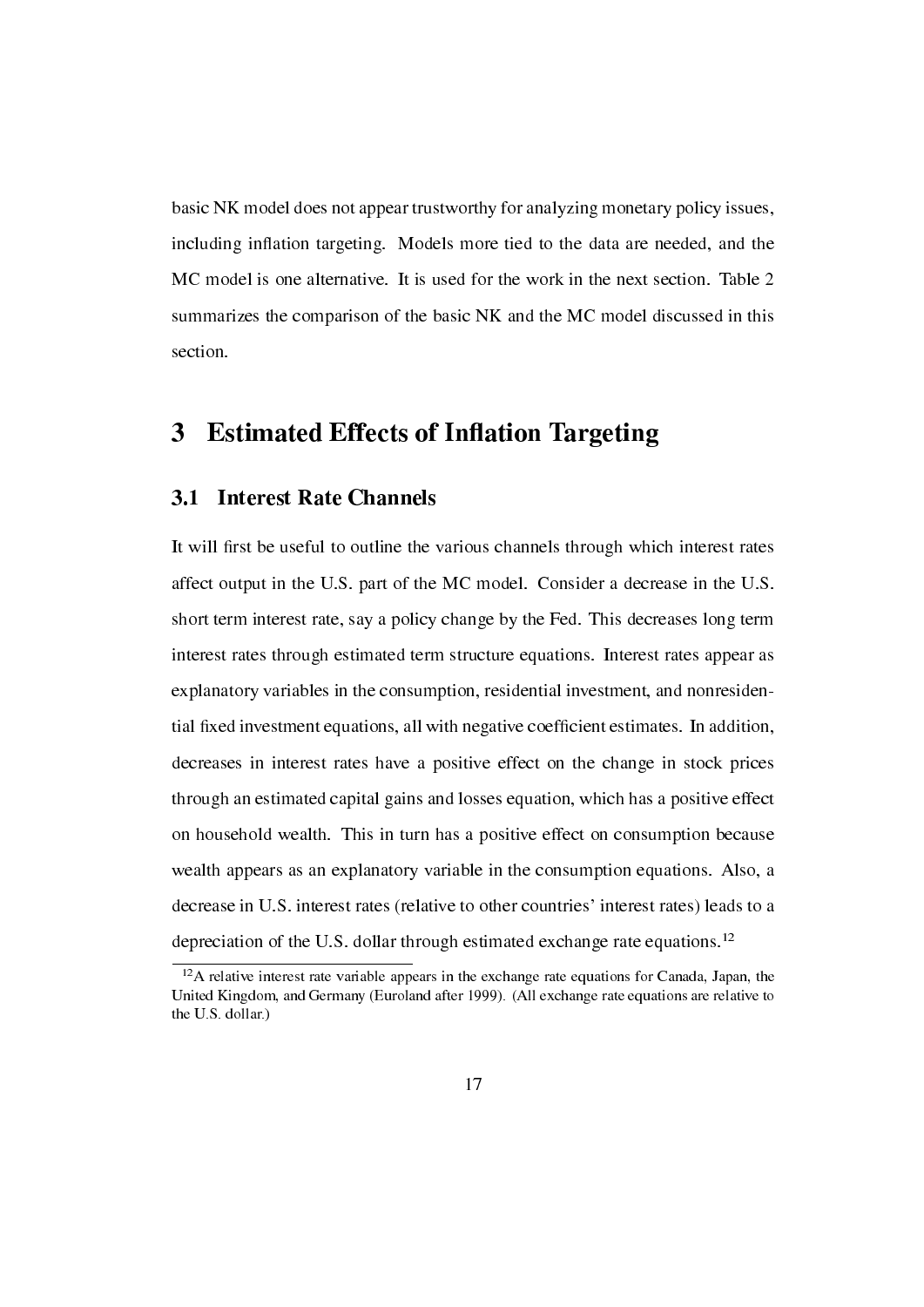basic NK model does not appear trustworthy for analyzing monetary policy issues, including inflation targeting. Models more tied to the data are needed, and the MC model is one alternative. It is used for the work in the next section. Table 2 summarizes the comparison of the basic NK and the MC model discussed in this section.

# 3 Estimated Effects of Inflation Targeting

## 3.1 Interest Rate Channels

It will first be useful to outline the various channels through which interest rates affect output in the U.S. part of the MC model. Consider a decrease in the U.S. short term interest rate, say a policy change by the Fed. This decreases long term interest rates through estimated term structure equations. Interest rates appear as explanatory variables in the consumption, residential investment, and nonresidential fixed investment equations, all with negative coefficient estimates. In addition, decreases in interest rates have a positive effect on the change in stock prices through an estimated capital gains and losses equation, which has a positive effect on household wealth. This in turn has a positive effect on consumption because wealth appears as an explanatory variable in the consumption equations. Also, a decrease in U.S. interest rates (relative to other countries' interest rates) leads to a depreciation of the U.S. dollar through estimated exchange rate equations.[12]

[12] A relative interest rate variable appears in the exchange rate equations for Canada, Japan, the United Kingdom, and Germany (Euroland after 1999). (All exchange rate equations are relative to the U.S. dollar.)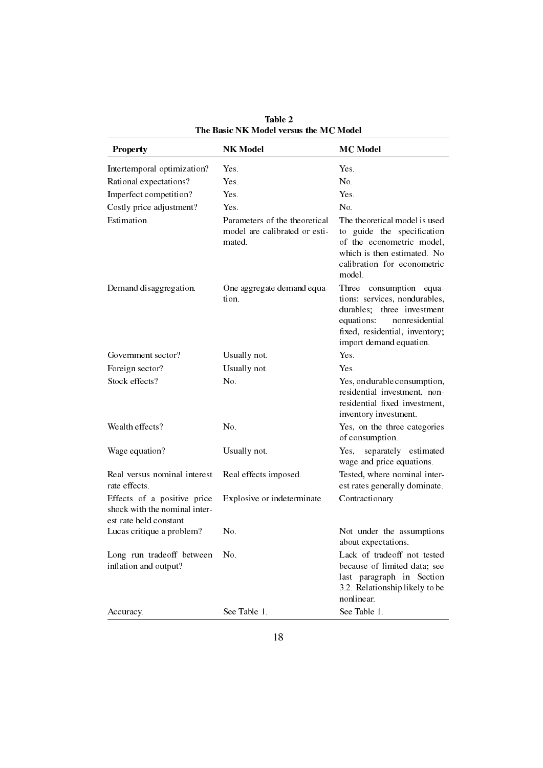**Table 2**
**The Basic NK Model versus the MC Model**

| Property | NK Model | MC Model |
|---|---|---|
| Intertemporal optimization? | Yes. | Yes. |
| Rational expectations? | Yes. | No. |
| Imperfect competition? | Yes. | Yes. |
| Costly price adjustment? | Yes. | No. |
| Estimation. | Parameters of the theoretical model are calibrated or estimated. | The theoretical model is used to guide the specification of the econometric model, which is then estimated. No calibration for econometric model. |
| Demand disaggregation. | One aggregate demand equation. | Three consumption equations: services, nondurables, durables; three investment equations: nonresidential fixed, residential, inventory; import demand equation. |
| Government sector? | Usually not. | Yes. |
| Foreign sector? | Usually not. | Yes. |
| Stock effects? | No. | Yes, on durable consumption, residential investment, nonresidential fixed investment, inventory investment. |
| Wealth effects? | No. | Yes, on the three categories of consumption. |
| Wage equation? | Usually not. | Yes, separately estimated wage and price equations. |
| Real versus nominal interest rate effects. | Real effects imposed. | Tested, where nominal interest rates generally dominate. |
| Effects of a positive price shock with the nominal interest rate held constant. | Explosive or indeterminate. | Contractionary. |
| Lucas critique a problem? | No. | Not under the assumptions about expectations. |
| Long run tradeoff between inflation and output? | No. | Lack of tradeoff not tested because of limited data; see last paragraph in Section 3.2. Relationship likely to be nonlinear. |
| Accuracy. | See Table 1. | See Table 1. |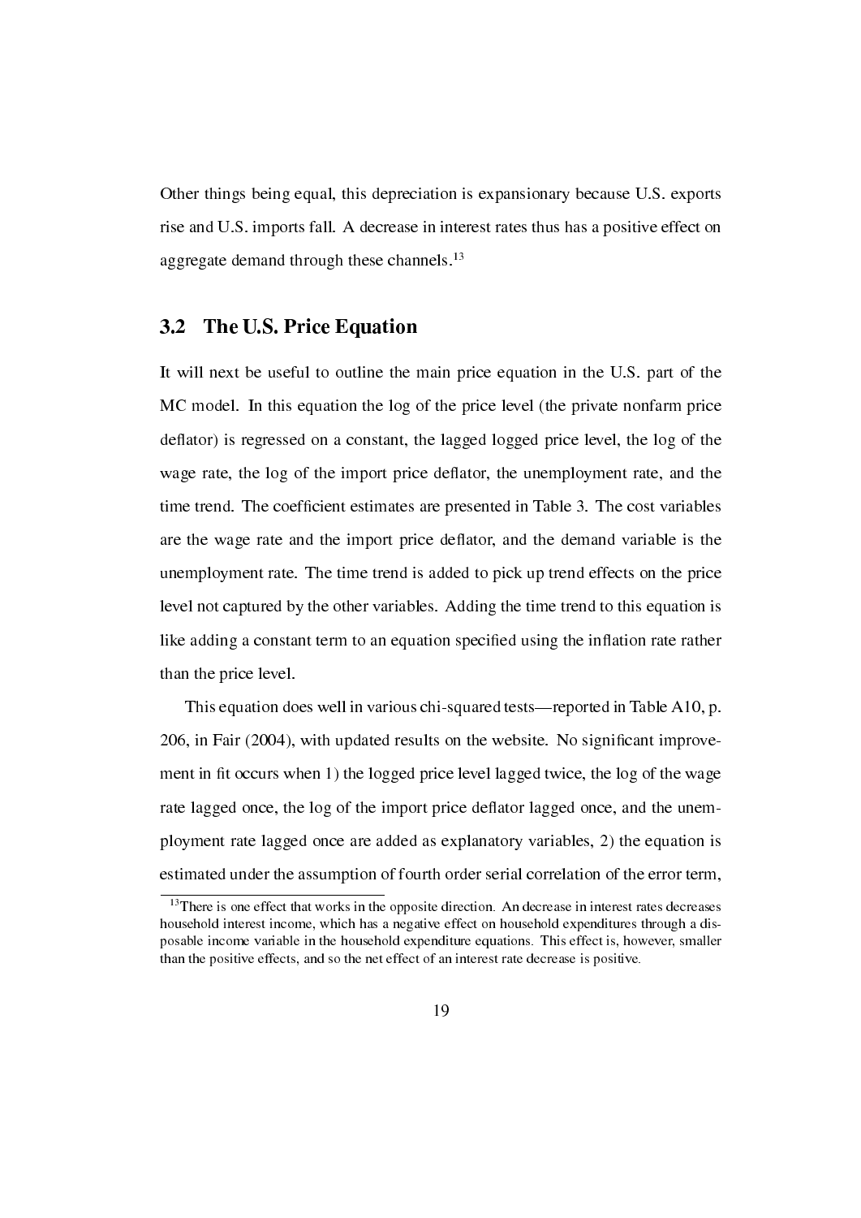Other things being equal, this depreciation is expansionary because U.S. exports rise and U.S. imports fall. A decrease in interest rates thus has a positive effect on aggregate demand through these channels.[13]

## 3.2 The U.S. Price Equation

It will next be useful to outline the main price equation in the U.S. part of the MC model. In this equation the log of the price level (the private nonfarm price deflator) is regressed on a constant, the lagged logged price level, the log of the wage rate, the log of the import price deflator, the unemployment rate, and the time trend. The coefficient estimates are presented in Table 3. The cost variables are the wage rate and the import price deflator, and the demand variable is the unemployment rate. The time trend is added to pick up trend effects on the price level not captured by the other variables. Adding the time trend to this equation is like adding a constant term to an equation specified using the inflation rate rather than the price level.

This equation does well in various chi-squared tests—reported in Table A10, p. 206, in Fair (2004), with updated results on the website. No significant improvement in fit occurs when 1) the logged price level lagged twice, the log of the wage rate lagged once, the log of the import price deflator lagged once, and the unemployment rate lagged once are added as explanatory variables, 2) the equation is estimated under the assumption of fourth order serial correlation of the error term,

[13] There is one effect that works in the opposite direction. An decrease in interest rates decreases household interest income, which has a negative effect on household expenditures through a disposable income variable in the household expenditure equations. This effect is, however, smaller than the positive effects, and so the net effect of an interest rate decrease is positive.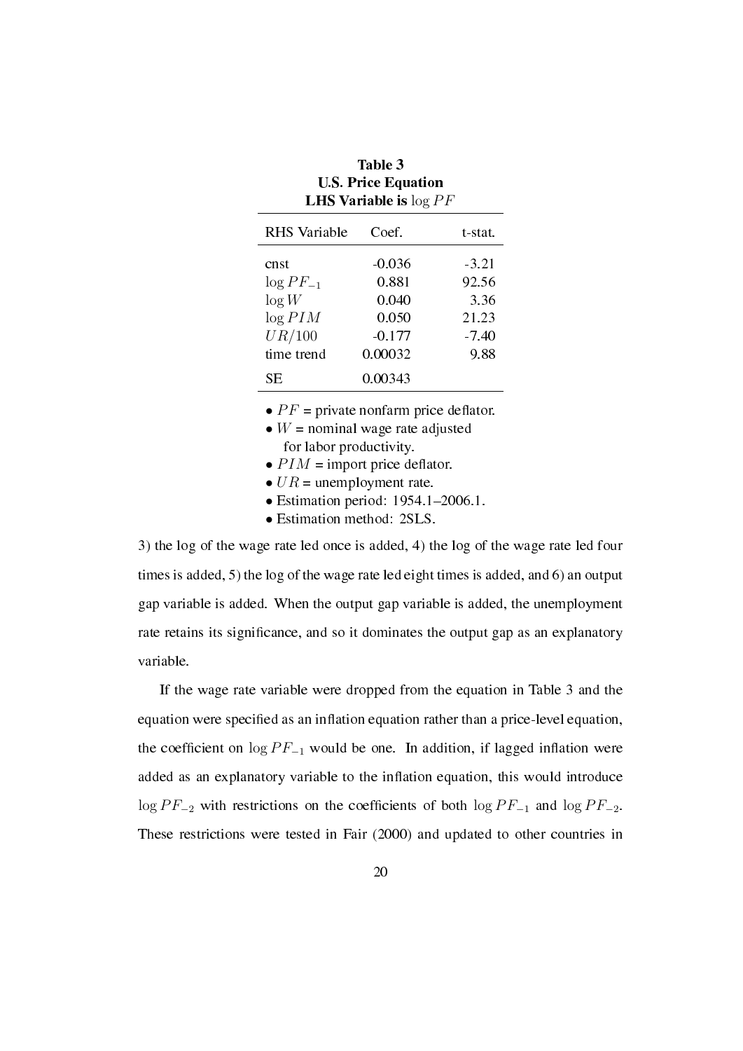**Table 3**
**U.S. Price Equation**
**LHS Variable is $\log PF$**

| RHS Variable | Coef. | t-stat. |
|---|---|---|
| cnst | -0.036 | -3.21 |
| $\log PF_{-1}$ | 0.881 | 92.56 |
| $\log W$ | 0.040 | 3.36 |
| $\log PIM$ | 0.050 | 21.23 |
| $UR/100$ | -0.177 | -7.40 |
| time trend | 0.00032 | 9.88 |
| SE | 0.00343 | |

- $PF$ = private nonfarm price deflator.
- $W$ = nominal wage rate adjusted for labor productivity.
- $PIM$ = import price deflator.
- $UR$ = unemployment rate.
- Estimation period: 1954.1–2006.1.
- Estimation method: 2SLS.

3) the log of the wage rate led once is added, 4) the log of the wage rate led four times is added, 5) the log of the wage rate led eight times is added, and 6) an output gap variable is added. When the output gap variable is added, the unemployment rate retains its significance, and so it dominates the output gap as an explanatory variable.

If the wage rate variable were dropped from the equation in Table 3 and the equation were specified as an inflation equation rather than a price-level equation, the coefficient on $\log PF_{-1}$ would be one. In addition, if lagged inflation were added as an explanatory variable to the inflation equation, this would introduce $\log PF_{-2}$ with restrictions on the coefficients of both $\log PF_{-1}$ and $\log PF_{-2}$. These restrictions were tested in Fair (2000) and updated to other countries in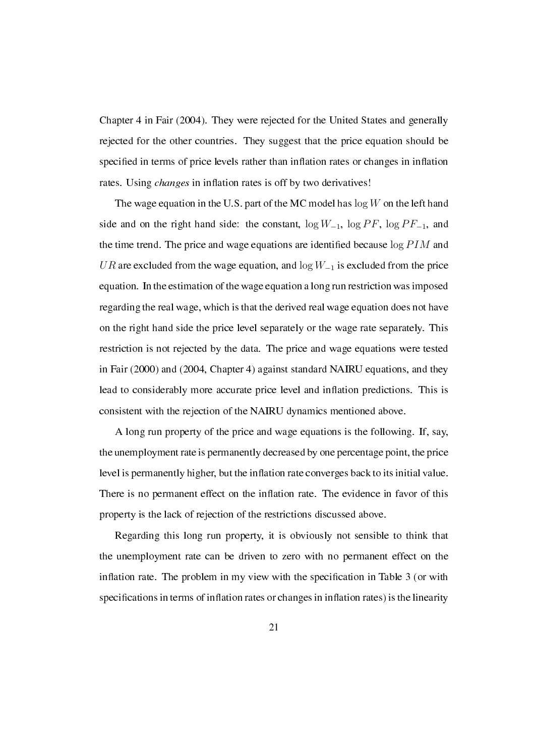Chapter 4 in Fair (2004). They were rejected for the United States and generally rejected for the other countries. They suggest that the price equation should be specified in terms of price levels rather than inflation rates or changes in inflation rates. Using *changes* in inflation rates is off by two derivatives!

The wage equation in the U.S. part of the MC model has $\log W$ on the left hand side and on the right hand side: the constant, $\log W_{-1}$, $\log PF$, $\log PF_{-1}$, and the time trend. The price and wage equations are identified because $\log PIM$ and $UR$ are excluded from the wage equation, and $\log W_{-1}$ is excluded from the price equation. In the estimation of the wage equation a long run restriction was imposed regarding the real wage, which is that the derived real wage equation does not have on the right hand side the price level separately or the wage rate separately. This restriction is not rejected by the data. The price and wage equations were tested in Fair (2000) and (2004, Chapter 4) against standard NAIRU equations, and they lead to considerably more accurate price level and inflation predictions. This is consistent with the rejection of the NAIRU dynamics mentioned above.

A long run property of the price and wage equations is the following. If, say, the unemployment rate is permanently decreased by one percentage point, the price level is permanently higher, but the inflation rate converges back to its initial value. There is no permanent effect on the inflation rate. The evidence in favor of this property is the lack of rejection of the restrictions discussed above.

Regarding this long run property, it is obviously not sensible to think that the unemployment rate can be driven to zero with no permanent effect on the inflation rate. The problem in my view with the specification in Table 3 (or with specifications in terms of inflation rates or changes in inflation rates) is the linearity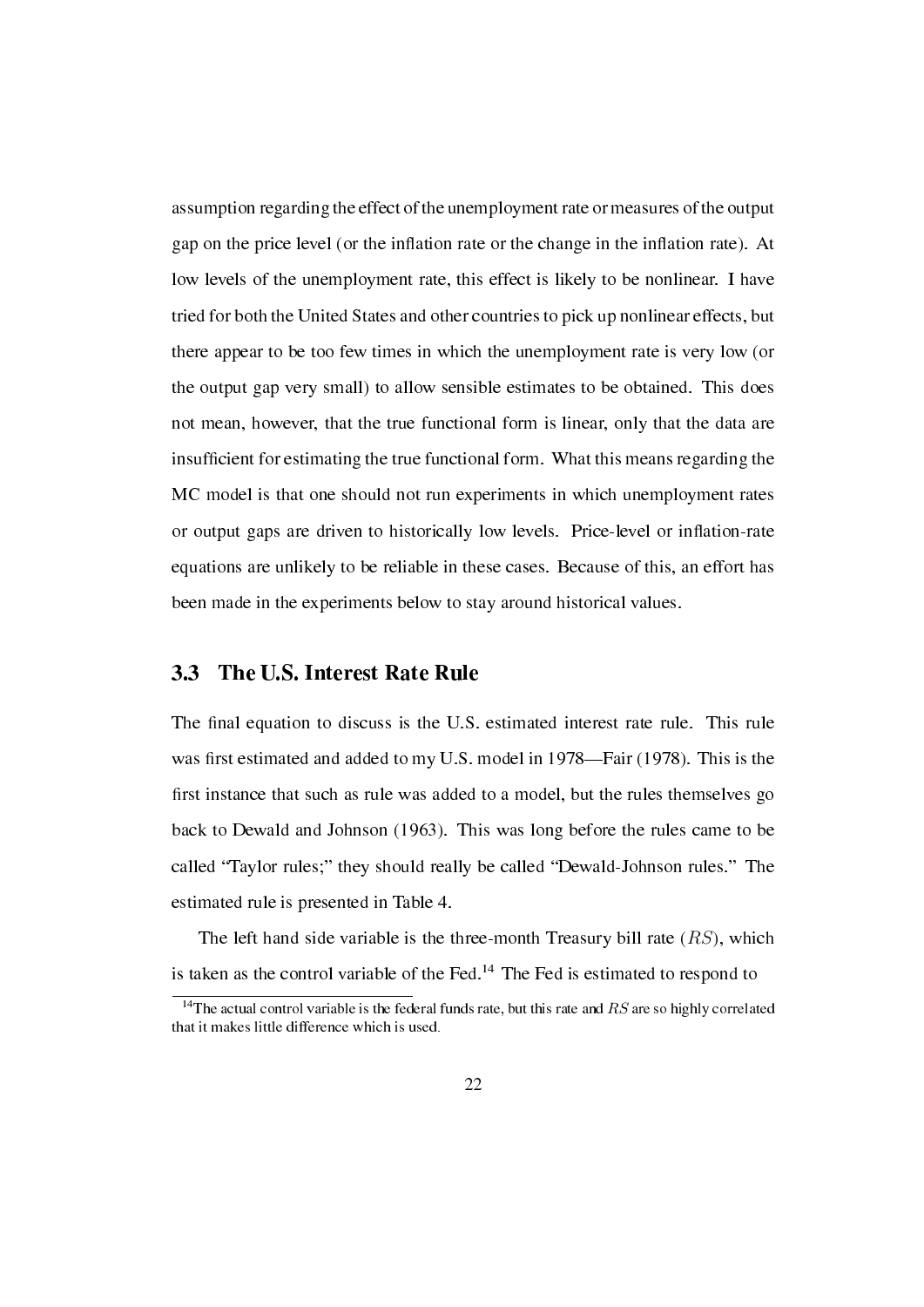assumption regarding the effect of the unemployment rate or measures of the output gap on the price level (or the inflation rate or the change in the inflation rate). At low levels of the unemployment rate, this effect is likely to be nonlinear. I have tried for both the United States and other countries to pick up nonlinear effects, but there appear to be too few times in which the unemployment rate is very low (or the output gap very small) to allow sensible estimates to be obtained. This does not mean, however, that the true functional form is linear, only that the data are insufficient for estimating the true functional form. What this means regarding the MC model is that one should not run experiments in which unemployment rates or output gaps are driven to historically low levels. Price-level or inflation-rate equations are unlikely to be reliable in these cases. Because of this, an effort has been made in the experiments below to stay around historical values.

### 3.3 The U.S. Interest Rate Rule

The final equation to discuss is the U.S. estimated interest rate rule. This rule was first estimated and added to my U.S. model in 1978—Fair (1978). This is the first instance that such as rule was added to a model, but the rules themselves go back to Dewald and Johnson (1963). This was long before the rules came to be called "Taylor rules;" they should really be called "Dewald-Johnson rules." The estimated rule is presented in Table 4.

The left hand side variable is the three-month Treasury bill rate ($RS$), which is taken as the control variable of the Fed.[14] The Fed is estimated to respond to

[14] The actual control variable is the federal funds rate, but this rate and $RS$ are so highly correlated that it makes little difference which is used.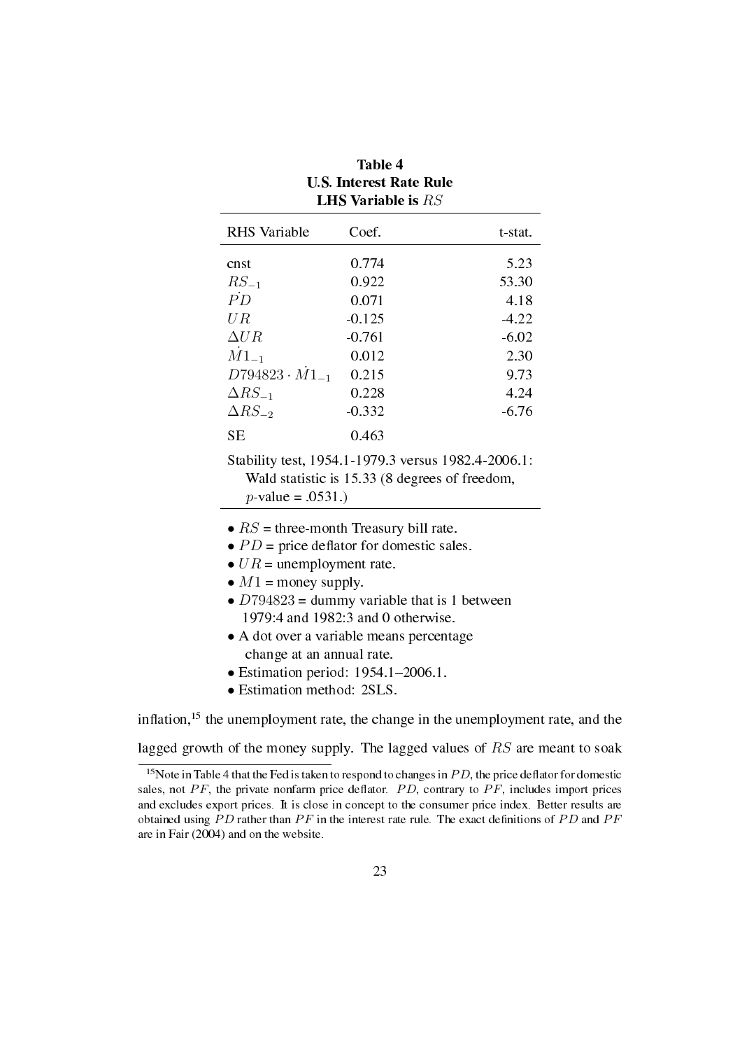**Table 4**
**U.S. Interest Rate Rule**
**LHS Variable is $RS$**

| RHS Variable | Coef. | t-stat. |
|---|---|---|
| cnst | 0.774 | 5.23 |
| $RS_{-1}$ | 0.922 | 53.30 |
| $\dot{PD}$ | 0.071 | 4.18 |
| $UR$ | -0.125 | -4.22 |
| $\Delta UR$ | -0.761 | -6.02 |
| $\dot{M1}_{-1}$ | 0.012 | 2.30 |
| $D794823 \cdot \dot{M1}_{-1}$ | 0.215 | 9.73 |
| $\Delta RS_{-1}$ | 0.228 | 4.24 |
| $\Delta RS_{-2}$ | -0.332 | -6.76 |
| SE | 0.463 | |

Stability test, 1954.1-1979.3 versus 1982.4-2006.1: Wald statistic is 15.33 (8 degrees of freedom, $p$-value = .0531.)

- $RS$ = three-month Treasury bill rate.
- $PD$ = price deflator for domestic sales.
- $UR$ = unemployment rate.
- $M1$ = money supply.
- $D794823$ = dummy variable that is 1 between 1979:4 and 1982:3 and 0 otherwise.
- A dot over a variable means percentage change at an annual rate.
- Estimation period: 1954.1–2006.1.
- Estimation method: 2SLS.

inflation,[15] the unemployment rate, the change in the unemployment rate, and the lagged growth of the money supply. The lagged values of $RS$ are meant to soak

[15] Note in Table 4 that the Fed is taken to respond to changes in $PD$, the price deflator for domestic sales, not $PF$, the private nonfarm price deflator. $PD$, contrary to $PF$, includes import prices and excludes export prices. It is close in concept to the consumer price index. Better results are obtained using $PD$ rather than $PF$ in the interest rate rule. The exact definitions of $PD$ and $PF$ are in Fair (2004) and on the website.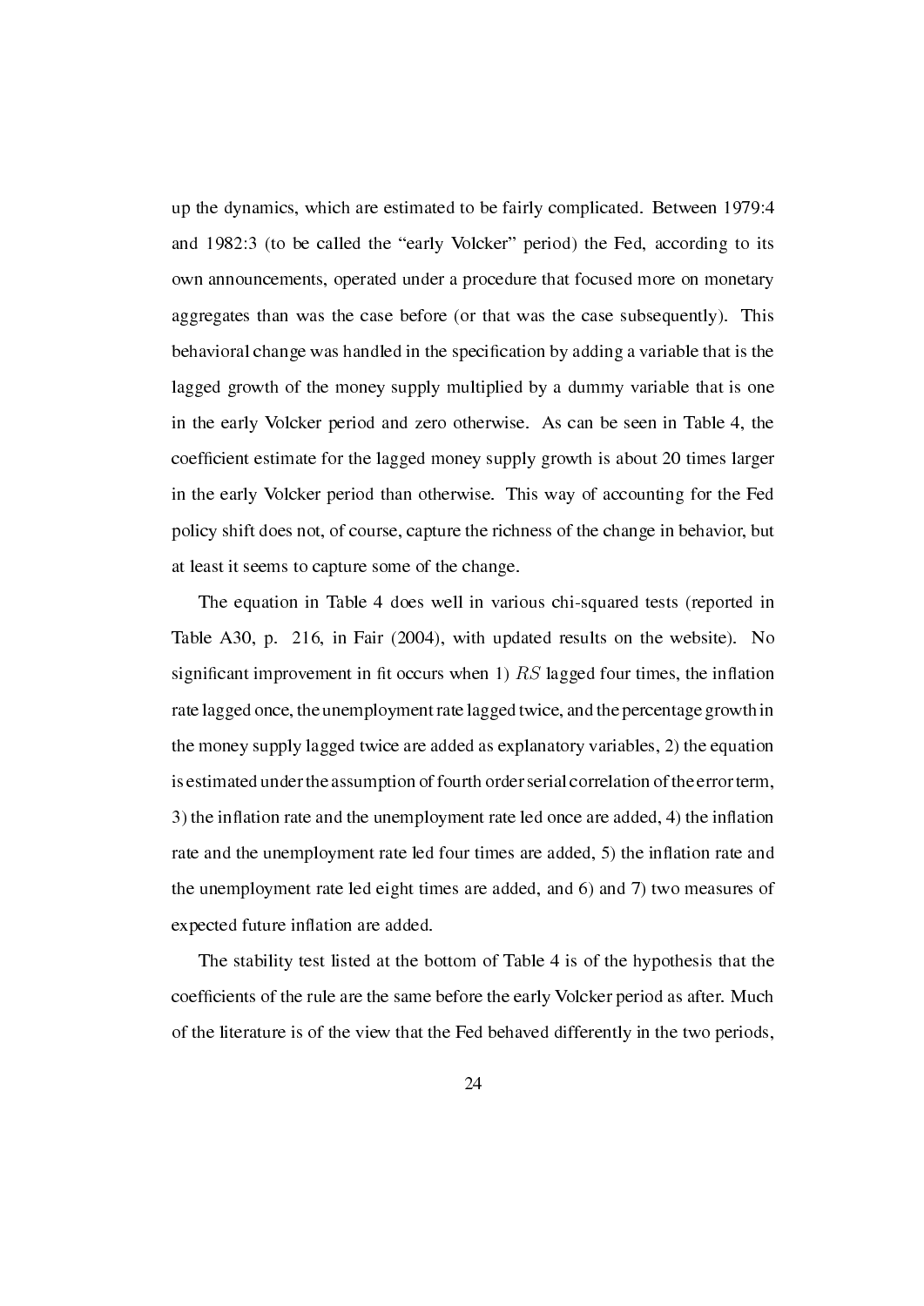up the dynamics, which are estimated to be fairly complicated. Between 1979:4 and 1982:3 (to be called the "early Volcker" period) the Fed, according to its own announcements, operated under a procedure that focused more on monetary aggregates than was the case before (or that was the case subsequently). This behavioral change was handled in the specification by adding a variable that is the lagged growth of the money supply multiplied by a dummy variable that is one in the early Volcker period and zero otherwise. As can be seen in Table 4, the coefficient estimate for the lagged money supply growth is about 20 times larger in the early Volcker period than otherwise. This way of accounting for the Fed policy shift does not, of course, capture the richness of the change in behavior, but at least it seems to capture some of the change.

The equation in Table 4 does well in various chi-squared tests (reported in Table A30, p. 216, in Fair (2004), with updated results on the website). No significant improvement in fit occurs when 1) $RS$ lagged four times, the inflation rate lagged once, the unemployment rate lagged twice, and the percentage growth in the money supply lagged twice are added as explanatory variables, 2) the equation is estimated under the assumption of fourth order serial correlation of the error term, 3) the inflation rate and the unemployment rate led once are added, 4) the inflation rate and the unemployment rate led four times are added, 5) the inflation rate and the unemployment rate led eight times are added, and 6) and 7) two measures of expected future inflation are added.

The stability test listed at the bottom of Table 4 is of the hypothesis that the coefficients of the rule are the same before the early Volcker period as after. Much of the literature is of the view that the Fed behaved differently in the two periods,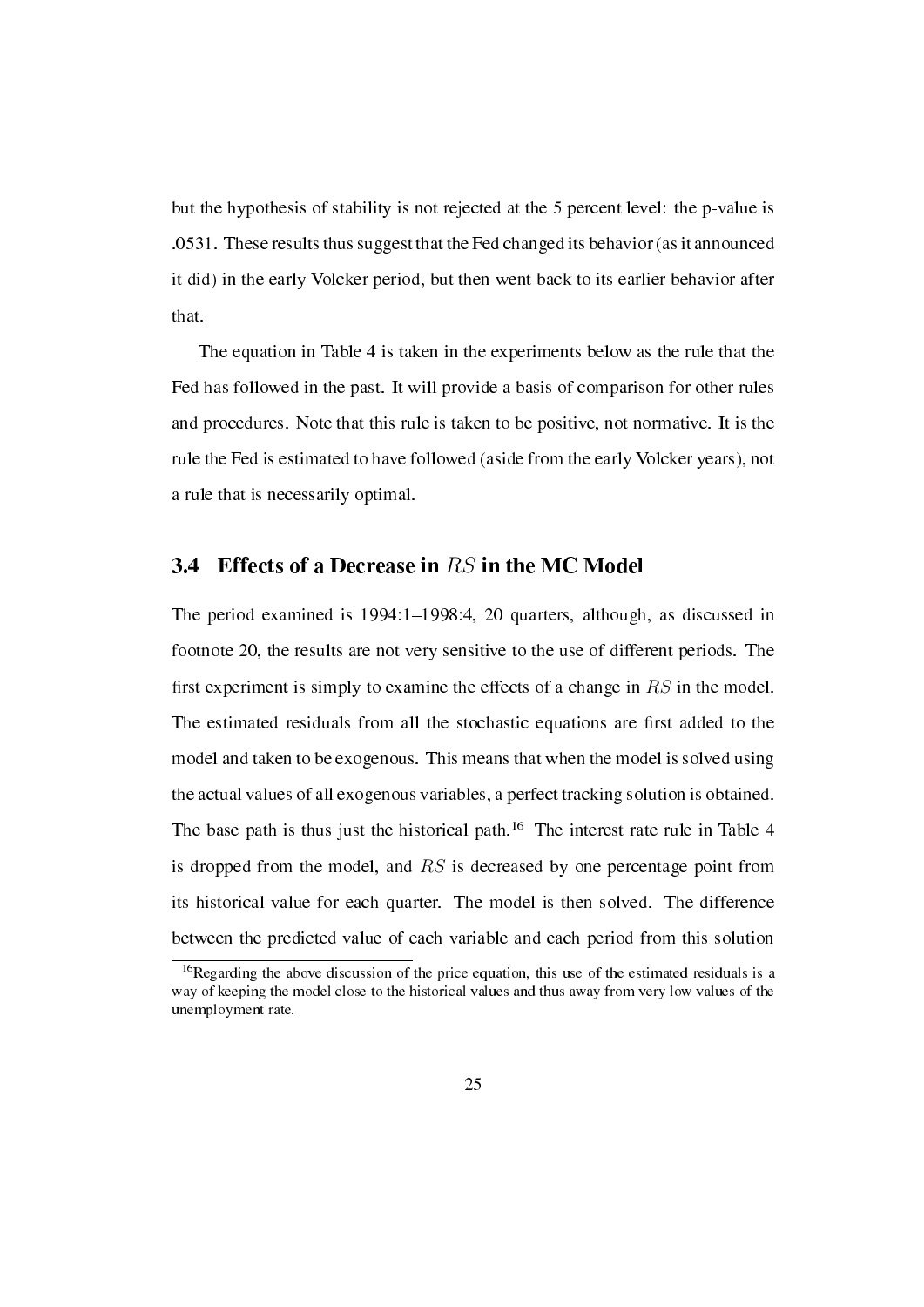but the hypothesis of stability is not rejected at the 5 percent level: the p-value is .0531. These results thus suggest that the Fed changed its behavior (as it announced it did) in the early Volcker period, but then went back to its earlier behavior after that.

The equation in Table 4 is taken in the experiments below as the rule that the Fed has followed in the past. It will provide a basis of comparison for other rules and procedures. Note that this rule is taken to be positive, not normative. It is the rule the Fed is estimated to have followed (aside from the early Volcker years), not a rule that is necessarily optimal.

### 3.4 Effects of a Decrease in $RS$ in the MC Model

The period examined is 1994:1–1998:4, 20 quarters, although, as discussed in footnote 20, the results are not very sensitive to the use of different periods. The first experiment is simply to examine the effects of a change in $RS$ in the model. The estimated residuals from all the stochastic equations are first added to the model and taken to be exogenous. This means that when the model is solved using the actual values of all exogenous variables, a perfect tracking solution is obtained. The base path is thus just the historical path.[16] The interest rate rule in Table 4 is dropped from the model, and $RS$ is decreased by one percentage point from its historical value for each quarter. The model is then solved. The difference between the predicted value of each variable and each period from this solution

[16]Regarding the above discussion of the price equation, this use of the estimated residuals is a way of keeping the model close to the historical values and thus away from very low values of the unemployment rate.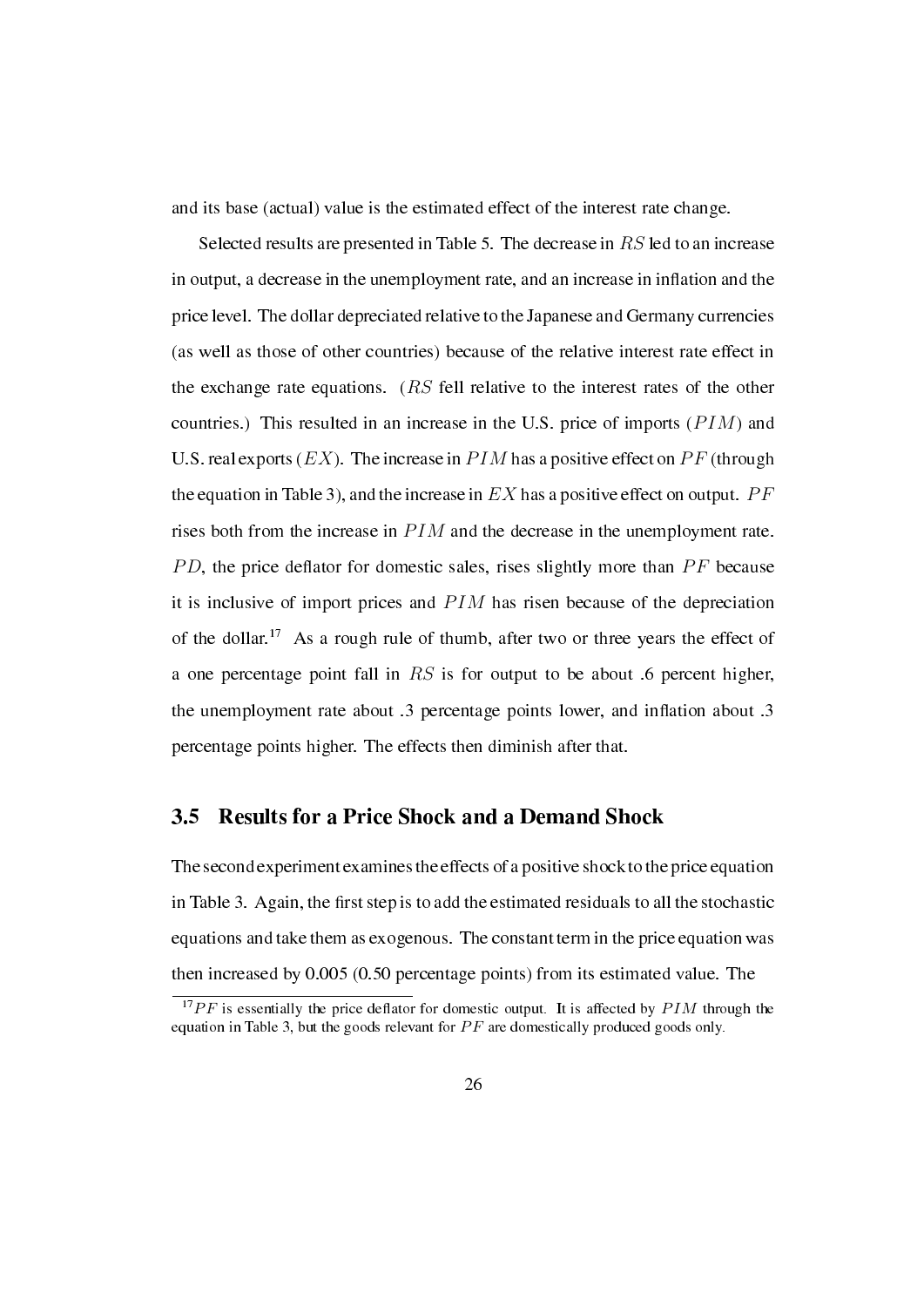and its base (actual) value is the estimated effect of the interest rate change.

Selected results are presented in Table 5. The decrease in $RS$ led to an increase in output, a decrease in the unemployment rate, and an increase in inflation and the price level. The dollar depreciated relative to the Japanese and Germany currencies (as well as those of other countries) because of the relative interest rate effect in the exchange rate equations. ($RS$ fell relative to the interest rates of the other countries.) This resulted in an increase in the U.S. price of imports ($PIM$) and U.S. real exports ($EX$). The increase in $PIM$ has a positive effect on $PF$ (through the equation in Table 3), and the increase in $EX$ has a positive effect on output. $PF$ rises both from the increase in $PIM$ and the decrease in the unemployment rate. $PD$, the price deflator for domestic sales, rises slightly more than $PF$ because it is inclusive of import prices and $PIM$ has risen because of the depreciation of the dollar.[17] As a rough rule of thumb, after two or three years the effect of a one percentage point fall in $RS$ is for output to be about .6 percent higher, the unemployment rate about .3 percentage points lower, and inflation about .3 percentage points higher. The effects then diminish after that.

## 3.5 Results for a Price Shock and a Demand Shock

The second experiment examines the effects of a positive shock to the price equation in Table 3. Again, the first step is to add the estimated residuals to all the stochastic equations and take them as exogenous. The constant term in the price equation was then increased by 0.005 (0.50 percentage points) from its estimated value. The

[17] $PF$ is essentially the price deflator for domestic output. It is affected by $PIM$ through the equation in Table 3, but the goods relevant for $PF$ are domestically produced goods only.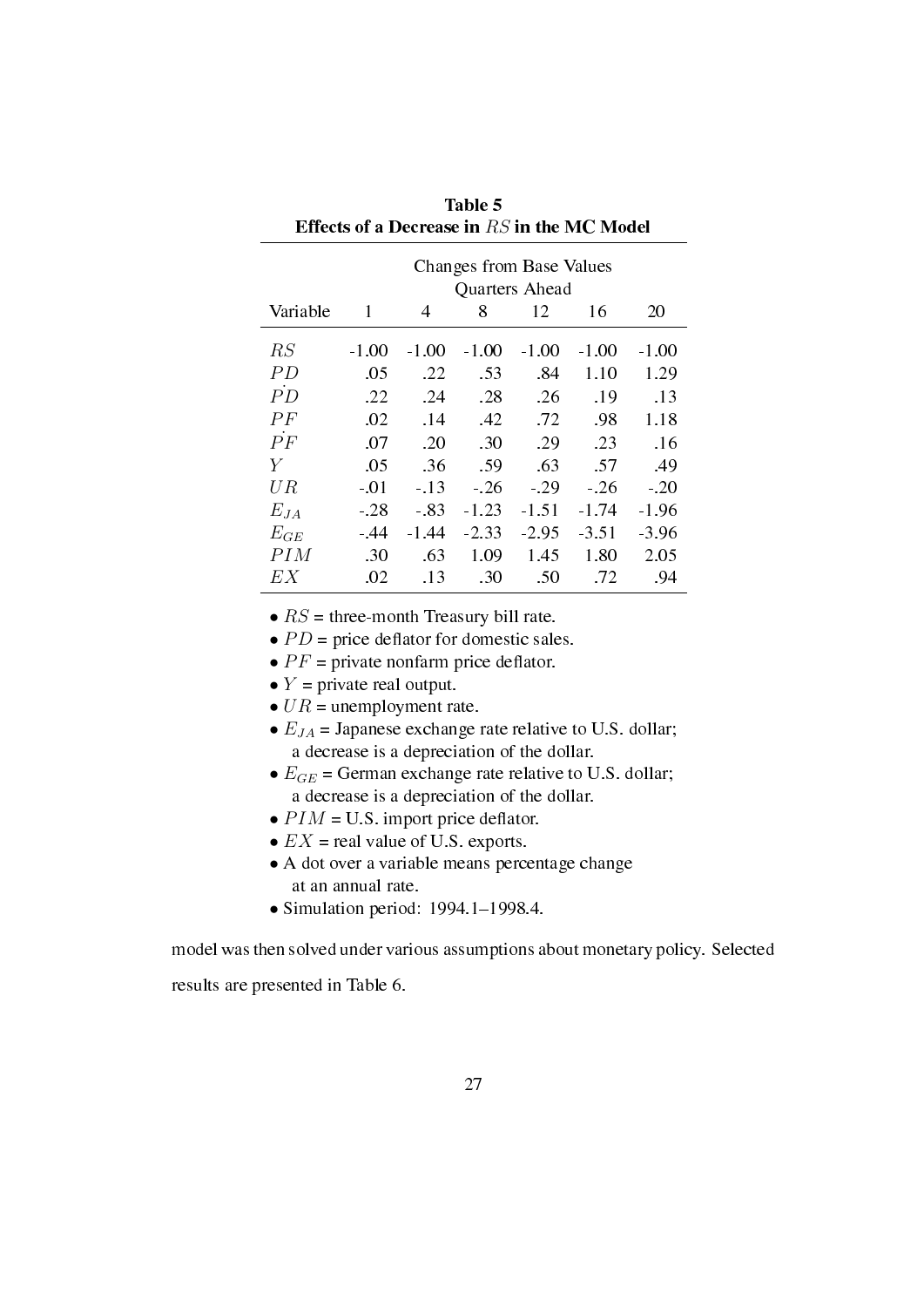**Table 5**
**Effects of a Decrease in $RS$ in the MC Model**

| | Changes from Base Values | | | | | |
|---|---|---|---|---|---|---|
| | Quarters Ahead | | | | | |
| Variable | 1 | 4 | 8 | 12 | 16 | 20 |
| $RS$ | -1.00 | -1.00 | -1.00 | -1.00 | -1.00 | -1.00 |
| $PD$ | .05 | .22 | .53 | .84 | 1.10 | 1.29 |
| $\dot{PD}$ | .22 | .24 | .28 | .26 | .19 | .13 |
| $PF$ | .02 | .14 | .42 | .72 | .98 | 1.18 |
| $\dot{PF}$ | .07 | .20 | .30 | .29 | .23 | .16 |
| $Y$ | .05 | .36 | .59 | .63 | .57 | .49 |
| $UR$ | -.01 | -.13 | -.26 | -.29 | -.26 | -.20 |
| $E_{JA}$ | -.28 | -.83 | -1.23 | -1.51 | -1.74 | -1.96 |
| $E_{GE}$ | -.44 | -1.44 | -2.33 | -2.95 | -3.51 | -3.96 |
| $PIM$ | .30 | .63 | 1.09 | 1.45 | 1.80 | 2.05 |
| $EX$ | .02 | .13 | .30 | .50 | .72 | .94 |

- $RS$ = three-month Treasury bill rate.
- $PD$ = price deflator for domestic sales.
- $PF$ = private nonfarm price deflator.
- $Y$ = private real output.
- $UR$ = unemployment rate.
- $E_{JA}$ = Japanese exchange rate relative to U.S. dollar; a decrease is a depreciation of the dollar.
- $E_{GE}$ = German exchange rate relative to U.S. dollar; a decrease is a depreciation of the dollar.
- $PIM$ = U.S. import price deflator.
- $EX$ = real value of U.S. exports.
- A dot over a variable means percentage change at an annual rate.
- Simulation period: 1994.1–1998.4.

model was then solved under various assumptions about monetary policy. Selected results are presented in Table 6.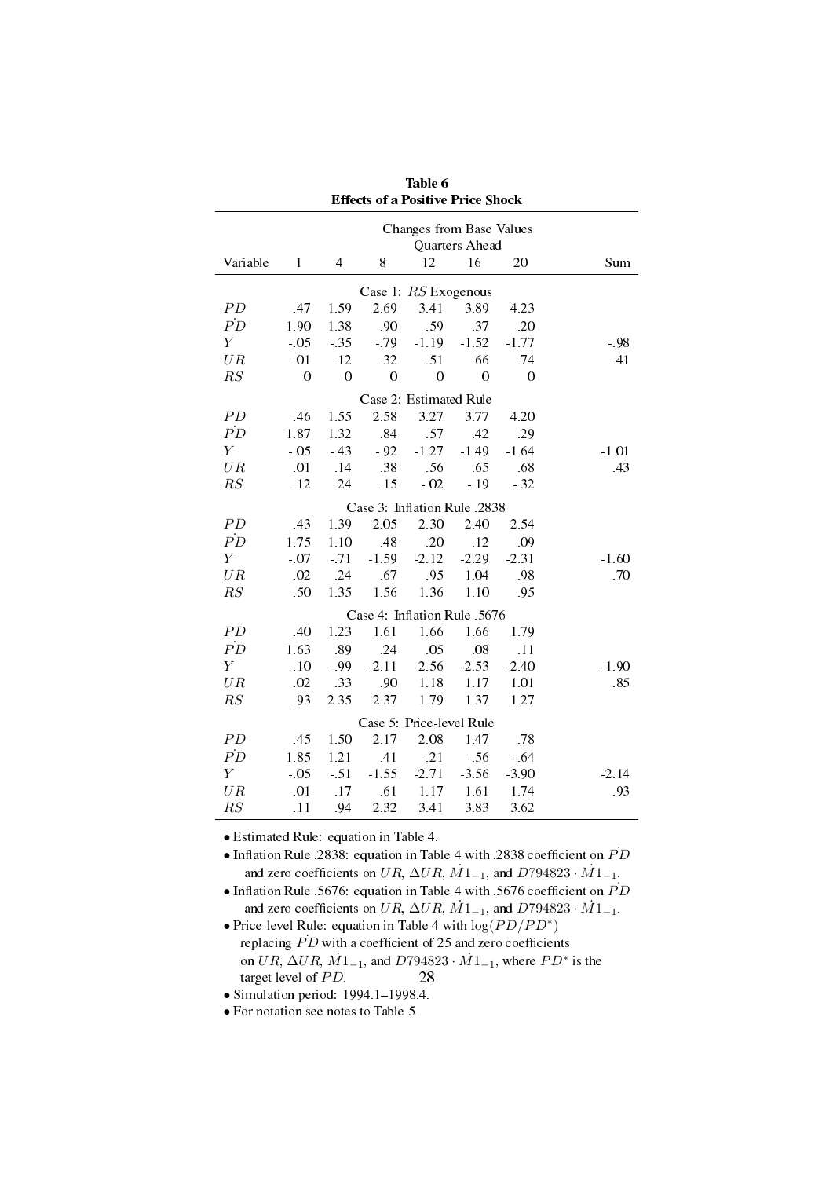**Table 6**
**Effects of a Positive Price Shock**

| Variable | 1 | 4 | 8 | 12 | 16 | 20 | Sum |
|---|---|---|---|---|---|---|---|
| | Changes from Base Values Quarters Ahead | | | | | | |
| | Case 1: $RS$ Exogenous | | | | | | |
| $PD$ | .47 | 1.59 | 2.69 | 3.41 | 3.89 | 4.23 | |
| $\dot{PD}$ | 1.90 | 1.38 | .90 | .59 | .37 | .20 | |
| $Y$ | -.05 | -.35 | -.79 | -1.19 | -1.52 | -1.77 | -.98 |
| $UR$ | .01 | .12 | .32 | .51 | .66 | .74 | .41 |
| $RS$ | 0 | 0 | 0 | 0 | 0 | 0 | |
| | Case 2: Estimated Rule | | | | | | |
| $PD$ | .46 | 1.55 | 2.58 | 3.27 | 3.77 | 4.20 | |
| $\dot{PD}$ | 1.87 | 1.32 | .84 | .57 | .42 | .29 | |
| $Y$ | -.05 | -.43 | -.92 | -1.27 | -1.49 | -1.64 | -1.01 |
| $UR$ | .01 | .14 | .38 | .56 | .65 | .68 | .43 |
| $RS$ | .12 | .24 | .15 | -.02 | -.19 | -.32 | |
| | Case 3: Inflation Rule .2838 | | | | | | |
| $PD$ | .43 | 1.39 | 2.05 | 2.30 | 2.40 | 2.54 | |
| $\dot{PD}$ | 1.75 | 1.10 | .48 | .20 | .12 | .09 | |
| $Y$ | -.07 | -.71 | -1.59 | -2.12 | -2.29 | -2.31 | -1.60 |
| $UR$ | .02 | .24 | .67 | .95 | 1.04 | .98 | .70 |
| $RS$ | .50 | 1.35 | 1.56 | 1.36 | 1.10 | .95 | |
| | Case 4: Inflation Rule .5676 | | | | | | |
| $PD$ | .40 | 1.23 | 1.61 | 1.66 | 1.66 | 1.79 | |
| $\dot{PD}$ | 1.63 | .89 | .24 | .05 | .08 | .11 | |
| $Y$ | -.10 | -.99 | -2.11 | -2.56 | -2.53 | -2.40 | -1.90 |
| $UR$ | .02 | .33 | .90 | 1.18 | 1.17 | 1.01 | .85 |
| $RS$ | .93 | 2.35 | 2.37 | 1.79 | 1.37 | 1.27 | |
| | Case 5: Price-level Rule | | | | | | |
| $PD$ | .45 | 1.50 | 2.17 | 2.08 | 1.47 | .78 | |
| $\dot{PD}$ | 1.85 | 1.21 | .41 | -.21 | -.56 | -.64 | |
| $Y$ | -.05 | -.51 | -1.55 | -2.71 | -3.56 | -3.90 | -2.14 |
| $UR$ | .01 | .17 | .61 | 1.17 | 1.61 | 1.74 | .93 |
| $RS$ | .11 | .94 | 2.32 | 3.41 | 3.83 | 3.62 | |

- Estimated Rule: equation in Table 4.
- Inflation Rule .2838: equation in Table 4 with .2838 coefficient on $\dot{PD}$ and zero coefficients on $UR$, $\Delta UR$, $\dot{M}1_{-1}$, and $D794823 \cdot \dot{M}1_{-1}$.
- Inflation Rule .5676: equation in Table 4 with .5676 coefficient on $\dot{PD}$ and zero coefficients on $UR$, $\Delta UR$, $\dot{M}1_{-1}$, and $D794823 \cdot \dot{M}1_{-1}$.
- Price-level Rule: equation in Table 4 with $\log(PD/PD^{*})$ replacing $\dot{PD}$ with a coefficient of 25 and zero coefficients on $UR$, $\Delta UR$, $\dot{M}1_{-1}$, and $D794823 \cdot \dot{M}1_{-1}$, where $PD^{*}$ is the target level of $PD$.
- Simulation period: 1994.1–1998.4.
- For notation see notes to Table 5.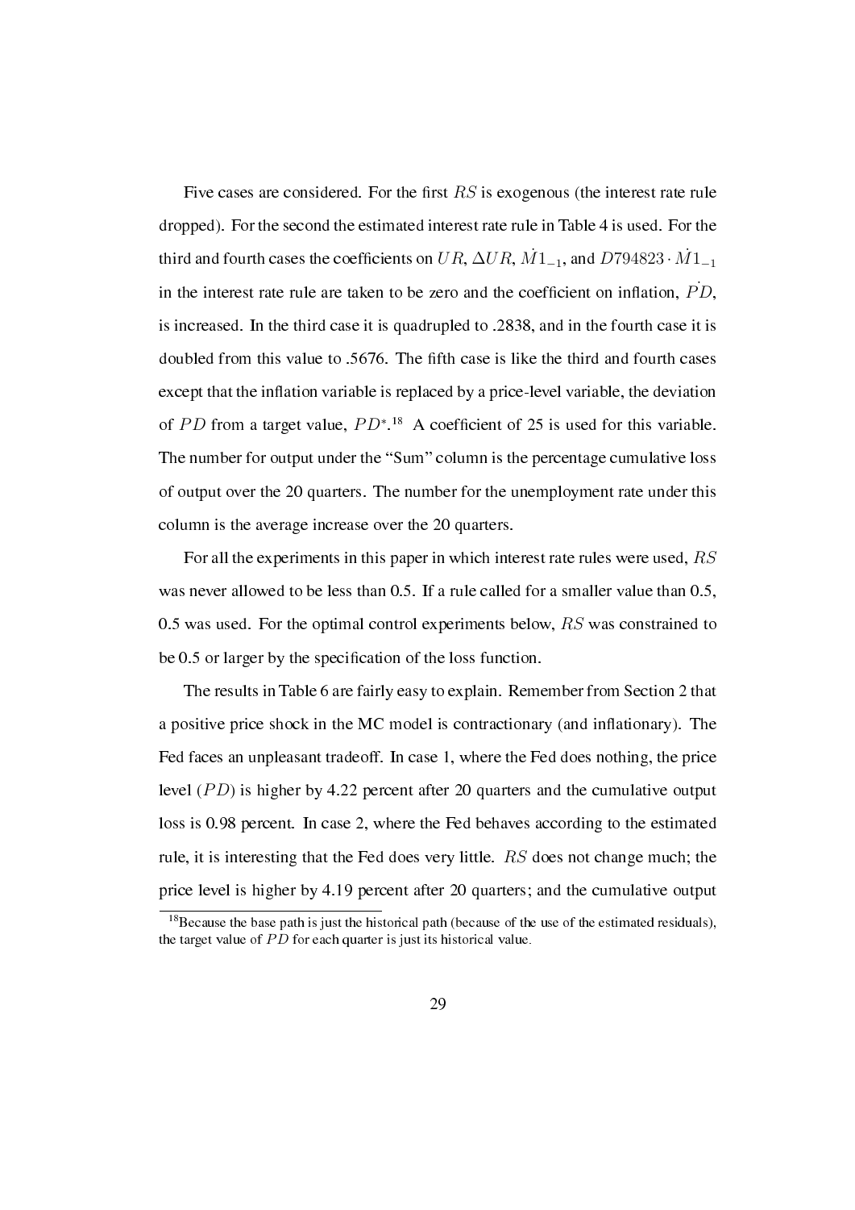Five cases are considered. For the first $RS$ is exogenous (the interest rate rule dropped). For the second the estimated interest rate rule in Table 4 is used. For the third and fourth cases the coefficients on $UR$, $\Delta UR$, $\dot{M}1_{-1}$, and $D794823 \cdot \dot{M}1_{-1}$ in the interest rate rule are taken to be zero and the coefficient on inflation, $\dot{PD}$, is increased. In the third case it is quadrupled to .2838, and in the fourth case it is doubled from this value to .5676. The fifth case is like the third and fourth cases except that the inflation variable is replaced by a price-level variable, the deviation of $PD$ from a target value, $PD^*$.[18] A coefficient of 25 is used for this variable. The number for output under the "Sum" column is the percentage cumulative loss of output over the 20 quarters. The number for the unemployment rate under this column is the average increase over the 20 quarters.

For all the experiments in this paper in which interest rate rules were used, $RS$ was never allowed to be less than 0.5. If a rule called for a smaller value than 0.5, 0.5 was used. For the optimal control experiments below, $RS$ was constrained to be 0.5 or larger by the specification of the loss function.

The results in Table 6 are fairly easy to explain. Remember from Section 2 that a positive price shock in the MC model is contractionary (and inflationary). The Fed faces an unpleasant tradeoff. In case 1, where the Fed does nothing, the price level ($PD$) is higher by 4.22 percent after 20 quarters and the cumulative output loss is 0.98 percent. In case 2, where the Fed behaves according to the estimated rule, it is interesting that the Fed does very little. $RS$ does not change much; the price level is higher by 4.19 percent after 20 quarters; and the cumulative output

[18]Because the base path is just the historical path (because of the use of the estimated residuals), the target value of $PD$ for each quarter is just its historical value.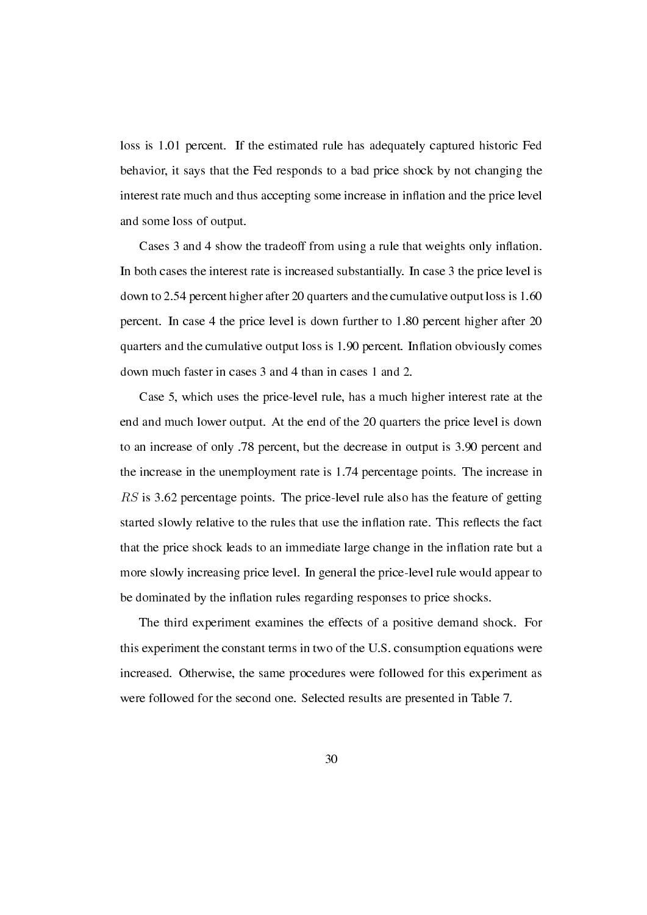loss is 1.01 percent. If the estimated rule has adequately captured historic Fed behavior, it says that the Fed responds to a bad price shock by not changing the interest rate much and thus accepting some increase in inflation and the price level and some loss of output.

Cases 3 and 4 show the tradeoff from using a rule that weights only inflation. In both cases the interest rate is increased substantially. In case 3 the price level is down to 2.54 percent higher after 20 quarters and the cumulative output loss is 1.60 percent. In case 4 the price level is down further to 1.80 percent higher after 20 quarters and the cumulative output loss is 1.90 percent. Inflation obviously comes down much faster in cases 3 and 4 than in cases 1 and 2.

Case 5, which uses the price-level rule, has a much higher interest rate at the end and much lower output. At the end of the 20 quarters the price level is down to an increase of only .78 percent, but the decrease in output is 3.90 percent and the increase in the unemployment rate is 1.74 percentage points. The increase in $RS$ is 3.62 percentage points. The price-level rule also has the feature of getting started slowly relative to the rules that use the inflation rate. This reflects the fact that the price shock leads to an immediate large change in the inflation rate but a more slowly increasing price level. In general the price-level rule would appear to be dominated by the inflation rules regarding responses to price shocks.

The third experiment examines the effects of a positive demand shock. For this experiment the constant terms in two of the U.S. consumption equations were increased. Otherwise, the same procedures were followed for this experiment as were followed for the second one. Selected results are presented in Table 7.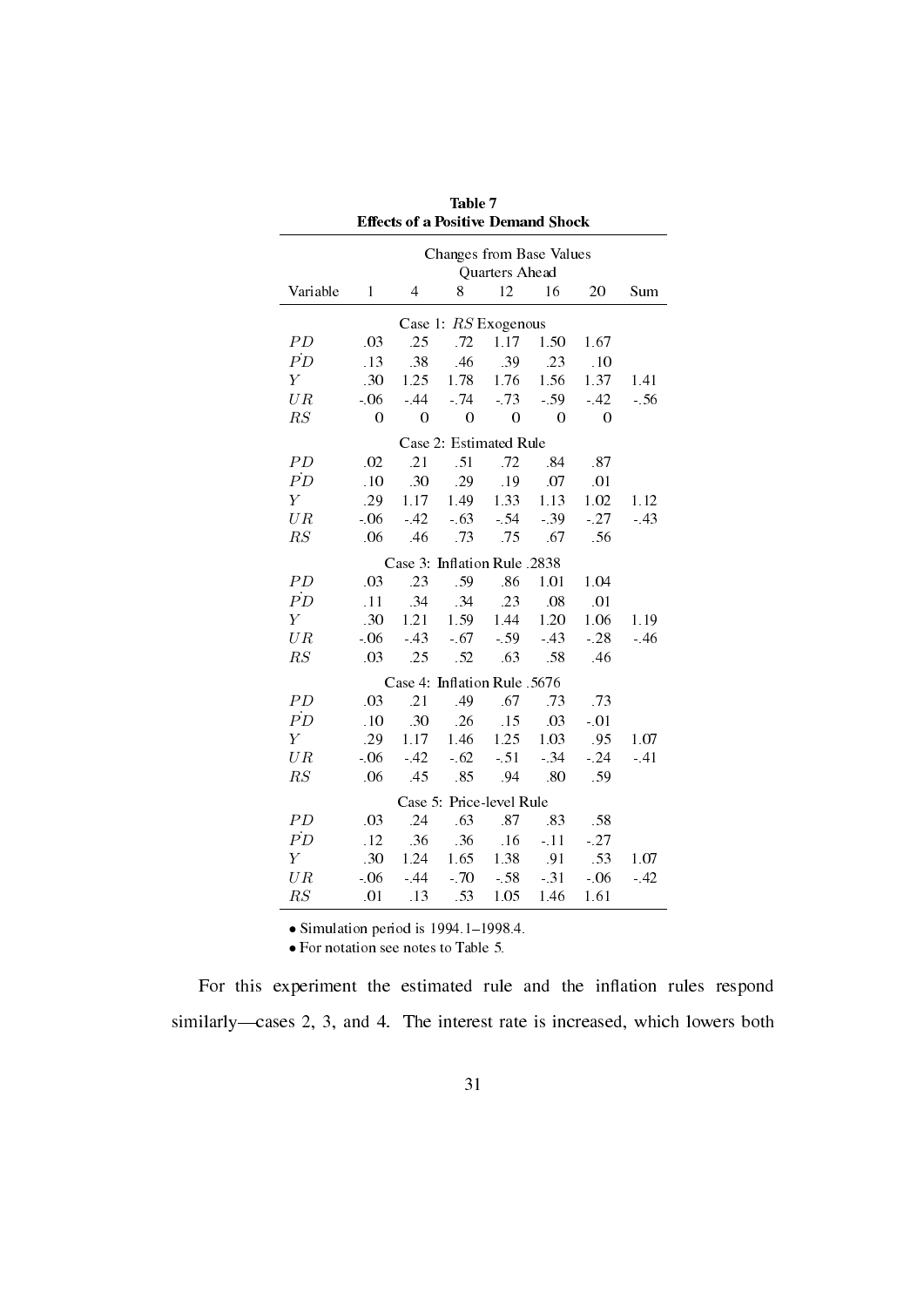**Table 7**
**Effects of a Positive Demand Shock**

| | Changes from Base Values | | | | | | |
|---|---|---|---|---|---|---|---|
| | Quarters Ahead | | | | | | |
| Variable | 1 | 4 | 8 | 12 | 16 | 20 | Sum |
| | Case 1: $RS$ Exogenous | | | | | | |
| $PD$ | .03 | .25 | .72 | 1.17 | 1.50 | 1.67 | |
| $\dot{PD}$ | .13 | .38 | .46 | .39 | .23 | .10 | |
| $Y$ | .30 | 1.25 | 1.78 | 1.76 | 1.56 | 1.37 | 1.41 |
| $UR$ | -.06 | -.44 | -.74 | -.73 | -.59 | -.42 | -.56 |
| $RS$ | 0 | 0 | 0 | 0 | 0 | 0 | |
| | Case 2: Estimated Rule | | | | | | |
| $PD$ | .02 | .21 | .51 | .72 | .84 | .87 | |
| $\dot{PD}$ | .10 | .30 | .29 | .19 | .07 | .01 | |
| $Y$ | .29 | 1.17 | 1.49 | 1.33 | 1.13 | 1.02 | 1.12 |
| $UR$ | -.06 | -.42 | -.63 | -.54 | -.39 | -.27 | -.43 |
| $RS$ | .06 | .46 | .73 | .75 | .67 | .56 | |
| | Case 3: Inflation Rule .2838 | | | | | | |
| $PD$ | .03 | .23 | .59 | .86 | 1.01 | 1.04 | |
| $\dot{PD}$ | .11 | .34 | .34 | .23 | .08 | .01 | |
| $Y$ | .30 | 1.21 | 1.59 | 1.44 | 1.20 | 1.06 | 1.19 |
| $UR$ | -.06 | -.43 | -.67 | -.59 | -.43 | -.28 | -.46 |
| $RS$ | .03 | .25 | .52 | .63 | .58 | .46 | |
| | Case 4: Inflation Rule .5676 | | | | | | |
| $PD$ | .03 | .21 | .49 | .67 | .73 | .73 | |
| $\dot{PD}$ | .10 | .30 | .26 | .15 | .03 | -.01 | |
| $Y$ | .29 | 1.17 | 1.46 | 1.25 | 1.03 | .95 | 1.07 |
| $UR$ | -.06 | -.42 | -.62 | -.51 | -.34 | -.24 | -.41 |
| $RS$ | .06 | .45 | .85 | .94 | .80 | .59 | |
| | Case 5: Price-level Rule | | | | | | |
| $PD$ | .03 | .24 | .63 | .87 | .83 | .58 | |
| $\dot{PD}$ | .12 | .36 | .36 | .16 | -.11 | -.27 | |
| $Y$ | .30 | 1.24 | 1.65 | 1.38 | .91 | .53 | 1.07 |
| $UR$ | -.06 | -.44 | -.70 | -.58 | -.31 | -.06 | -.42 |
| $RS$ | .01 | .13 | .53 | 1.05 | 1.46 | 1.61 | |

- Simulation period is 1994.1–1998.4.
- For notation see notes to Table 5.

For this experiment the estimated rule and the inflation rules respond similarly—cases 2, 3, and 4. The interest rate is increased, which lowers both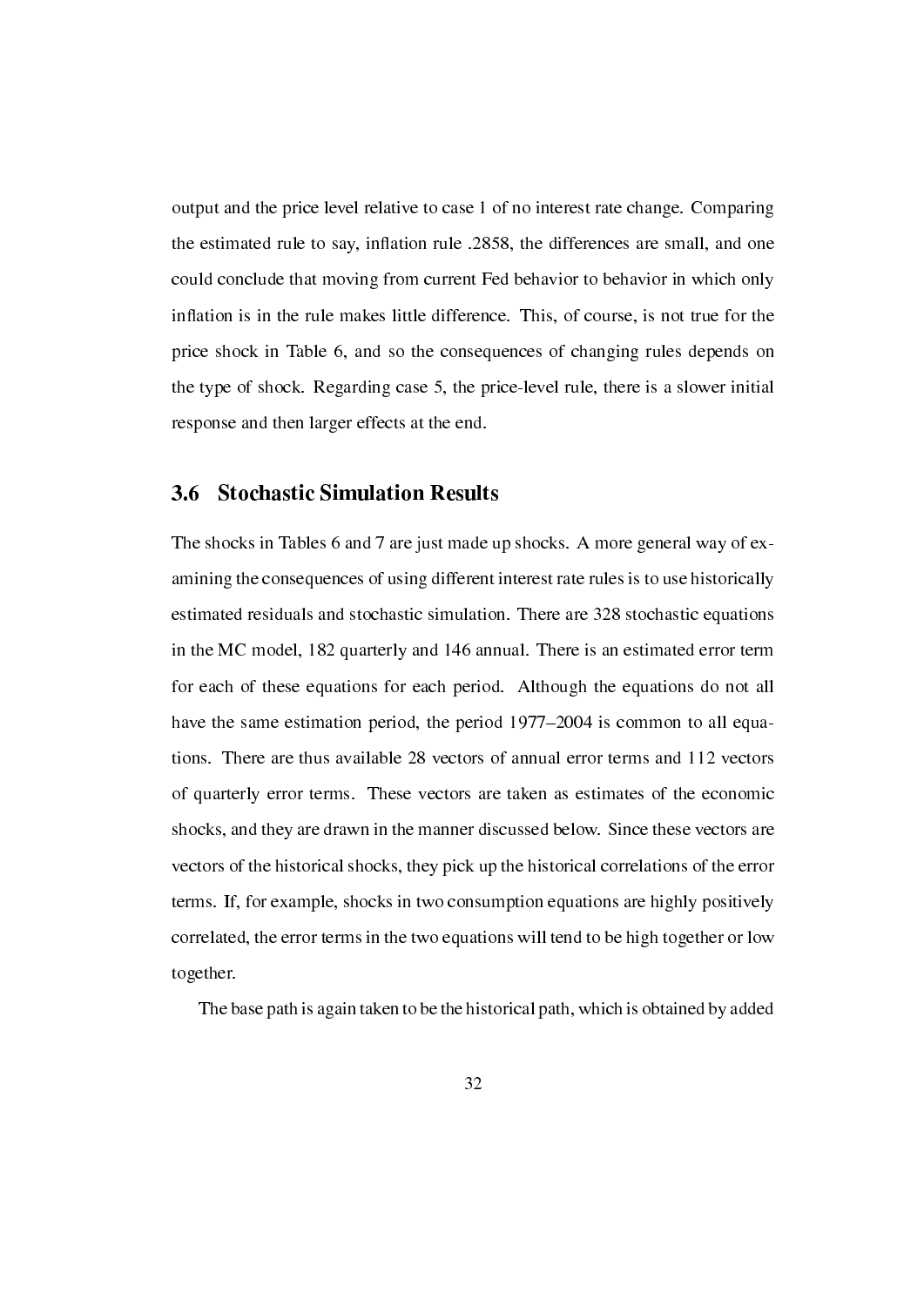output and the price level relative to case 1 of no interest rate change. Comparing the estimated rule to say, inflation rule .2858, the differences are small, and one could conclude that moving from current Fed behavior to behavior in which only inflation is in the rule makes little difference. This, of course, is not true for the price shock in Table 6, and so the consequences of changing rules depends on the type of shock. Regarding case 5, the price-level rule, there is a slower initial response and then larger effects at the end.

### 3.6 Stochastic Simulation Results

The shocks in Tables 6 and 7 are just made up shocks. A more general way of examining the consequences of using different interest rate rules is to use historically estimated residuals and stochastic simulation. There are 328 stochastic equations in the MC model, 182 quarterly and 146 annual. There is an estimated error term for each of these equations for each period. Although the equations do not all have the same estimation period, the period 1977–2004 is common to all equations. There are thus available 28 vectors of annual error terms and 112 vectors of quarterly error terms. These vectors are taken as estimates of the economic shocks, and they are drawn in the manner discussed below. Since these vectors are vectors of the historical shocks, they pick up the historical correlations of the error terms. If, for example, shocks in two consumption equations are highly positively correlated, the error terms in the two equations will tend to be high together or low together.

The base path is again taken to be the historical path, which is obtained by added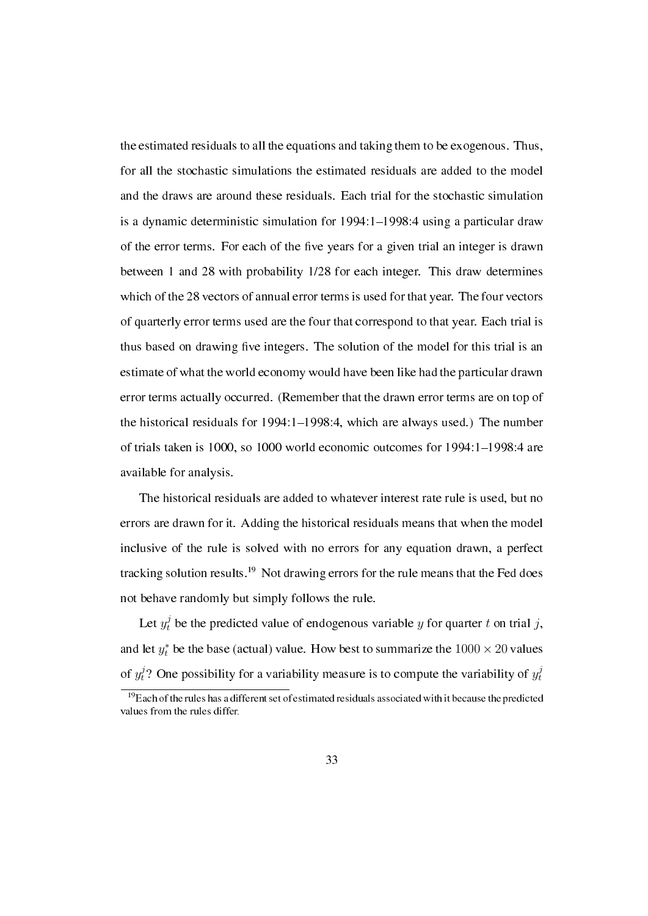the estimated residuals to all the equations and taking them to be exogenous. Thus, for all the stochastic simulations the estimated residuals are added to the model and the draws are around these residuals. Each trial for the stochastic simulation is a dynamic deterministic simulation for 1994:1–1998:4 using a particular draw of the error terms. For each of the five years for a given trial an integer is drawn between 1 and 28 with probability 1/28 for each integer. This draw determines which of the 28 vectors of annual error terms is used for that year. The four vectors of quarterly error terms used are the four that correspond to that year. Each trial is thus based on drawing five integers. The solution of the model for this trial is an estimate of what the world economy would have been like had the particular drawn error terms actually occurred. (Remember that the drawn error terms are on top of the historical residuals for 1994:1–1998:4, which are always used.) The number of trials taken is 1000, so 1000 world economic outcomes for 1994:1–1998:4 are available for analysis.

The historical residuals are added to whatever interest rate rule is used, but no errors are drawn for it. Adding the historical residuals means that when the model inclusive of the rule is solved with no errors for any equation drawn, a perfect tracking solution results.[19] Not drawing errors for the rule means that the Fed does not behave randomly but simply follows the rule.

Let $y_t^j$ be the predicted value of endogenous variable $y$ for quarter $t$ on trial $j$, and let $y_t^*$ be the base (actual) value. How best to summarize the $1000 \times 20$ values of $y_t^j$? One possibility for a variability measure is to compute the variability of $y_t^j$

[19] Each of the rules has a different set of estimated residuals associated with it because the predicted values from the rules differ.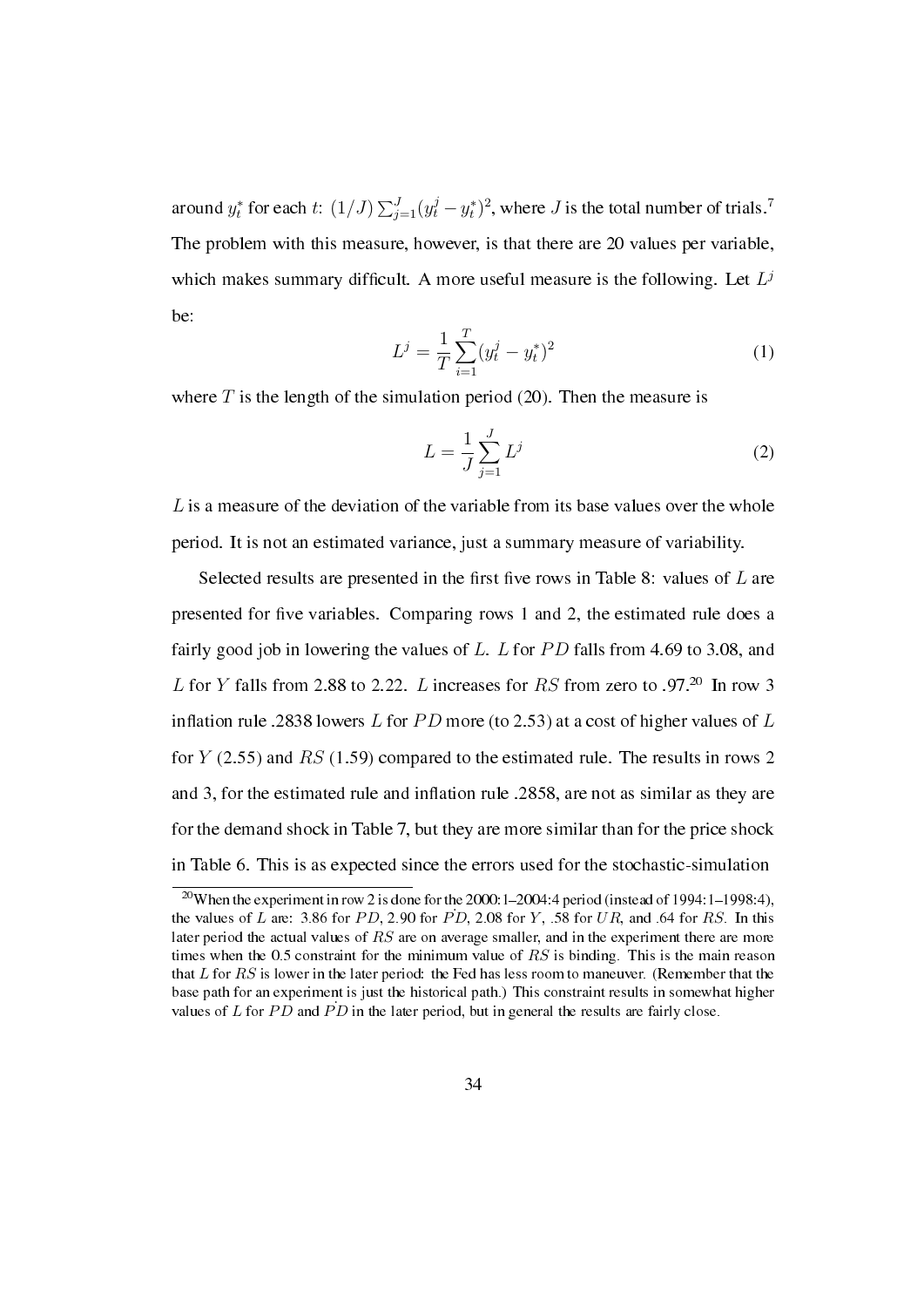around $y_t^*$ for each $t$: $(1/J)\sum_{j=1}^{J}(y_t^j - y_t^*)^2$, where $J$ is the total number of trials.[7] The problem with this measure, however, is that there are 20 values per variable, which makes summary difficult. A more useful measure is the following. Let $L^j$ be:

$$L^j = \frac{1}{T}\sum_{i=1}^{T}(y_t^j - y_t^*)^2 \tag{1}$$

where $T$ is the length of the simulation period (20). Then the measure is

$$L = \frac{1}{J}\sum_{j=1}^{J} L^j \tag{2}$$

$L$ is a measure of the deviation of the variable from its base values over the whole period. It is not an estimated variance, just a summary measure of variability.

Selected results are presented in the first five rows in Table 8: values of $L$ are presented for five variables. Comparing rows 1 and 2, the estimated rule does a fairly good job in lowering the values of $L$. $L$ for $PD$ falls from 4.69 to 3.08, and $L$ for $Y$ falls from 2.88 to 2.22. $L$ increases for $RS$ from zero to .97.[20] In row 3 inflation rule .2838 lowers $L$ for $PD$ more (to 2.53) at a cost of higher values of $L$ for $Y$ (2.55) and $RS$ (1.59) compared to the estimated rule. The results in rows 2 and 3, for the estimated rule and inflation rule .2858, are not as similar as they are for the demand shock in Table 7, but they are more similar than for the price shock in Table 6. This is as expected since the errors used for the stochastic-simulation

[20] When the experiment in row 2 is done for the 2000:1–2004:4 period (instead of 1994:1–1998:4), the values of $L$ are: 3.86 for $PD$, 2.90 for $\dot{PD}$, 2.08 for $Y$, .58 for $UR$, and .64 for $RS$. In this later period the actual values of $RS$ are on average smaller, and in the experiment there are more times when the 0.5 constraint for the minimum value of $RS$ is binding. This is the main reason that $L$ for $RS$ is lower in the later period: the Fed has less room to maneuver. (Remember that the base path for an experiment is just the historical path.) This constraint results in somewhat higher values of $L$ for $PD$ and $\dot{PD}$ in the later period, but in general the results are fairly close.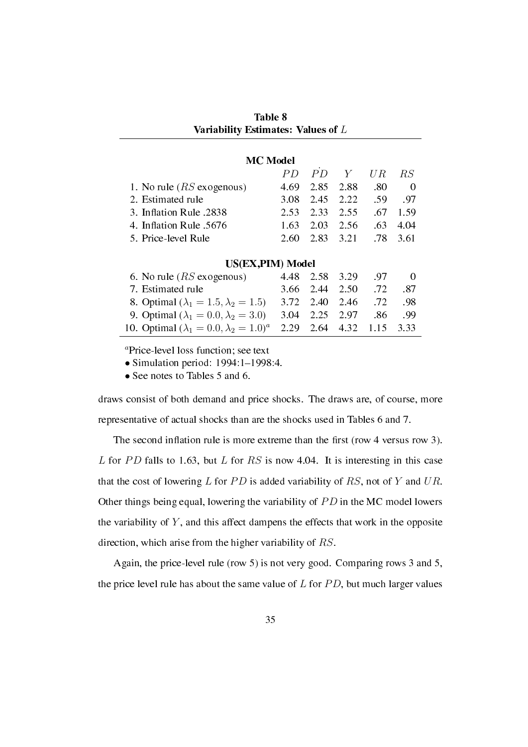**Table 8**
**Variability Estimates: Values of $L$**

| | $PD$ | $\dot{PD}$ | $Y$ | $UR$ | $RS$ |
|---|---|---|---|---|---|
| **MC Model** | | | | | |
| 1. No rule ($RS$ exogenous) | 4.69 | 2.85 | 2.88 | .80 | 0 |
| 2. Estimated rule | 3.08 | 2.45 | 2.22 | .59 | .97 |
| 3. Inflation Rule .2838 | 2.53 | 2.33 | 2.55 | .67 | 1.59 |
| 4. Inflation Rule .5676 | 1.63 | 2.03 | 2.56 | .63 | 4.04 |
| 5. Price-level Rule | 2.60 | 2.83 | 3.21 | .78 | 3.61 |
| **US(EX,PIM) Model** | | | | | |
| 6. No rule ($RS$ exogenous) | 4.48 | 2.58 | 3.29 | .97 | 0 |
| 7. Estimated rule | 3.66 | 2.44 | 2.50 | .72 | .87 |
| 8. Optimal ($\lambda_1 = 1.5, \lambda_2 = 1.5$) | 3.72 | 2.40 | 2.46 | .72 | .98 |
| 9. Optimal ($\lambda_1 = 0.0, \lambda_2 = 3.0$) | 3.04 | 2.25 | 2.97 | .86 | .99 |
| 10. Optimal ($\lambda_1 = 0.0, \lambda_2 = 1.0$)[a] | 2.29 | 2.64 | 4.32 | 1.15 | 3.33 |

[a]Price-level loss function; see text

• Simulation period: 1994:1–1998:4.

• See notes to Tables 5 and 6.

draws consist of both demand and price shocks. The draws are, of course, more representative of actual shocks than are the shocks used in Tables 6 and 7.

The second inflation rule is more extreme than the first (row 4 versus row 3). $L$ for $PD$ falls to 1.63, but $L$ for $RS$ is now 4.04. It is interesting in this case that the cost of lowering $L$ for $PD$ is added variability of $RS$, not of $Y$ and $UR$. Other things being equal, lowering the variability of $PD$ in the MC model lowers the variability of $Y$, and this affect dampens the effects that work in the opposite direction, which arise from the higher variability of $RS$.

Again, the price-level rule (row 5) is not very good. Comparing rows 3 and 5, the price level rule has about the same value of $L$ for $PD$, but much larger values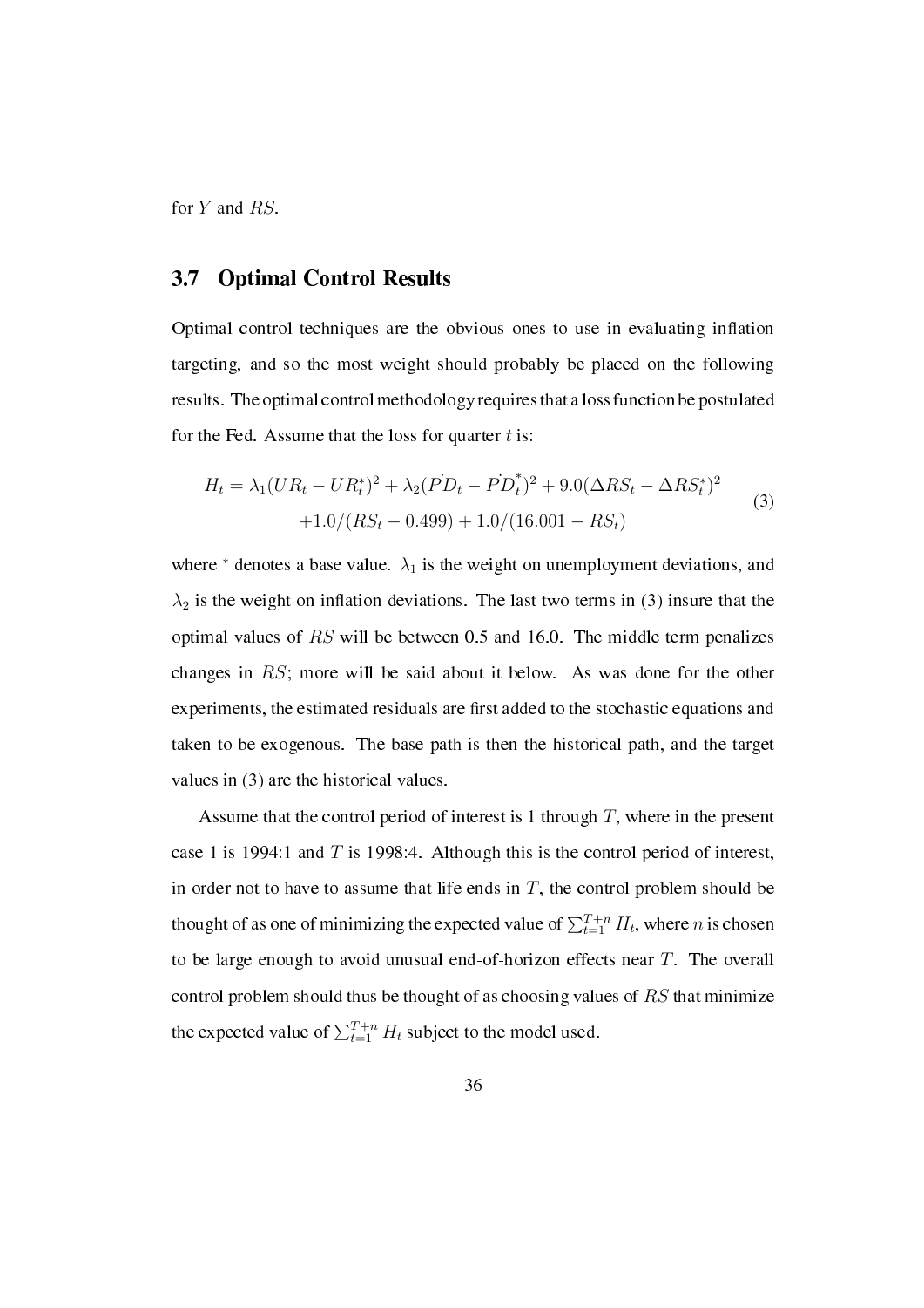for $Y$ and $RS$.

### 3.7 Optimal Control Results

Optimal control techniques are the obvious ones to use in evaluating inflation targeting, and so the most weight should probably be placed on the following results. The optimal control methodology requires that a loss function be postulated for the Fed. Assume that the loss for quarter $t$ is:

$$
\begin{aligned}
H_t = \lambda_1(UR_t - UR_t^*)^2 + \lambda_2(\dot{PD}_t - \dot{PD}_t^*)^2 + 9.0(\Delta RS_t - \Delta RS_t^*)^2 \\
+1.0/(RS_t - 0.499) + 1.0/(16.001 - RS_t)
\end{aligned}
\tag{3}
$$

where $^*$ denotes a base value. $\lambda_1$ is the weight on unemployment deviations, and $\lambda_2$ is the weight on inflation deviations. The last two terms in (3) insure that the optimal values of $RS$ will be between 0.5 and 16.0. The middle term penalizes changes in $RS$; more will be said about it below. As was done for the other experiments, the estimated residuals are first added to the stochastic equations and taken to be exogenous. The base path is then the historical path, and the target values in (3) are the historical values.

Assume that the control period of interest is 1 through $T$, where in the present case 1 is 1994:1 and $T$ is 1998:4. Although this is the control period of interest, in order not to have to assume that life ends in $T$, the control problem should be thought of as one of minimizing the expected value of $\sum_{t=1}^{T+n} H_t$, where $n$ is chosen to be large enough to avoid unusual end-of-horizon effects near $T$. The overall control problem should thus be thought of as choosing values of $RS$ that minimize the expected value of $\sum_{t=1}^{T+n} H_t$ subject to the model used.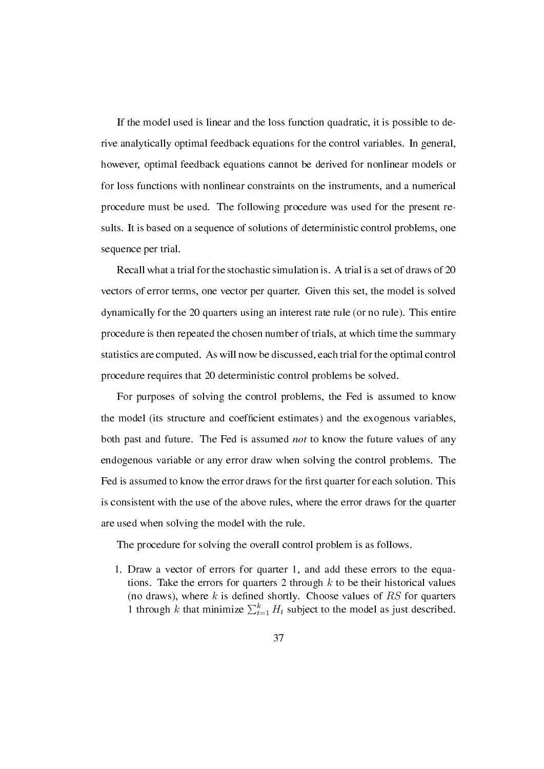If the model used is linear and the loss function quadratic, it is possible to derive analytically optimal feedback equations for the control variables. In general, however, optimal feedback equations cannot be derived for nonlinear models or for loss functions with nonlinear constraints on the instruments, and a numerical procedure must be used. The following procedure was used for the present results. It is based on a sequence of solutions of deterministic control problems, one sequence per trial.

Recall what a trial for the stochastic simulation is. A trial is a set of draws of 20 vectors of error terms, one vector per quarter. Given this set, the model is solved dynamically for the 20 quarters using an interest rate rule (or no rule). This entire procedure is then repeated the chosen number of trials, at which time the summary statistics are computed. As will now be discussed, each trial for the optimal control procedure requires that 20 deterministic control problems be solved.

For purposes of solving the control problems, the Fed is assumed to know the model (its structure and coefficient estimates) and the exogenous variables, both past and future. The Fed is assumed *not* to know the future values of any endogenous variable or any error draw when solving the control problems. The Fed is assumed to know the error draws for the first quarter for each solution. This is consistent with the use of the above rules, where the error draws for the quarter are used when solving the model with the rule.

The procedure for solving the overall control problem is as follows.

1. Draw a vector of errors for quarter 1, and add these errors to the equations. Take the errors for quarters 2 through $k$ to be their historical values (no draws), where $k$ is defined shortly. Choose values of $RS$ for quarters 1 through $k$ that minimize $\sum_{t=1}^{k} H_t$ subject to the model as just described.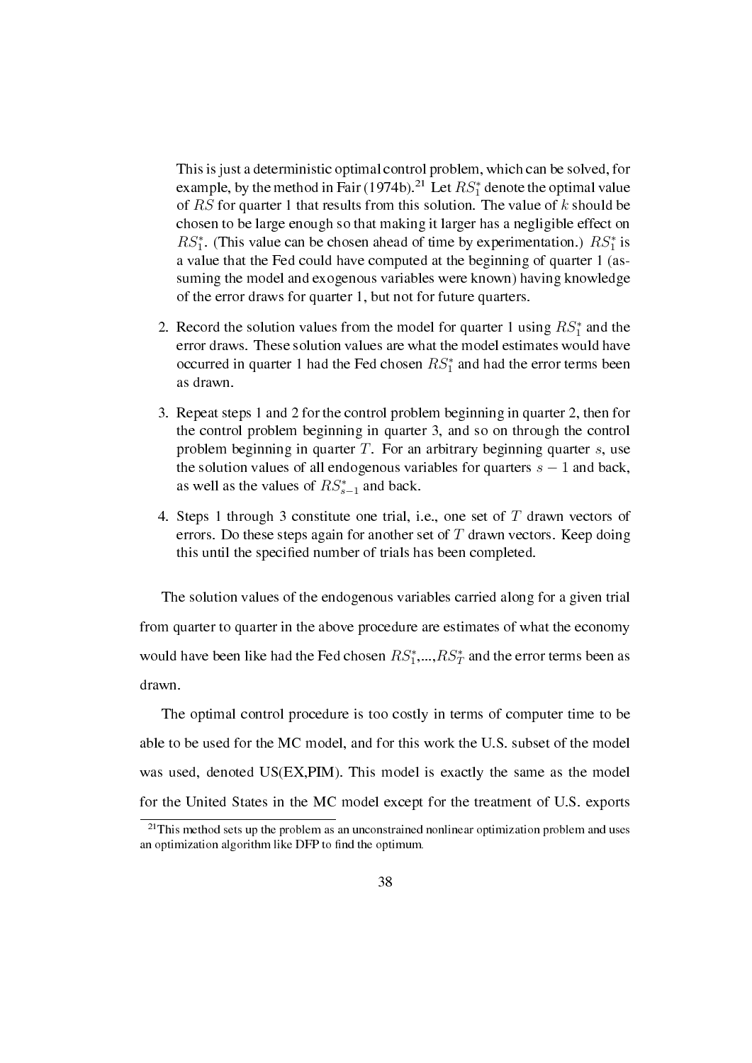This is just a deterministic optimal control problem, which can be solved, for example, by the method in Fair (1974b).[21] Let $RS_1^*$ denote the optimal value of $RS$ for quarter 1 that results from this solution. The value of $k$ should be chosen to be large enough so that making it larger has a negligible effect on $RS_1^*$. (This value can be chosen ahead of time by experimentation.) $RS_1^*$ is a value that the Fed could have computed at the beginning of quarter 1 (assuming the model and exogenous variables were known) having knowledge of the error draws for quarter 1, but not for future quarters.

2. Record the solution values from the model for quarter 1 using $RS_1^*$ and the error draws. These solution values are what the model estimates would have occurred in quarter 1 had the Fed chosen $RS_1^*$ and had the error terms been as drawn.

3. Repeat steps 1 and 2 for the control problem beginning in quarter 2, then for the control problem beginning in quarter 3, and so on through the control problem beginning in quarter $T$. For an arbitrary beginning quarter $s$, use the solution values of all endogenous variables for quarters $s-1$ and back, as well as the values of $RS_{s-1}^*$ and back.

4. Steps 1 through 3 constitute one trial, i.e., one set of $T$ drawn vectors of errors. Do these steps again for another set of $T$ drawn vectors. Keep doing this until the specified number of trials has been completed.

The solution values of the endogenous variables carried along for a given trial from quarter to quarter in the above procedure are estimates of what the economy would have been like had the Fed chosen $RS_1^*$,...,$RS_T^*$ and the error terms been as drawn.

The optimal control procedure is too costly in terms of computer time to be able to be used for the MC model, and for this work the U.S. subset of the model was used, denoted US(EX,PIM). This model is exactly the same as the model for the United States in the MC model except for the treatment of U.S. exports

[21] This method sets up the problem as an unconstrained nonlinear optimization problem and uses an optimization algorithm like DFP to find the optimum.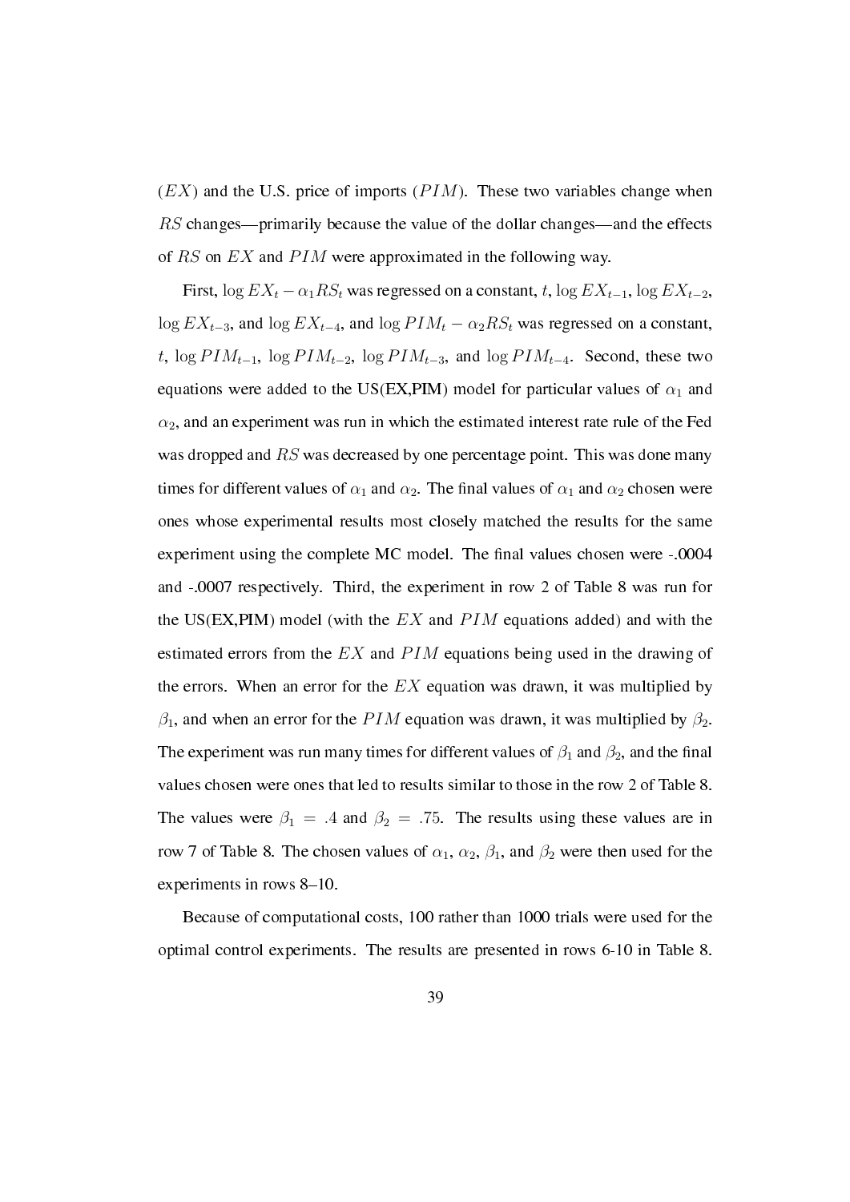($EX$) and the U.S. price of imports ($PIM$). These two variables change when $RS$ changes—primarily because the value of the dollar changes—and the effects of $RS$ on $EX$ and $PIM$ were approximated in the following way.

First, $\log EX_t - \alpha_1 RS_t$ was regressed on a constant, $t$, $\log EX_{t-1}$, $\log EX_{t-2}$, $\log EX_{t-3}$, and $\log EX_{t-4}$, and $\log PIM_t - \alpha_2 RS_t$ was regressed on a constant, $t$, $\log PIM_{t-1}$, $\log PIM_{t-2}$, $\log PIM_{t-3}$, and $\log PIM_{t-4}$. Second, these two equations were added to the US(EX,PIM) model for particular values of $\alpha_1$ and $\alpha_2$, and an experiment was run in which the estimated interest rate rule of the Fed was dropped and $RS$ was decreased by one percentage point. This was done many times for different values of $\alpha_1$ and $\alpha_2$. The final values of $\alpha_1$ and $\alpha_2$ chosen were ones whose experimental results most closely matched the results for the same experiment using the complete MC model. The final values chosen were -.0004 and -.0007 respectively. Third, the experiment in row 2 of Table 8 was run for the US(EX,PIM) model (with the $EX$ and $PIM$ equations added) and with the estimated errors from the $EX$ and $PIM$ equations being used in the drawing of the errors. When an error for the $EX$ equation was drawn, it was multiplied by $\beta_1$, and when an error for the $PIM$ equation was drawn, it was multiplied by $\beta_2$. The experiment was run many times for different values of $\beta_1$ and $\beta_2$, and the final values chosen were ones that led to results similar to those in the row 2 of Table 8. The values were $\beta_1 = .4$ and $\beta_2 = .75$. The results using these values are in row 7 of Table 8. The chosen values of $\alpha_1$, $\alpha_2$, $\beta_1$, and $\beta_2$ were then used for the experiments in rows 8–10.

Because of computational costs, 100 rather than 1000 trials were used for the optimal control experiments. The results are presented in rows 6-10 in Table 8.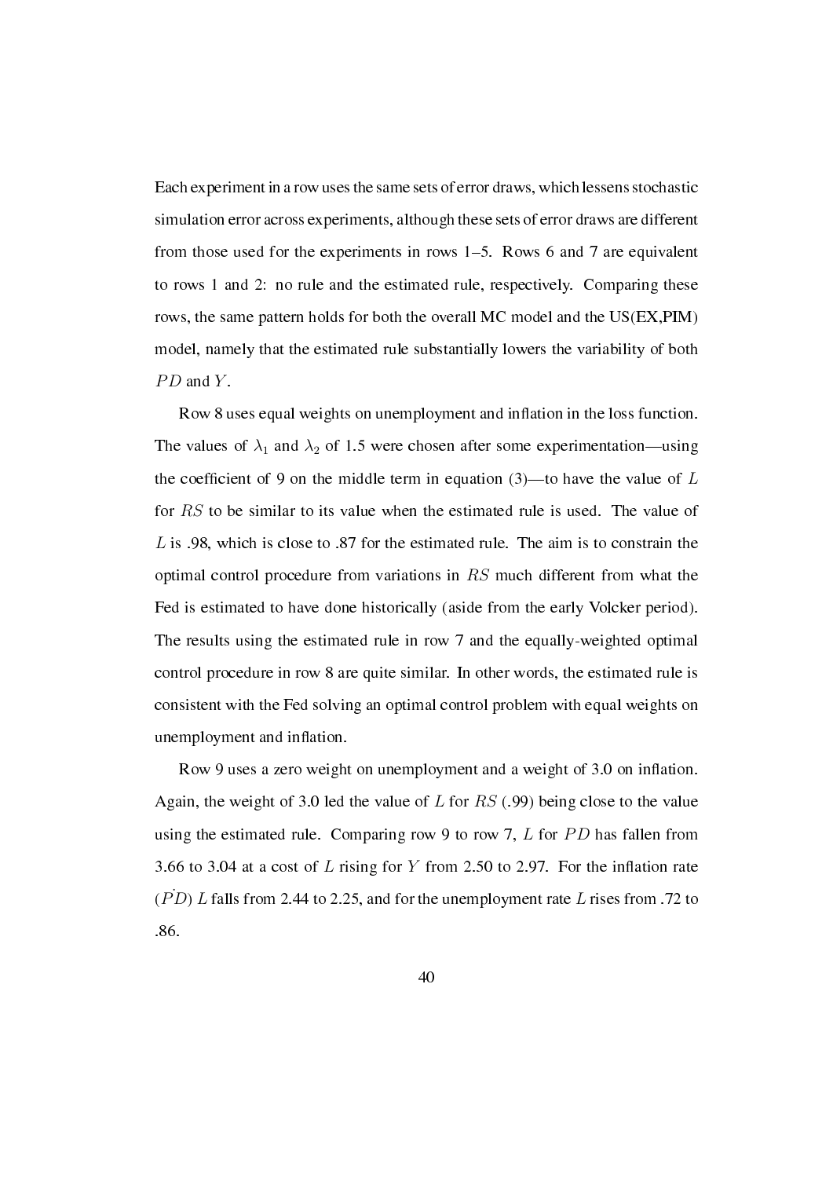Each experiment in a row uses the same sets of error draws, which lessens stochastic simulation error across experiments, although these sets of error draws are different from those used for the experiments in rows 1–5. Rows 6 and 7 are equivalent to rows 1 and 2: no rule and the estimated rule, respectively. Comparing these rows, the same pattern holds for both the overall MC model and the US(EX,PIM) model, namely that the estimated rule substantially lowers the variability of both $PD$ and $Y$.

Row 8 uses equal weights on unemployment and inflation in the loss function. The values of $\lambda_1$ and $\lambda_2$ of 1.5 were chosen after some experimentation—using the coefficient of 9 on the middle term in equation (3)—to have the value of $L$ for $RS$ to be similar to its value when the estimated rule is used. The value of $L$ is .98, which is close to .87 for the estimated rule. The aim is to constrain the optimal control procedure from variations in $RS$ much different from what the Fed is estimated to have done historically (aside from the early Volcker period). The results using the estimated rule in row 7 and the equally-weighted optimal control procedure in row 8 are quite similar. In other words, the estimated rule is consistent with the Fed solving an optimal control problem with equal weights on unemployment and inflation.

Row 9 uses a zero weight on unemployment and a weight of 3.0 on inflation. Again, the weight of 3.0 led the value of $L$ for $RS$ (.99) being close to the value using the estimated rule. Comparing row 9 to row 7, $L$ for $PD$ has fallen from 3.66 to 3.04 at a cost of $L$ rising for $Y$ from 2.50 to 2.97. For the inflation rate ($\dot{PD}$) $L$ falls from 2.44 to 2.25, and for the unemployment rate $L$ rises from .72 to .86.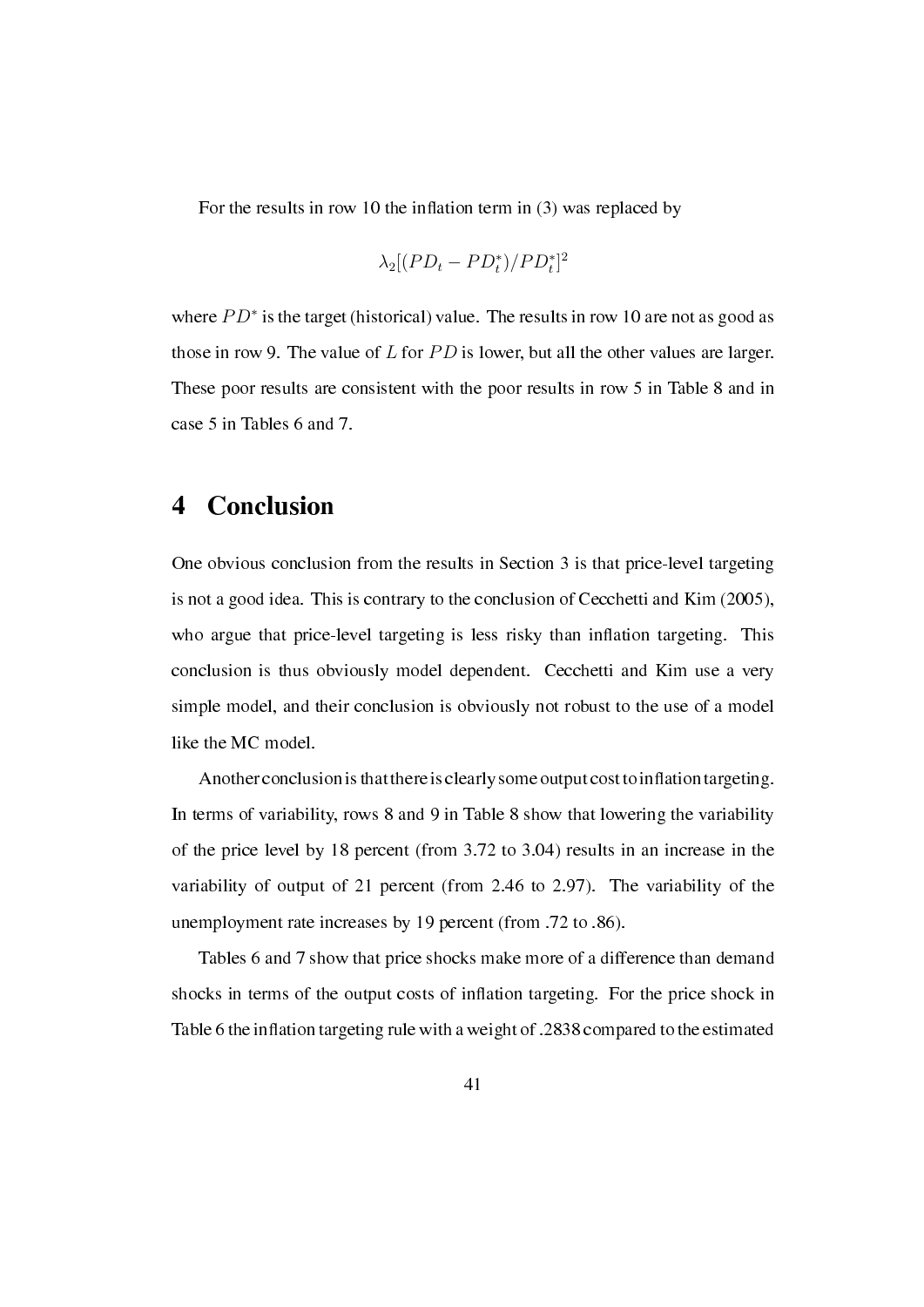For the results in row 10 the inflation term in (3) was replaced by

$$\lambda_2[(PD_t - PD_t^*)/PD_t^*]^2$$

where $PD^*$ is the target (historical) value. The results in row 10 are not as good as those in row 9. The value of $L$ for $PD$ is lower, but all the other values are larger. These poor results are consistent with the poor results in row 5 in Table 8 and in case 5 in Tables 6 and 7.

# 4 Conclusion

One obvious conclusion from the results in Section 3 is that price-level targeting is not a good idea. This is contrary to the conclusion of Cecchetti and Kim (2005), who argue that price-level targeting is less risky than inflation targeting. This conclusion is thus obviously model dependent. Cecchetti and Kim use a very simple model, and their conclusion is obviously not robust to the use of a model like the MC model.

Another conclusion is that there is clearly some output cost to inflation targeting. In terms of variability, rows 8 and 9 in Table 8 show that lowering the variability of the price level by 18 percent (from 3.72 to 3.04) results in an increase in the variability of output of 21 percent (from 2.46 to 2.97). The variability of the unemployment rate increases by 19 percent (from .72 to .86).

Tables 6 and 7 show that price shocks make more of a difference than demand shocks in terms of the output costs of inflation targeting. For the price shock in Table 6 the inflation targeting rule with a weight of .2838 compared to the estimated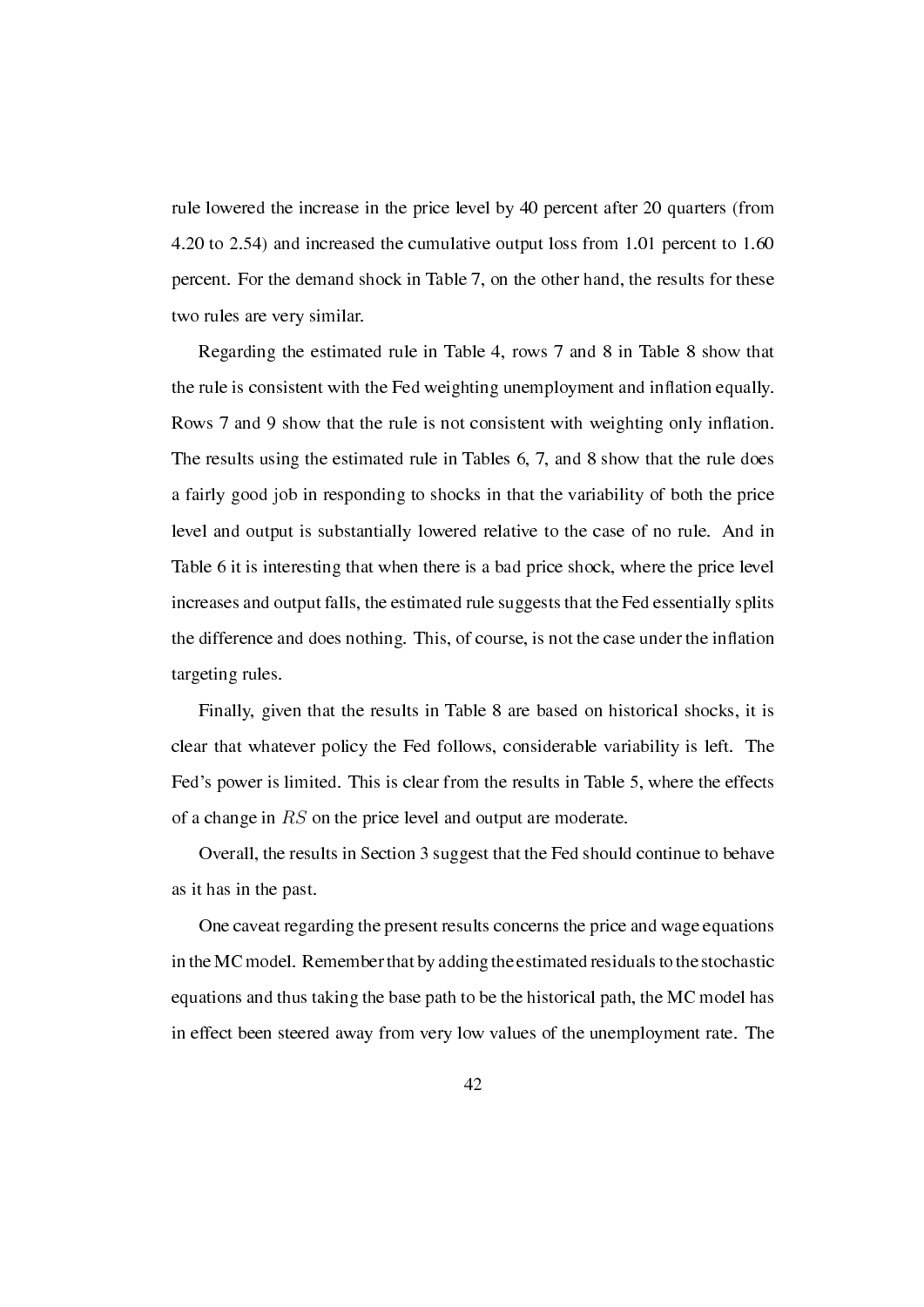rule lowered the increase in the price level by 40 percent after 20 quarters (from 4.20 to 2.54) and increased the cumulative output loss from 1.01 percent to 1.60 percent. For the demand shock in Table 7, on the other hand, the results for these two rules are very similar.

Regarding the estimated rule in Table 4, rows 7 and 8 in Table 8 show that the rule is consistent with the Fed weighting unemployment and inflation equally. Rows 7 and 9 show that the rule is not consistent with weighting only inflation. The results using the estimated rule in Tables 6, 7, and 8 show that the rule does a fairly good job in responding to shocks in that the variability of both the price level and output is substantially lowered relative to the case of no rule. And in Table 6 it is interesting that when there is a bad price shock, where the price level increases and output falls, the estimated rule suggests that the Fed essentially splits the difference and does nothing. This, of course, is not the case under the inflation targeting rules.

Finally, given that the results in Table 8 are based on historical shocks, it is clear that whatever policy the Fed follows, considerable variability is left. The Fed's power is limited. This is clear from the results in Table 5, where the effects of a change in $RS$ on the price level and output are moderate.

Overall, the results in Section 3 suggest that the Fed should continue to behave as it has in the past.

One caveat regarding the present results concerns the price and wage equations in the MC model. Remember that by adding the estimated residuals to the stochastic equations and thus taking the base path to be the historical path, the MC model has in effect been steered away from very low values of the unemployment rate. The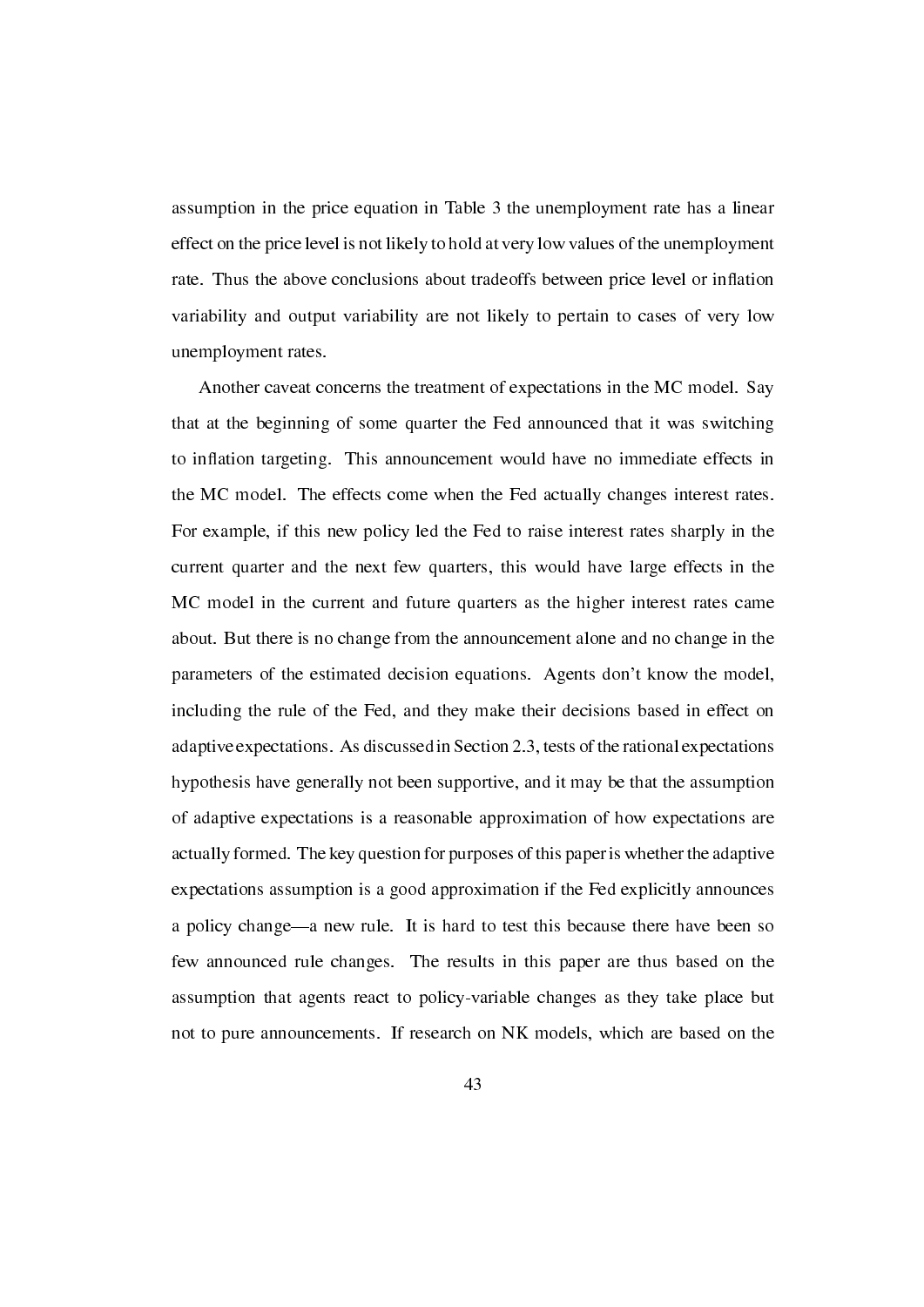assumption in the price equation in Table 3 the unemployment rate has a linear effect on the price level is not likely to hold at very low values of the unemployment rate. Thus the above conclusions about tradeoffs between price level or inflation variability and output variability are not likely to pertain to cases of very low unemployment rates.

Another caveat concerns the treatment of expectations in the MC model. Say that at the beginning of some quarter the Fed announced that it was switching to inflation targeting. This announcement would have no immediate effects in the MC model. The effects come when the Fed actually changes interest rates. For example, if this new policy led the Fed to raise interest rates sharply in the current quarter and the next few quarters, this would have large effects in the MC model in the current and future quarters as the higher interest rates came about. But there is no change from the announcement alone and no change in the parameters of the estimated decision equations. Agents don't know the model, including the rule of the Fed, and they make their decisions based in effect on adaptive expectations. As discussed in Section 2.3, tests of the rational expectations hypothesis have generally not been supportive, and it may be that the assumption of adaptive expectations is a reasonable approximation of how expectations are actually formed. The key question for purposes of this paper is whether the adaptive expectations assumption is a good approximation if the Fed explicitly announces a policy change—a new rule. It is hard to test this because there have been so few announced rule changes. The results in this paper are thus based on the assumption that agents react to policy-variable changes as they take place but not to pure announcements. If research on NK models, which are based on the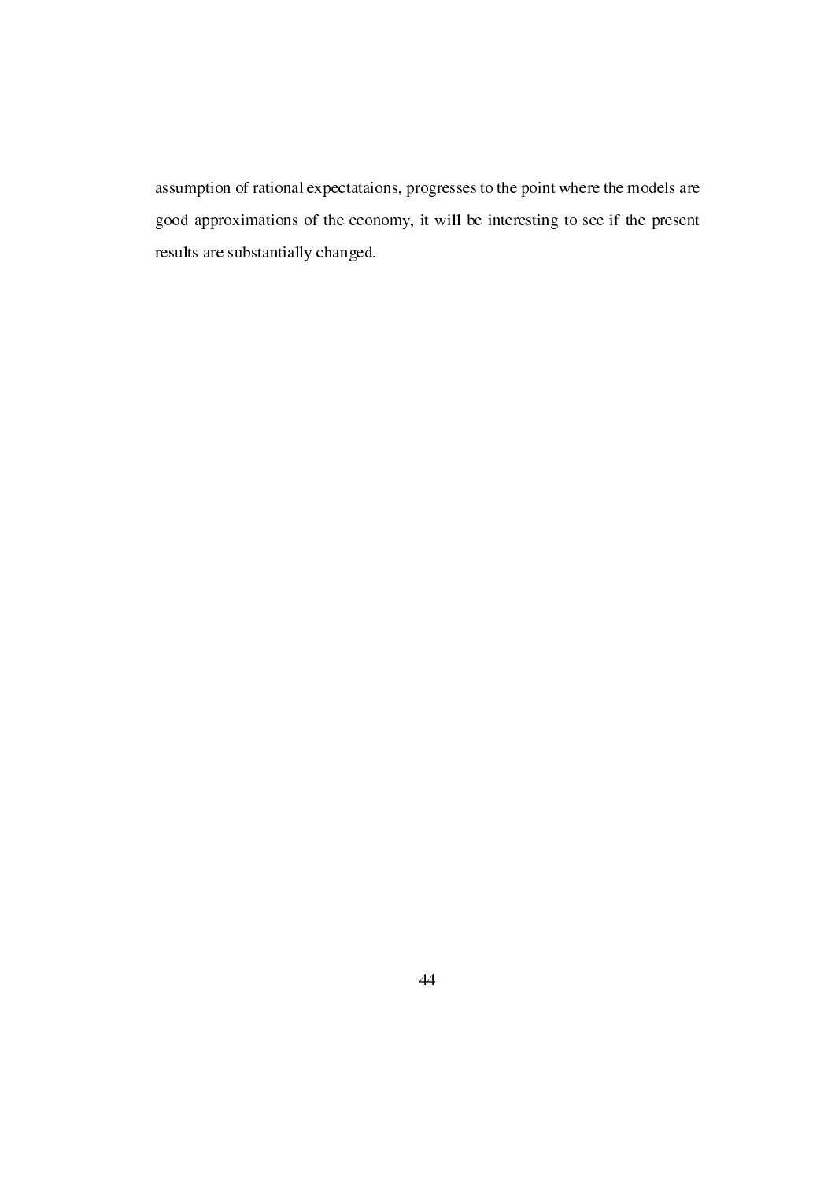assumption of rational expectataions, progresses to the point where the models are good approximations of the economy, it will be interesting to see if the present results are substantially changed.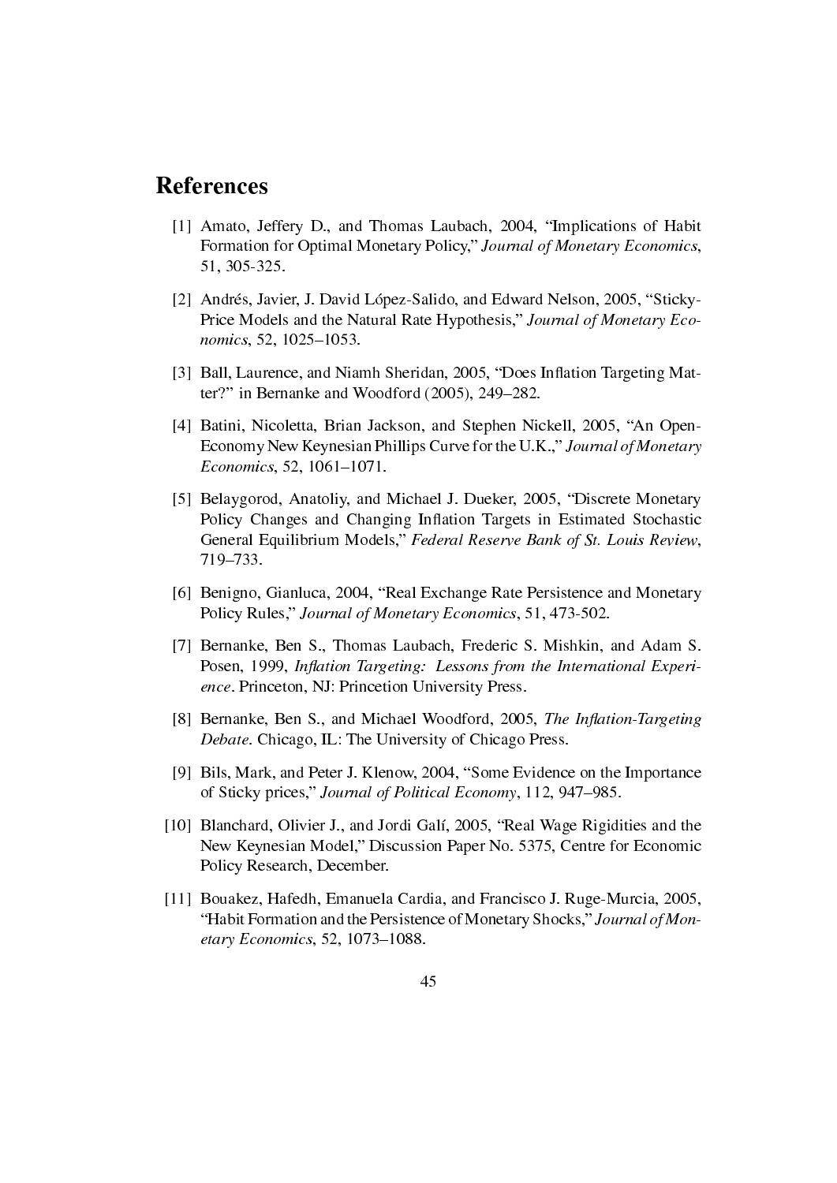# References

[1] Amato, Jeffery D., and Thomas Laubach, 2004, "Implications of Habit Formation for Optimal Monetary Policy," *Journal of Monetary Economics*, 51, 305-325.

[2] Andrés, Javier, J. David López-Salido, and Edward Nelson, 2005, "Sticky-Price Models and the Natural Rate Hypothesis," *Journal of Monetary Economics*, 52, 1025–1053.

[3] Ball, Laurence, and Niamh Sheridan, 2005, "Does Inflation Targeting Matter?" in Bernanke and Woodford (2005), 249–282.

[4] Batini, Nicoletta, Brian Jackson, and Stephen Nickell, 2005, "An Open-Economy New Keynesian Phillips Curve for the U.K.," *Journal of Monetary Economics*, 52, 1061–1071.

[5] Belaygorod, Anatoliy, and Michael J. Dueker, 2005, "Discrete Monetary Policy Changes and Changing Inflation Targets in Estimated Stochastic General Equilibrium Models," *Federal Reserve Bank of St. Louis Review*, 719–733.

[6] Benigno, Gianluca, 2004, "Real Exchange Rate Persistence and Monetary Policy Rules," *Journal of Monetary Economics*, 51, 473-502.

[7] Bernanke, Ben S., Thomas Laubach, Frederic S. Mishkin, and Adam S. Posen, 1999, *Inflation Targeting: Lessons from the International Experience*. Princeton, NJ: Princetion University Press.

[8] Bernanke, Ben S., and Michael Woodford, 2005, *The Inflation-Targeting Debate*. Chicago, IL: The University of Chicago Press.

[9] Bils, Mark, and Peter J. Klenow, 2004, "Some Evidence on the Importance of Sticky prices," *Journal of Political Economy*, 112, 947–985.

[10] Blanchard, Olivier J., and Jordi Galí, 2005, "Real Wage Rigidities and the New Keynesian Model," Discussion Paper No. 5375, Centre for Economic Policy Research, December.

[11] Bouakez, Hafedh, Emanuela Cardia, and Francisco J. Ruge-Murcia, 2005, "Habit Formation and the Persistence of Monetary Shocks," *Journal of Monetary Economics*, 52, 1073–1088.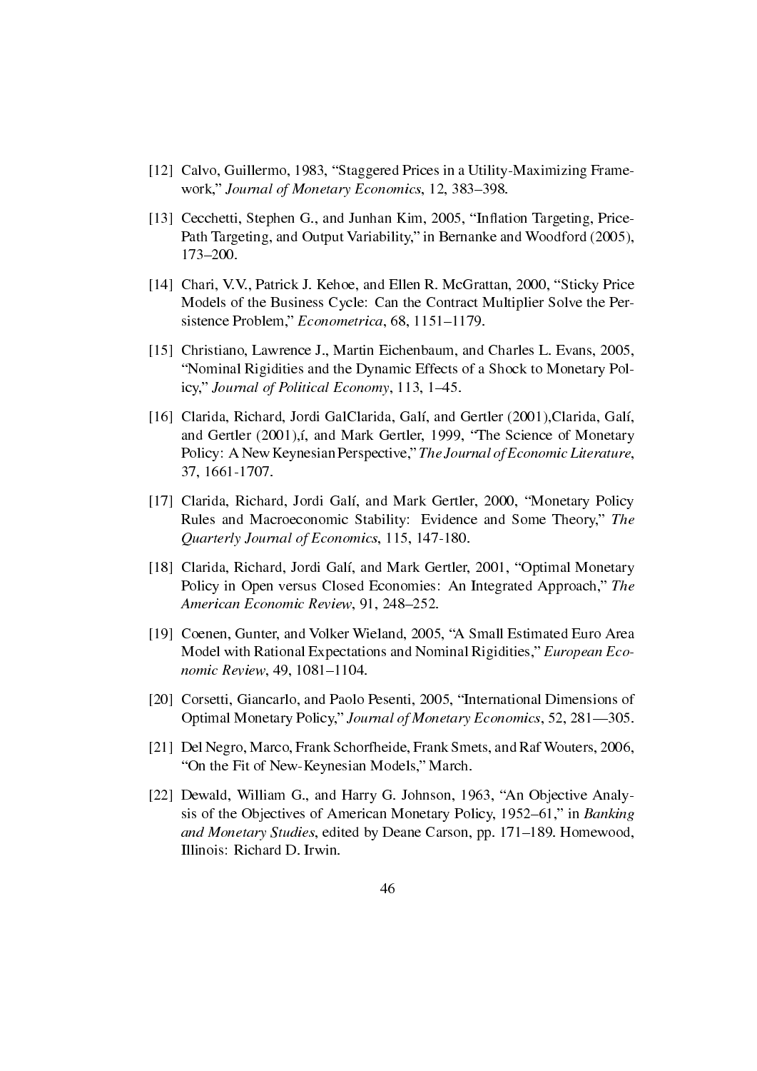[12] Calvo, Guillermo, 1983, “Staggered Prices in a Utility-Maximizing Framework,” *Journal of Monetary Economics*, 12, 383–398.

[13] Cecchetti, Stephen G., and Junhan Kim, 2005, “Inflation Targeting, Price-Path Targeting, and Output Variability,” in Bernanke and Woodford (2005), 173–200.

[14] Chari, V.V., Patrick J. Kehoe, and Ellen R. McGrattan, 2000, “Sticky Price Models of the Business Cycle: Can the Contract Multiplier Solve the Persistence Problem,” *Econometrica*, 68, 1151–1179.

[15] Christiano, Lawrence J., Martin Eichenbaum, and Charles L. Evans, 2005, “Nominal Rigidities and the Dynamic Effects of a Shock to Monetary Policy,” *Journal of Political Economy*, 113, 1–45.

[16] Clarida, Richard, Jordi GalClarida, Galí, and Gertler (2001),Clarida, Galí, and Gertler (2001),í, and Mark Gertler, 1999, “The Science of Monetary Policy: A New Keynesian Perspective,” *The Journal of Economic Literature*, 37, 1661-1707.

[17] Clarida, Richard, Jordi Galí, and Mark Gertler, 2000, “Monetary Policy Rules and Macroeconomic Stability: Evidence and Some Theory,” *The Quarterly Journal of Economics*, 115, 147-180.

[18] Clarida, Richard, Jordi Galí, and Mark Gertler, 2001, “Optimal Monetary Policy in Open versus Closed Economies: An Integrated Approach,” *The American Economic Review*, 91, 248–252.

[19] Coenen, Gunter, and Volker Wieland, 2005, “A Small Estimated Euro Area Model with Rational Expectations and Nominal Rigidities,” *European Economic Review*, 49, 1081–1104.

[20] Corsetti, Giancarlo, and Paolo Pesenti, 2005, “International Dimensions of Optimal Monetary Policy,” *Journal of Monetary Economics*, 52, 281—305.

[21] Del Negro, Marco, Frank Schorfheide, Frank Smets, and Raf Wouters, 2006, “On the Fit of New-Keynesian Models,” March.

[22] Dewald, William G., and Harry G. Johnson, 1963, “An Objective Analysis of the Objectives of American Monetary Policy, 1952–61,” in *Banking and Monetary Studies*, edited by Deane Carson, pp. 171–189. Homewood, Illinois: Richard D. Irwin.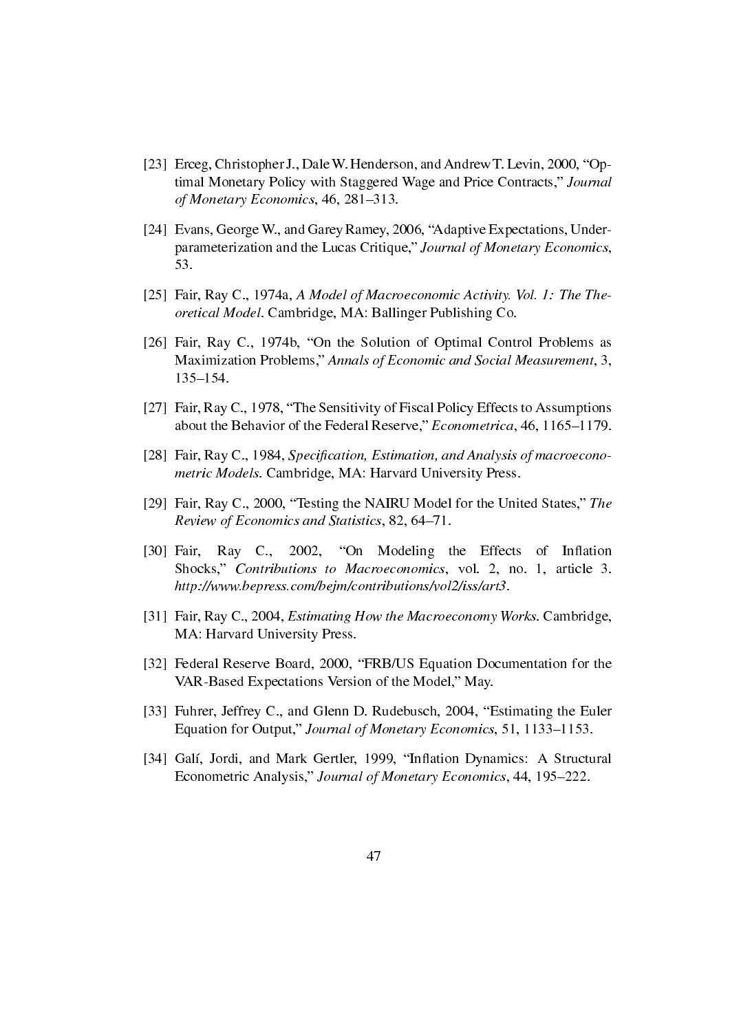[23] Erceg, Christopher J., Dale W. Henderson, and Andrew T. Levin, 2000, "Optimal Monetary Policy with Staggered Wage and Price Contracts," *Journal of Monetary Economics*, 46, 281–313.

[24] Evans, George W., and Garey Ramey, 2006, "Adaptive Expectations, Underparameterization and the Lucas Critique," *Journal of Monetary Economics*, 53.

[25] Fair, Ray C., 1974a, *A Model of Macroeconomic Activity. Vol. 1: The Theoretical Model*. Cambridge, MA: Ballinger Publishing Co.

[26] Fair, Ray C., 1974b, "On the Solution of Optimal Control Problems as Maximization Problems," *Annals of Economic and Social Measurement*, 3, 135–154.

[27] Fair, Ray C., 1978, "The Sensitivity of Fiscal Policy Effects to Assumptions about the Behavior of the Federal Reserve," *Econometrica*, 46, 1165–1179.

[28] Fair, Ray C., 1984, *Specification, Estimation, and Analysis of macroeconometric Models*. Cambridge, MA: Harvard University Press.

[29] Fair, Ray C., 2000, "Testing the NAIRU Model for the United States," *The Review of Economics and Statistics*, 82, 64–71.

[30] Fair, Ray C., 2002, "On Modeling the Effects of Inflation Shocks," *Contributions to Macroeconomics*, vol. 2, no. 1, article 3. *http://www.bepress.com/bejm/contributions/vol2/iss/art3*.

[31] Fair, Ray C., 2004, *Estimating How the Macroeconomy Works*. Cambridge, MA: Harvard University Press.

[32] Federal Reserve Board, 2000, "FRB/US Equation Documentation for the VAR-Based Expectations Version of the Model," May.

[33] Fuhrer, Jeffrey C., and Glenn D. Rudebusch, 2004, "Estimating the Euler Equation for Output," *Journal of Monetary Economics*, 51, 1133–1153.

[34] Galí, Jordi, and Mark Gertler, 1999, "Inflation Dynamics: A Structural Econometric Analysis," *Journal of Monetary Economics*, 44, 195–222.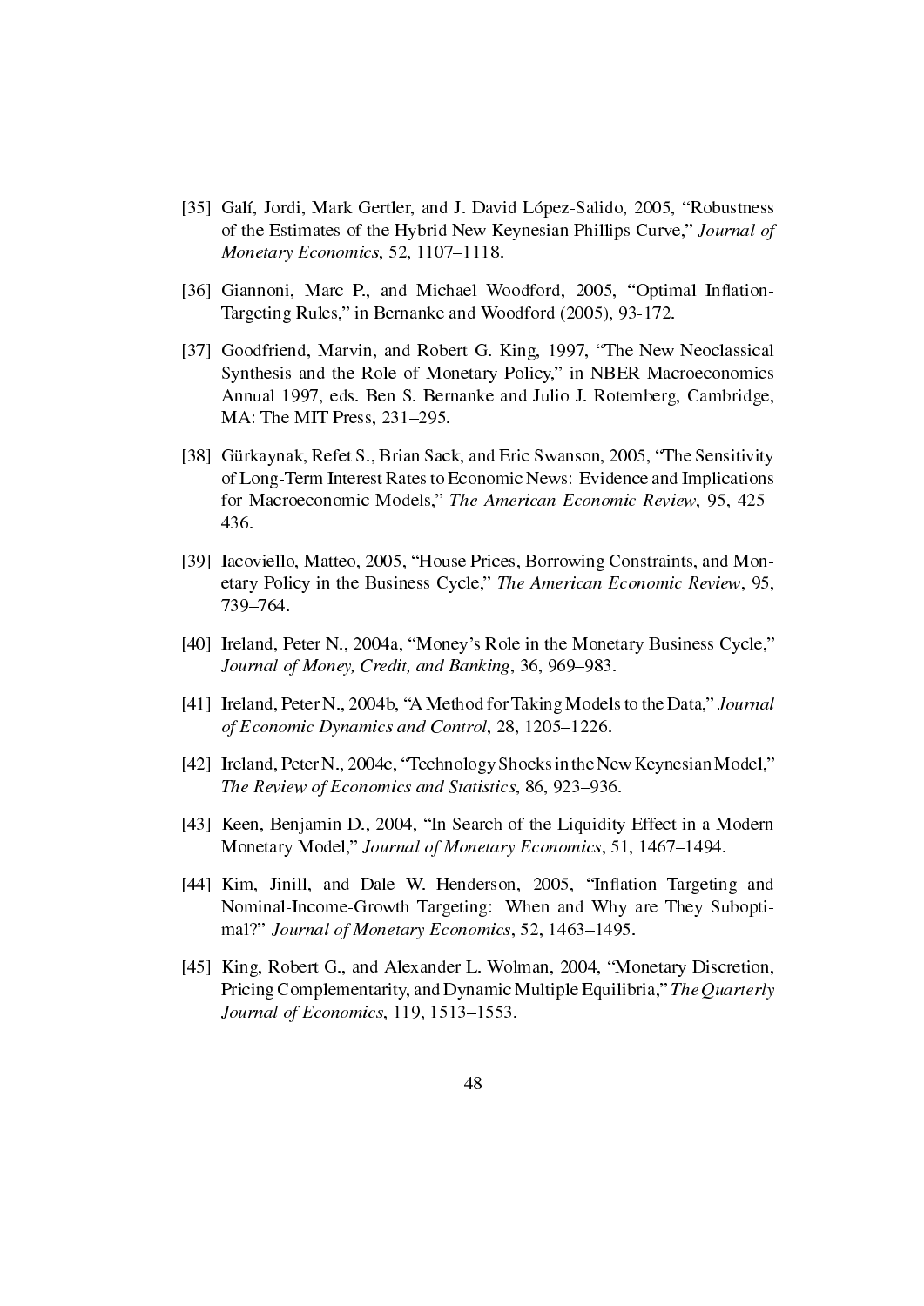[35] Galí, Jordi, Mark Gertler, and J. David López-Salido, 2005, "Robustness of the Estimates of the Hybrid New Keynesian Phillips Curve," *Journal of Monetary Economics*, 52, 1107–1118.

[36] Giannoni, Marc P., and Michael Woodford, 2005, "Optimal Inflation-Targeting Rules," in Bernanke and Woodford (2005), 93-172.

[37] Goodfriend, Marvin, and Robert G. King, 1997, "The New Neoclassical Synthesis and the Role of Monetary Policy," in NBER Macroeconomics Annual 1997, eds. Ben S. Bernanke and Julio J. Rotemberg, Cambridge, MA: The MIT Press, 231–295.

[38] Gürkaynak, Refet S., Brian Sack, and Eric Swanson, 2005, "The Sensitivity of Long-Term Interest Rates to Economic News: Evidence and Implications for Macroeconomic Models," *The American Economic Review*, 95, 425–436.

[39] Iacoviello, Matteo, 2005, "House Prices, Borrowing Constraints, and Monetary Policy in the Business Cycle," *The American Economic Review*, 95, 739–764.

[40] Ireland, Peter N., 2004a, "Money's Role in the Monetary Business Cycle," *Journal of Money, Credit, and Banking*, 36, 969–983.

[41] Ireland, Peter N., 2004b, "A Method for Taking Models to the Data," *Journal of Economic Dynamics and Control*, 28, 1205–1226.

[42] Ireland, Peter N., 2004c, "Technology Shocks in the New Keynesian Model," *The Review of Economics and Statistics*, 86, 923–936.

[43] Keen, Benjamin D., 2004, "In Search of the Liquidity Effect in a Modern Monetary Model," *Journal of Monetary Economics*, 51, 1467–1494.

[44] Kim, Jinill, and Dale W. Henderson, 2005, "Inflation Targeting and Nominal-Income-Growth Targeting: When and Why are They Suboptimal?" *Journal of Monetary Economics*, 52, 1463–1495.

[45] King, Robert G., and Alexander L. Wolman, 2004, "Monetary Discretion, Pricing Complementarity, and Dynamic Multiple Equilibria," *The Quarterly Journal of Economics*, 119, 1513–1553.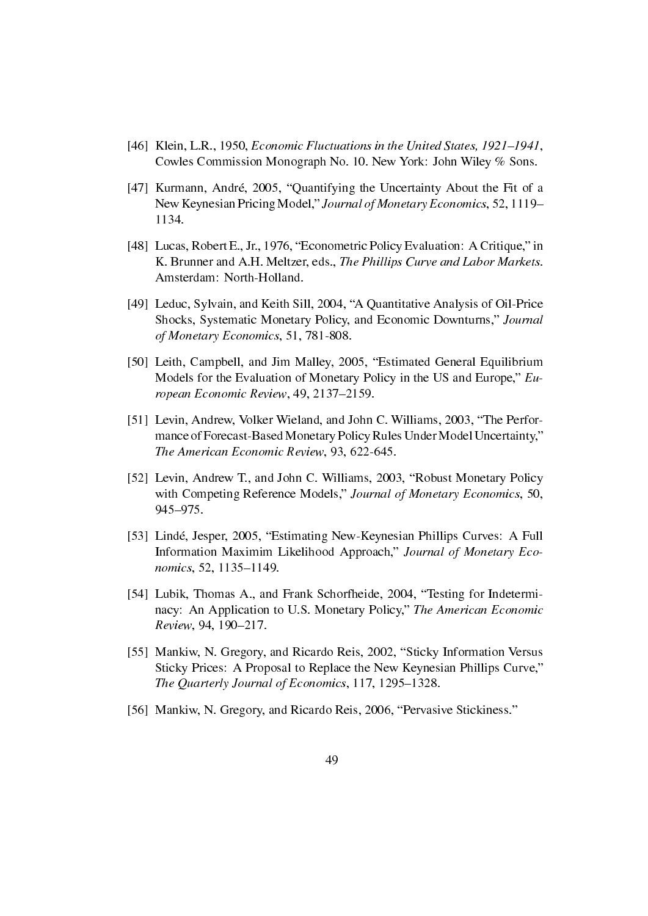[46] Klein, L.R., 1950, *Economic Fluctuations in the United States, 1921–1941*, Cowles Commission Monograph No. 10. New York: John Wiley % Sons.

[47] Kurmann, André, 2005, "Quantifying the Uncertainty About the Fit of a New Keynesian Pricing Model," *Journal of Monetary Economics*, 52, 1119–1134.

[48] Lucas, Robert E., Jr., 1976, "Econometric Policy Evaluation: A Critique," in K. Brunner and A.H. Meltzer, eds., *The Phillips Curve and Labor Markets*. Amsterdam: North-Holland.

[49] Leduc, Sylvain, and Keith Sill, 2004, "A Quantitative Analysis of Oil-Price Shocks, Systematic Monetary Policy, and Economic Downturns," *Journal of Monetary Economics*, 51, 781-808.

[50] Leith, Campbell, and Jim Malley, 2005, "Estimated General Equilibrium Models for the Evaluation of Monetary Policy in the US and Europe," *European Economic Review*, 49, 2137–2159.

[51] Levin, Andrew, Volker Wieland, and John C. Williams, 2003, "The Performance of Forecast-Based Monetary Policy Rules Under Model Uncertainty," *The American Economic Review*, 93, 622-645.

[52] Levin, Andrew T., and John C. Williams, 2003, "Robust Monetary Policy with Competing Reference Models," *Journal of Monetary Economics*, 50, 945–975.

[53] Lindé, Jesper, 2005, "Estimating New-Keynesian Phillips Curves: A Full Information Maximim Likelihood Approach," *Journal of Monetary Economics*, 52, 1135–1149.

[54] Lubik, Thomas A., and Frank Schorfheide, 2004, "Testing for Indeterminacy: An Application to U.S. Monetary Policy," *The American Economic Review*, 94, 190–217.

[55] Mankiw, N. Gregory, and Ricardo Reis, 2002, "Sticky Information Versus Sticky Prices: A Proposal to Replace the New Keynesian Phillips Curve," *The Quarterly Journal of Economics*, 117, 1295–1328.

[56] Mankiw, N. Gregory, and Ricardo Reis, 2006, "Pervasive Stickiness."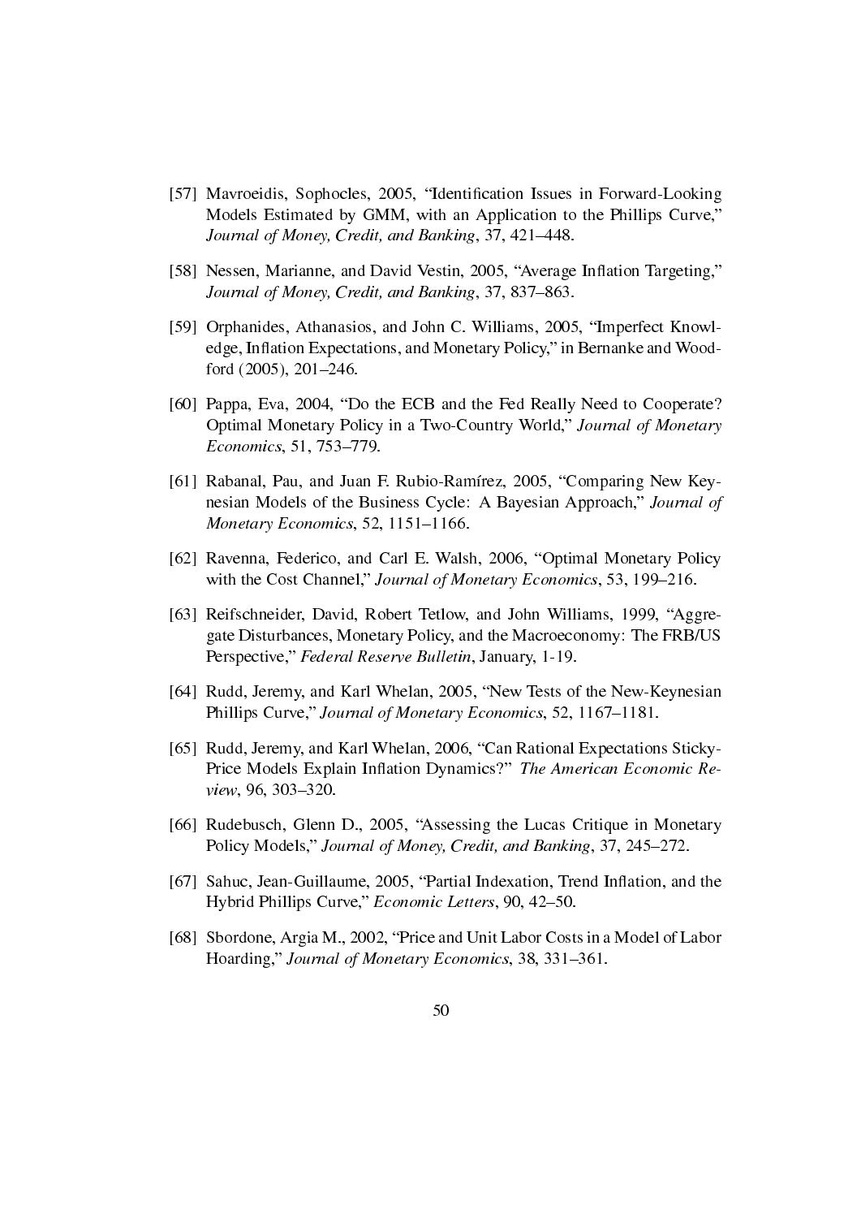[57] Mavroeidis, Sophocles, 2005, "Identification Issues in Forward-Looking Models Estimated by GMM, with an Application to the Phillips Curve," *Journal of Money, Credit, and Banking*, 37, 421–448.

[58] Nessen, Marianne, and David Vestin, 2005, "Average Inflation Targeting," *Journal of Money, Credit, and Banking*, 37, 837–863.

[59] Orphanides, Athanasios, and John C. Williams, 2005, "Imperfect Knowledge, Inflation Expectations, and Monetary Policy," in Bernanke and Woodford (2005), 201–246.

[60] Pappa, Eva, 2004, "Do the ECB and the Fed Really Need to Cooperate? Optimal Monetary Policy in a Two-Country World," *Journal of Monetary Economics*, 51, 753–779.

[61] Rabanal, Pau, and Juan F. Rubio-Ramírez, 2005, "Comparing New Keynesian Models of the Business Cycle: A Bayesian Approach," *Journal of Monetary Economics*, 52, 1151–1166.

[62] Ravenna, Federico, and Carl E. Walsh, 2006, "Optimal Monetary Policy with the Cost Channel," *Journal of Monetary Economics*, 53, 199–216.

[63] Reifschneider, David, Robert Tetlow, and John Williams, 1999, "Aggregate Disturbances, Monetary Policy, and the Macroeconomy: The FRB/US Perspective," *Federal Reserve Bulletin*, January, 1-19.

[64] Rudd, Jeremy, and Karl Whelan, 2005, "New Tests of the New-Keynesian Phillips Curve," *Journal of Monetary Economics*, 52, 1167–1181.

[65] Rudd, Jeremy, and Karl Whelan, 2006, "Can Rational Expectations Sticky-Price Models Explain Inflation Dynamics?" *The American Economic Review*, 96, 303–320.

[66] Rudebusch, Glenn D., 2005, "Assessing the Lucas Critique in Monetary Policy Models," *Journal of Money, Credit, and Banking*, 37, 245–272.

[67] Sahuc, Jean-Guillaume, 2005, "Partial Indexation, Trend Inflation, and the Hybrid Phillips Curve," *Economic Letters*, 90, 42–50.

[68] Sbordone, Argia M., 2002, "Price and Unit Labor Costs in a Model of Labor Hoarding," *Journal of Monetary Economics*, 38, 331–361.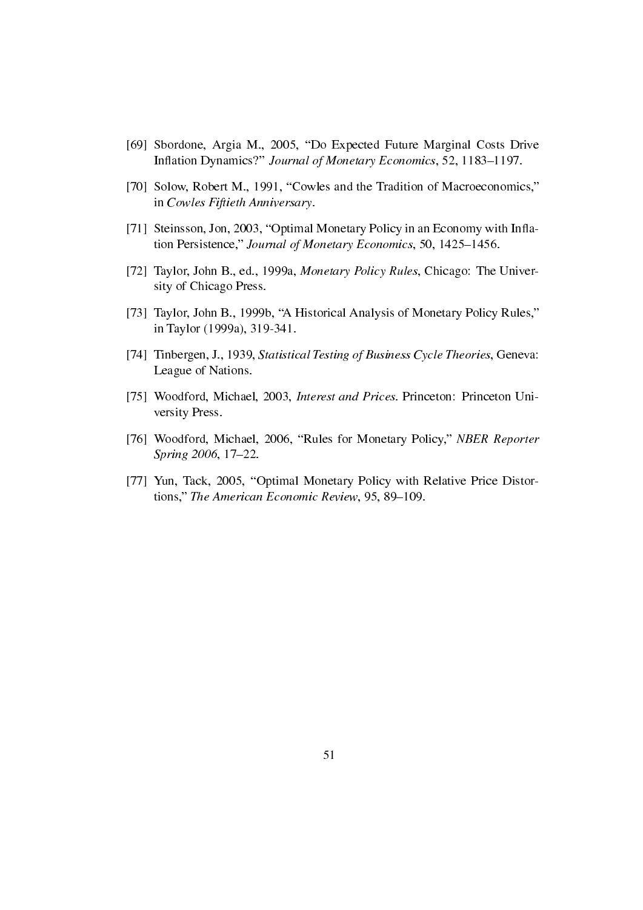[69] Sbordone, Argia M., 2005, "Do Expected Future Marginal Costs Drive Inflation Dynamics?" *Journal of Monetary Economics*, 52, 1183–1197.

[70] Solow, Robert M., 1991, "Cowles and the Tradition of Macroeconomics," in *Cowles Fiftieth Anniversary*.

[71] Steinsson, Jon, 2003, "Optimal Monetary Policy in an Economy with Inflation Persistence," *Journal of Monetary Economics*, 50, 1425–1456.

[72] Taylor, John B., ed., 1999a, *Monetary Policy Rules*, Chicago: The University of Chicago Press.

[73] Taylor, John B., 1999b, "A Historical Analysis of Monetary Policy Rules," in Taylor (1999a), 319-341.

[74] Tinbergen, J., 1939, *Statistical Testing of Business Cycle Theories*, Geneva: League of Nations.

[75] Woodford, Michael, 2003, *Interest and Prices*. Princeton: Princeton University Press.

[76] Woodford, Michael, 2006, "Rules for Monetary Policy," *NBER Reporter Spring 2006*, 17–22.

[77] Yun, Tack, 2005, "Optimal Monetary Policy with Relative Price Distortions," *The American Economic Review*, 95, 89–109.